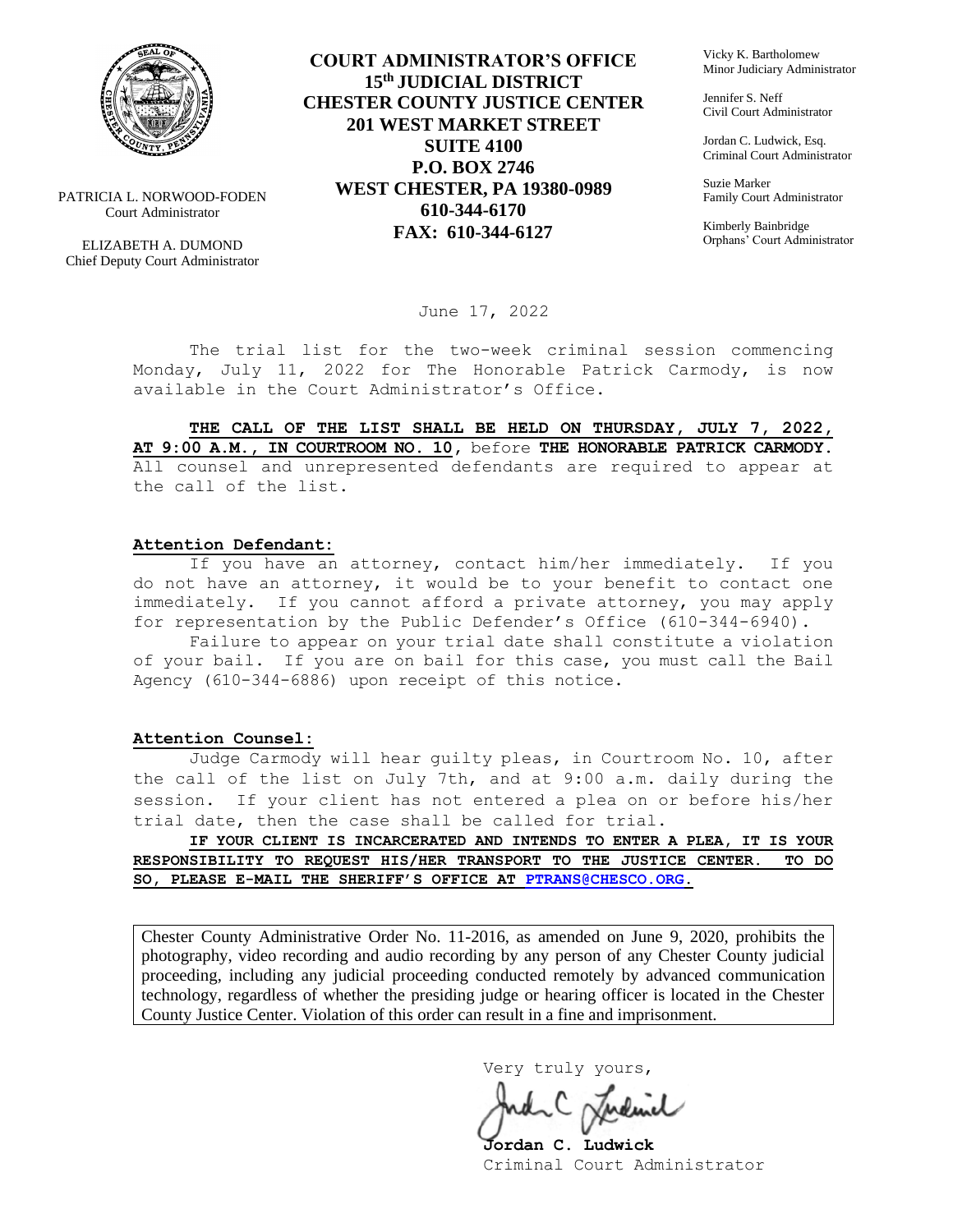PATRICIA L. NORWOOD-FODEN
Court Administrator

ELIZABETH A. DUMOND
Chief Deputy Court Administrator

**COURT ADMINISTRATOR'S OFFICE**
**15th JUDICIAL DISTRICT**
**CHESTER COUNTY JUSTICE CENTER**
**201 WEST MARKET STREET**
**SUITE 4100**
**P.O. BOX 2746**
**WEST CHESTER, PA 19380-0989**
**610-344-6170**
**FAX: 610-344-6127**

Vicky K. Bartholomew
Minor Judiciary Administrator

Jennifer S. Neff
Civil Court Administrator

Jordan C. Ludwick, Esq.
Criminal Court Administrator

Suzie Marker
Family Court Administrator

Kimberly Bainbridge
Orphans' Court Administrator

June 17, 2022

The trial list for the two-week criminal session commencing Monday, July 11, 2022 for The Honorable Patrick Carmody, is now available in the Court Administrator's Office.

**THE CALL OF THE LIST SHALL BE HELD ON THURSDAY, JULY 7, 2022, AT 9:00 A.M., IN COURTROOM NO. 10**, before **THE HONORABLE PATRICK CARMODY.** All counsel and unrepresented defendants are required to appear at the call of the list.

**Attention Defendant:**

If you have an attorney, contact him/her immediately. If you do not have an attorney, it would be to your benefit to contact one immediately. If you cannot afford a private attorney, you may apply for representation by the Public Defender's Office (610-344-6940).

Failure to appear on your trial date shall constitute a violation of your bail. If you are on bail for this case, you must call the Bail Agency (610-344-6886) upon receipt of this notice.

**Attention Counsel:**

Judge Carmody will hear guilty pleas, in Courtroom No. 10, after the call of the list on July 7th, and at 9:00 a.m. daily during the session. If your client has not entered a plea on or before his/her trial date, then the case shall be called for trial.

**IF YOUR CLIENT IS INCARCERATED AND INTENDS TO ENTER A PLEA, IT IS YOUR RESPONSIBILITY TO REQUEST HIS/HER TRANSPORT TO THE JUSTICE CENTER. TO DO SO, PLEASE E-MAIL THE SHERIFF'S OFFICE AT PTRANS@CHESCO.ORG.**

Chester County Administrative Order No. 11-2016, as amended on June 9, 2020, prohibits the photography, video recording and audio recording by any person of any Chester County judicial proceeding, including any judicial proceeding conducted remotely by advanced communication technology, regardless of whether the presiding judge or hearing officer is located in the Chester County Justice Center. Violation of this order can result in a fine and imprisonment.

Very truly yours,

**Jordan C. Ludwick**
Criminal Court Administrator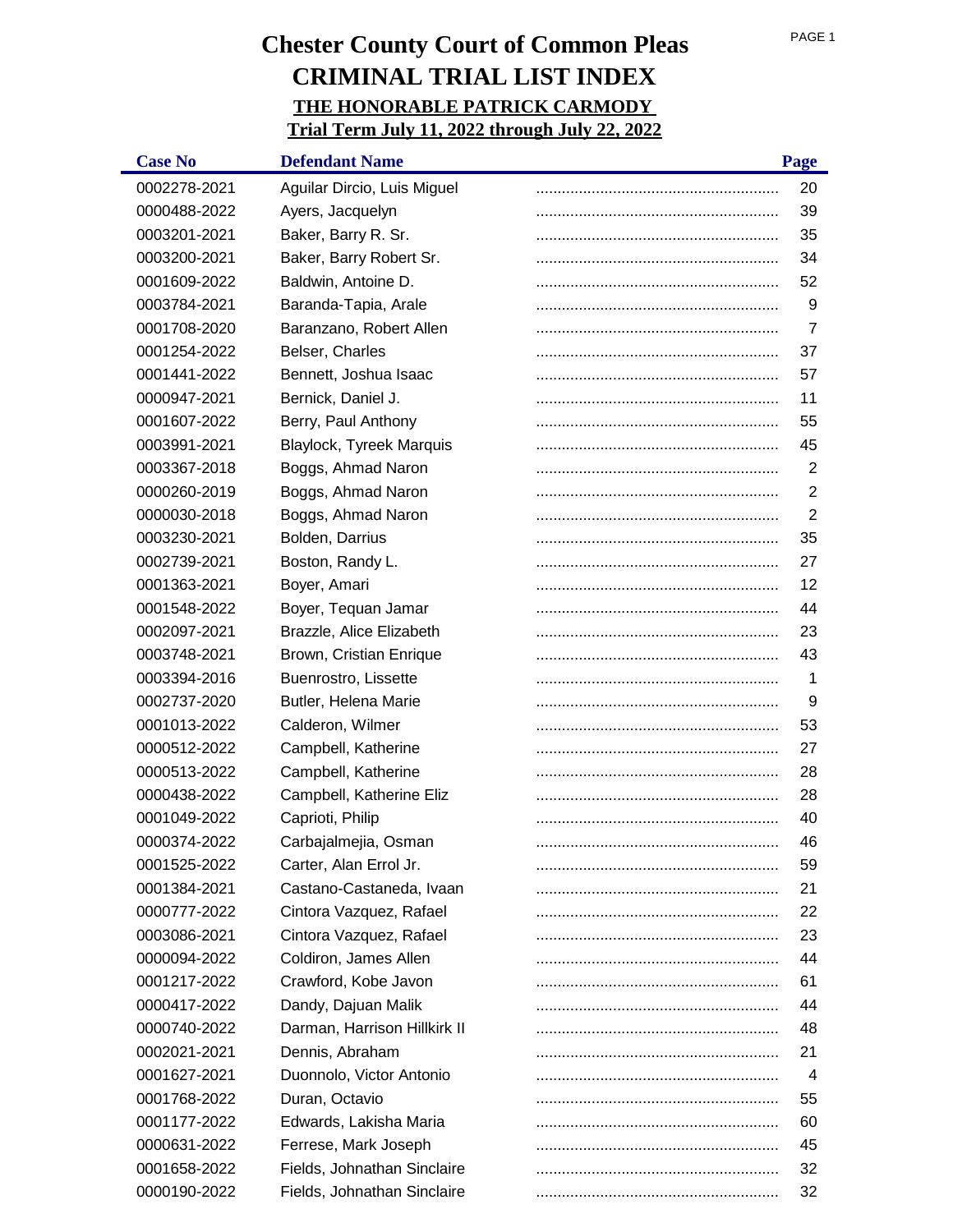# Chester County Court of Common Pleas

# CRIMINAL TRIAL LIST INDEX

## THE HONORABLE PATRICK CARMODY

## Trial Term July 11, 2022 through July 22, 2022

| Case No | Defendant Name | Page |
|---|---|---|
| 0002278-2021 | Aguilar Dircio, Luis Miguel | 20 |
| 0000488-2022 | Ayers, Jacquelyn | 39 |
| 0003201-2021 | Baker, Barry R. Sr. | 35 |
| 0003200-2021 | Baker, Barry Robert Sr. | 34 |
| 0001609-2022 | Baldwin, Antoine D. | 52 |
| 0003784-2021 | Baranda-Tapia, Arale | 9 |
| 0001708-2020 | Baranzano, Robert Allen | 7 |
| 0001254-2022 | Belser, Charles | 37 |
| 0001441-2022 | Bennett, Joshua Isaac | 57 |
| 0000947-2021 | Bernick, Daniel J. | 11 |
| 0001607-2022 | Berry, Paul Anthony | 55 |
| 0003991-2021 | Blaylock, Tyreek Marquis | 45 |
| 0003367-2018 | Boggs, Ahmad Naron | 2 |
| 0000260-2019 | Boggs, Ahmad Naron | 2 |
| 0000030-2018 | Boggs, Ahmad Naron | 2 |
| 0003230-2021 | Bolden, Darrius | 35 |
| 0002739-2021 | Boston, Randy L. | 27 |
| 0001363-2021 | Boyer, Amari | 12 |
| 0001548-2022 | Boyer, Tequan Jamar | 44 |
| 0002097-2021 | Brazzle, Alice Elizabeth | 23 |
| 0003748-2021 | Brown, Cristian Enrique | 43 |
| 0003394-2016 | Buenrostro, Lissette | 1 |
| 0002737-2020 | Butler, Helena Marie | 9 |
| 0001013-2022 | Calderon, Wilmer | 53 |
| 0000512-2022 | Campbell, Katherine | 27 |
| 0000513-2022 | Campbell, Katherine | 28 |
| 0000438-2022 | Campbell, Katherine Eliz | 28 |
| 0001049-2022 | Caprioti, Philip | 40 |
| 0000374-2022 | Carbajalmejia, Osman | 46 |
| 0001525-2022 | Carter, Alan Errol Jr. | 59 |
| 0001384-2021 | Castano-Castaneda, Ivaan | 21 |
| 0000777-2022 | Cintora Vazquez, Rafael | 22 |
| 0003086-2021 | Cintora Vazquez, Rafael | 23 |
| 0000094-2022 | Coldiron, James Allen | 44 |
| 0001217-2022 | Crawford, Kobe Javon | 61 |
| 0000417-2022 | Dandy, Dajuan Malik | 44 |
| 0000740-2022 | Darman, Harrison Hillkirk II | 48 |
| 0002021-2021 | Dennis, Abraham | 21 |
| 0001627-2021 | Duonnolo, Victor Antonio | 4 |
| 0001768-2022 | Duran, Octavio | 55 |
| 0001177-2022 | Edwards, Lakisha Maria | 60 |
| 0000631-2022 | Ferrese, Mark Joseph | 45 |
| 0001658-2022 | Fields, Johnathan Sinclaire | 32 |
| 0000190-2022 | Fields, Johnathan Sinclaire | 32 |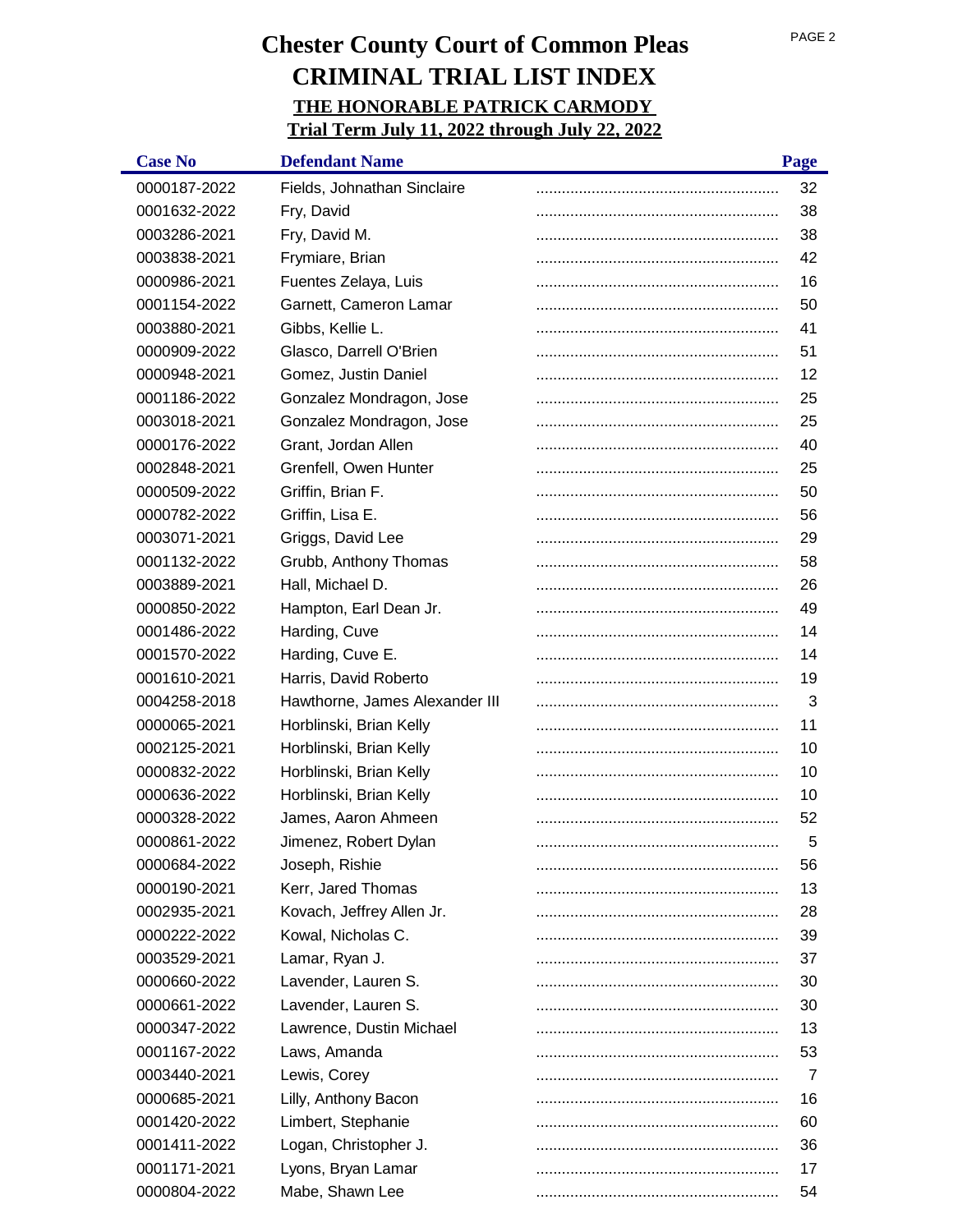# Chester County Court of Common Pleas

# CRIMINAL TRIAL LIST INDEX

## THE HONORABLE PATRICK CARMODY

## Trial Term July 11, 2022 through July 22, 2022

| Case No | Defendant Name | Page |
|---|---|---|
| 0000187-2022 | Fields, Johnathan Sinclaire | 32 |
| 0001632-2022 | Fry, David | 38 |
| 0003286-2021 | Fry, David M. | 38 |
| 0003838-2021 | Frymiare, Brian | 42 |
| 0000986-2021 | Fuentes Zelaya, Luis | 16 |
| 0001154-2022 | Garnett, Cameron Lamar | 50 |
| 0003880-2021 | Gibbs, Kellie L. | 41 |
| 0000909-2022 | Glasco, Darrell O'Brien | 51 |
| 0000948-2021 | Gomez, Justin Daniel | 12 |
| 0001186-2022 | Gonzalez Mondragon, Jose | 25 |
| 0003018-2021 | Gonzalez Mondragon, Jose | 25 |
| 0000176-2022 | Grant, Jordan Allen | 40 |
| 0002848-2021 | Grenfell, Owen Hunter | 25 |
| 0000509-2022 | Griffin, Brian F. | 50 |
| 0000782-2022 | Griffin, Lisa E. | 56 |
| 0003071-2021 | Griggs, David Lee | 29 |
| 0001132-2022 | Grubb, Anthony Thomas | 58 |
| 0003889-2021 | Hall, Michael D. | 26 |
| 0000850-2022 | Hampton, Earl Dean Jr. | 49 |
| 0001486-2022 | Harding, Cuve | 14 |
| 0001570-2022 | Harding, Cuve E. | 14 |
| 0001610-2021 | Harris, David Roberto | 19 |
| 0004258-2018 | Hawthorne, James Alexander III | 3 |
| 0000065-2021 | Horblinski, Brian Kelly | 11 |
| 0002125-2021 | Horblinski, Brian Kelly | 10 |
| 0000832-2022 | Horblinski, Brian Kelly | 10 |
| 0000636-2022 | Horblinski, Brian Kelly | 10 |
| 0000328-2022 | James, Aaron Ahmeen | 52 |
| 0000861-2022 | Jimenez, Robert Dylan | 5 |
| 0000684-2022 | Joseph, Rishie | 56 |
| 0000190-2021 | Kerr, Jared Thomas | 13 |
| 0002935-2021 | Kovach, Jeffrey Allen Jr. | 28 |
| 0000222-2022 | Kowal, Nicholas C. | 39 |
| 0003529-2021 | Lamar, Ryan J. | 37 |
| 0000660-2022 | Lavender, Lauren S. | 30 |
| 0000661-2022 | Lavender, Lauren S. | 30 |
| 0000347-2022 | Lawrence, Dustin Michael | 13 |
| 0001167-2022 | Laws, Amanda | 53 |
| 0003440-2021 | Lewis, Corey | 7 |
| 0000685-2021 | Lilly, Anthony Bacon | 16 |
| 0001420-2022 | Limbert, Stephanie | 60 |
| 0001411-2022 | Logan, Christopher J. | 36 |
| 0001171-2021 | Lyons, Bryan Lamar | 17 |
| 0000804-2022 | Mabe, Shawn Lee | 54 |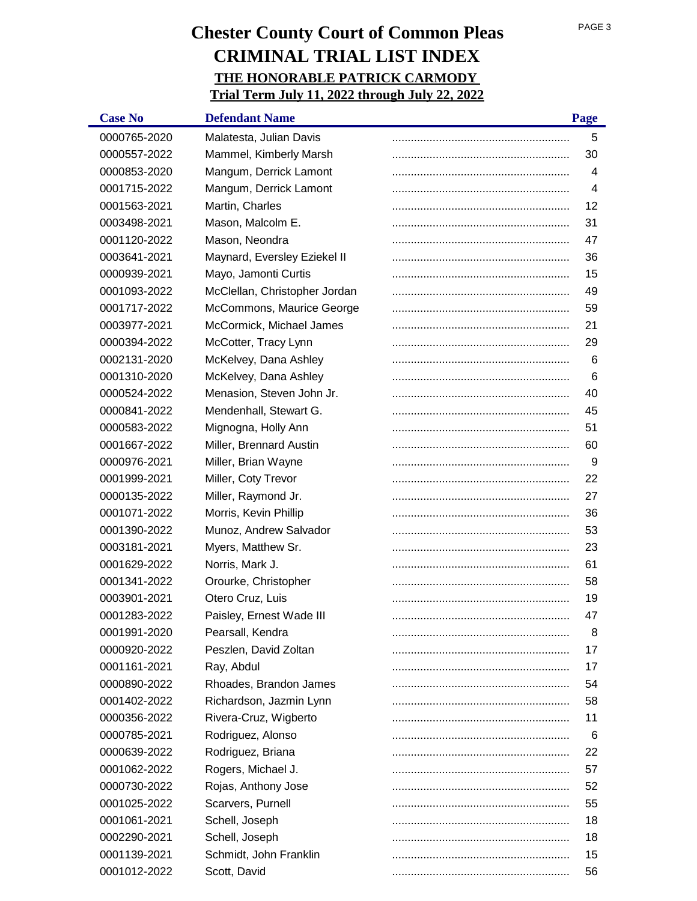# Chester County Court of Common Pleas

## CRIMINAL TRIAL LIST INDEX

### THE HONORABLE PATRICK CARMODY

### Trial Term July 11, 2022 through July 22, 2022

| Case No | Defendant Name | Page |
|---|---|---|
| 0000765-2020 | Malatesta, Julian Davis | 5 |
| 0000557-2022 | Mammel, Kimberly Marsh | 30 |
| 0000853-2020 | Mangum, Derrick Lamont | 4 |
| 0001715-2022 | Mangum, Derrick Lamont | 4 |
| 0001563-2021 | Martin, Charles | 12 |
| 0003498-2021 | Mason, Malcolm E. | 31 |
| 0001120-2022 | Mason, Neondra | 47 |
| 0003641-2021 | Maynard, Eversley Eziekel II | 36 |
| 0000939-2021 | Mayo, Jamonti Curtis | 15 |
| 0001093-2022 | McClellan, Christopher Jordan | 49 |
| 0001717-2022 | McCommons, Maurice George | 59 |
| 0003977-2021 | McCormick, Michael James | 21 |
| 0000394-2022 | McCotter, Tracy Lynn | 29 |
| 0002131-2020 | McKelvey, Dana Ashley | 6 |
| 0001310-2020 | McKelvey, Dana Ashley | 6 |
| 0000524-2022 | Menasion, Steven John Jr. | 40 |
| 0000841-2022 | Mendenhall, Stewart G. | 45 |
| 0000583-2022 | Mignogna, Holly Ann | 51 |
| 0001667-2022 | Miller, Brennard Austin | 60 |
| 0000976-2021 | Miller, Brian Wayne | 9 |
| 0001999-2021 | Miller, Coty Trevor | 22 |
| 0000135-2022 | Miller, Raymond Jr. | 27 |
| 0001071-2022 | Morris, Kevin Phillip | 36 |
| 0001390-2022 | Munoz, Andrew Salvador | 53 |
| 0003181-2021 | Myers, Matthew Sr. | 23 |
| 0001629-2022 | Norris, Mark J. | 61 |
| 0001341-2022 | Orourke, Christopher | 58 |
| 0003901-2021 | Otero Cruz, Luis | 19 |
| 0001283-2022 | Paisley, Ernest Wade III | 47 |
| 0001991-2020 | Pearsall, Kendra | 8 |
| 0000920-2022 | Peszlen, David Zoltan | 17 |
| 0001161-2021 | Ray, Abdul | 17 |
| 0000890-2022 | Rhoades, Brandon James | 54 |
| 0001402-2022 | Richardson, Jazmin Lynn | 58 |
| 0000356-2022 | Rivera-Cruz, Wigberto | 11 |
| 0000785-2021 | Rodriguez, Alonso | 6 |
| 0000639-2022 | Rodriguez, Briana | 22 |
| 0001062-2022 | Rogers, Michael J. | 57 |
| 0000730-2022 | Rojas, Anthony Jose | 52 |
| 0001025-2022 | Scarvers, Purnell | 55 |
| 0001061-2021 | Schell, Joseph | 18 |
| 0002290-2021 | Schell, Joseph | 18 |
| 0001139-2021 | Schmidt, John Franklin | 15 |
| 0001012-2022 | Scott, David | 56 |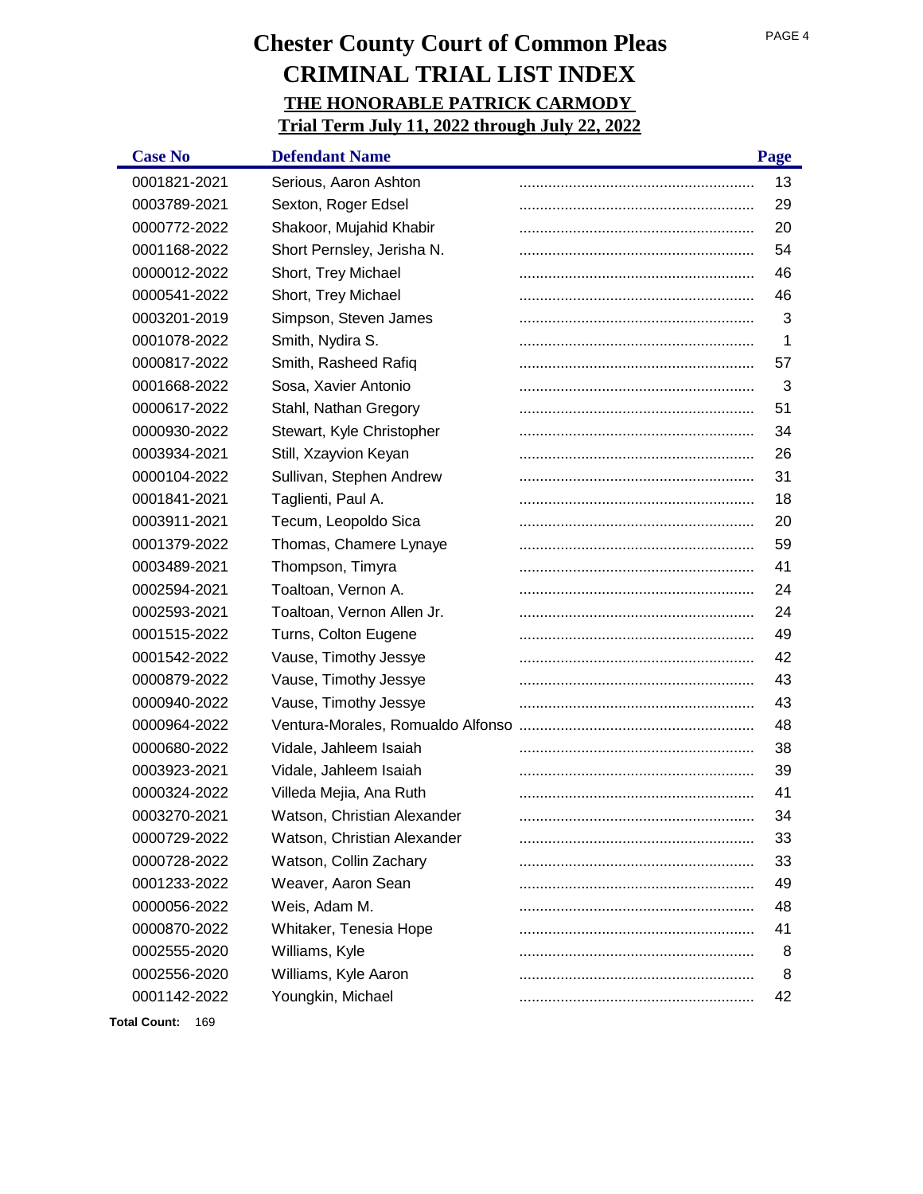# Chester County Court of Common Pleas

# CRIMINAL TRIAL LIST INDEX

## THE HONORABLE PATRICK CARMODY

## Trial Term July 11, 2022 through July 22, 2022

| Case No | Defendant Name | Page |
|---|---|---|
| 0001821-2021 | Serious, Aaron Ashton | 13 |
| 0003789-2021 | Sexton, Roger Edsel | 29 |
| 0000772-2022 | Shakoor, Mujahid Khabir | 20 |
| 0001168-2022 | Short Pernsley, Jerisha N. | 54 |
| 0000012-2022 | Short, Trey Michael | 46 |
| 0000541-2022 | Short, Trey Michael | 46 |
| 0003201-2019 | Simpson, Steven James | 3 |
| 0001078-2022 | Smith, Nydira S. | 1 |
| 0000817-2022 | Smith, Rasheed Rafiq | 57 |
| 0001668-2022 | Sosa, Xavier Antonio | 3 |
| 0000617-2022 | Stahl, Nathan Gregory | 51 |
| 0000930-2022 | Stewart, Kyle Christopher | 34 |
| 0003934-2021 | Still, Xzayvion Keyan | 26 |
| 0000104-2022 | Sullivan, Stephen Andrew | 31 |
| 0001841-2021 | Taglienti, Paul A. | 18 |
| 0003911-2021 | Tecum, Leopoldo Sica | 20 |
| 0001379-2022 | Thomas, Chamere Lynaye | 59 |
| 0003489-2021 | Thompson, Timyra | 41 |
| 0002594-2021 | Toaltoan, Vernon A. | 24 |
| 0002593-2021 | Toaltoan, Vernon Allen Jr. | 24 |
| 0001515-2022 | Turns, Colton Eugene | 49 |
| 0001542-2022 | Vause, Timothy Jessye | 42 |
| 0000879-2022 | Vause, Timothy Jessye | 43 |
| 0000940-2022 | Vause, Timothy Jessye | 43 |
| 0000964-2022 | Ventura-Morales, Romualdo Alfonso | 48 |
| 0000680-2022 | Vidale, Jahleem Isaiah | 38 |
| 0003923-2021 | Vidale, Jahleem Isaiah | 39 |
| 0000324-2022 | Villeda Mejia, Ana Ruth | 41 |
| 0003270-2021 | Watson, Christian Alexander | 34 |
| 0000729-2022 | Watson, Christian Alexander | 33 |
| 0000728-2022 | Watson, Collin Zachary | 33 |
| 0001233-2022 | Weaver, Aaron Sean | 49 |
| 0000056-2022 | Weis, Adam M. | 48 |
| 0000870-2022 | Whitaker, Tenesia Hope | 41 |
| 0002555-2020 | Williams, Kyle | 8 |
| 0002556-2020 | Williams, Kyle Aaron | 8 |
| 0001142-2022 | Youngkin, Michael | 42 |

**Total Count:** 169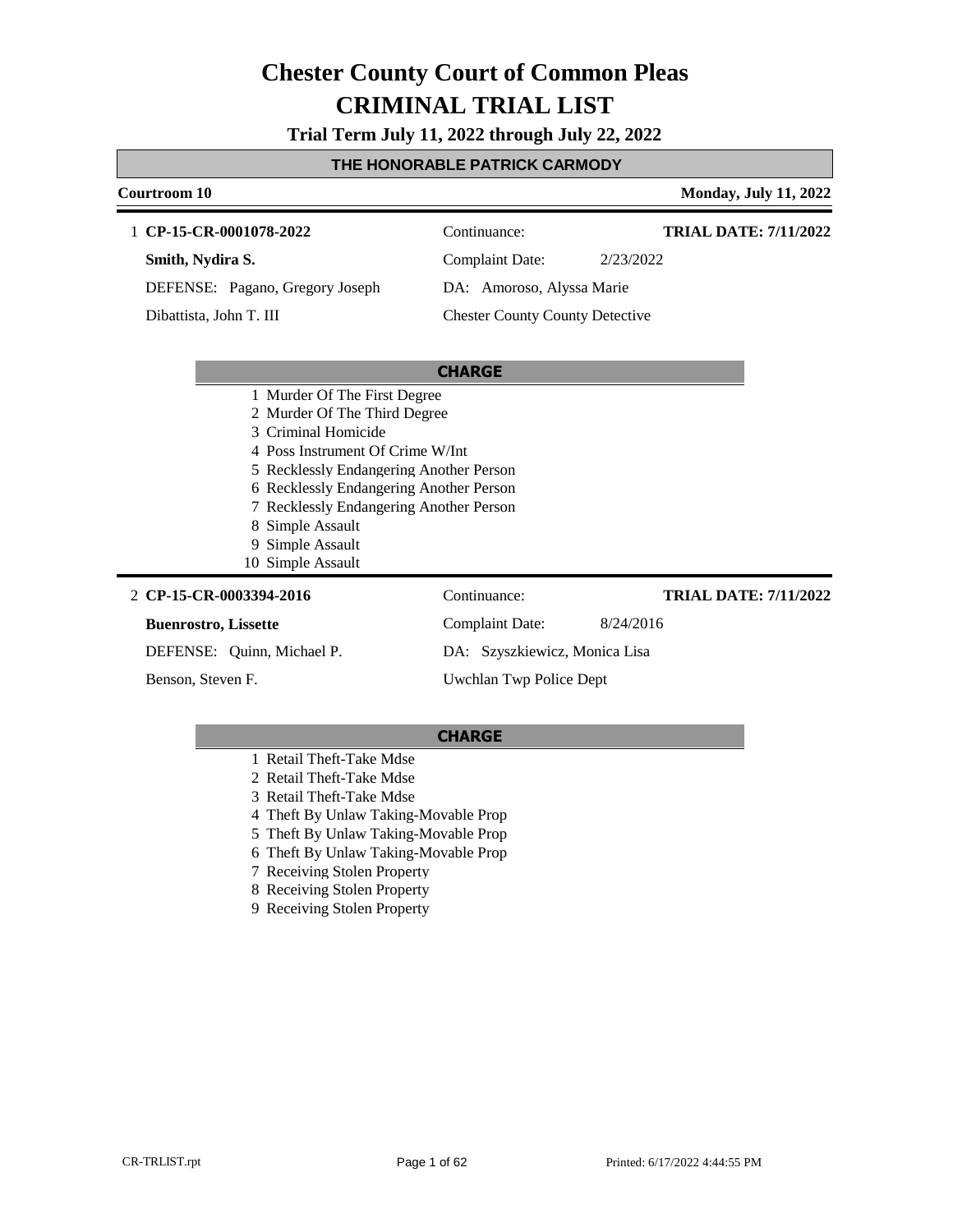# Chester County Court of Common Pleas

# CRIMINAL TRIAL LIST

**Trial Term July 11, 2022 through July 22, 2022**

## THE HONORABLE PATRICK CARMODY

**Courtroom 10** — **Monday, July 11, 2022**

---

1 **CP-15-CR-0001078-2022**
Continuance:
**TRIAL DATE: 7/11/2022**

**Smith, Nydira S.**
Complaint Date: 2/23/2022

DEFENSE: Pagano, Gregory Joseph
DA: Amoroso, Alyssa Marie

Dibattista, John T. III
Chester County County Detective

**CHARGE**

1 Murder Of The First Degree
2 Murder Of The Third Degree
3 Criminal Homicide
4 Poss Instrument Of Crime W/Int
5 Recklessly Endangering Another Person
6 Recklessly Endangering Another Person
7 Recklessly Endangering Another Person
8 Simple Assault
9 Simple Assault
10 Simple Assault

---

2 **CP-15-CR-0003394-2016**
Continuance:
**TRIAL DATE: 7/11/2022**

**Buenrostro, Lissette**
Complaint Date: 8/24/2016

DEFENSE: Quinn, Michael P.
DA: Szyszkiewicz, Monica Lisa

Benson, Steven F.
Uwchlan Twp Police Dept

**CHARGE**

1 Retail Theft-Take Mdse
2 Retail Theft-Take Mdse
3 Retail Theft-Take Mdse
4 Theft By Unlaw Taking-Movable Prop
5 Theft By Unlaw Taking-Movable Prop
6 Theft By Unlaw Taking-Movable Prop
7 Receiving Stolen Property
8 Receiving Stolen Property
9 Receiving Stolen Property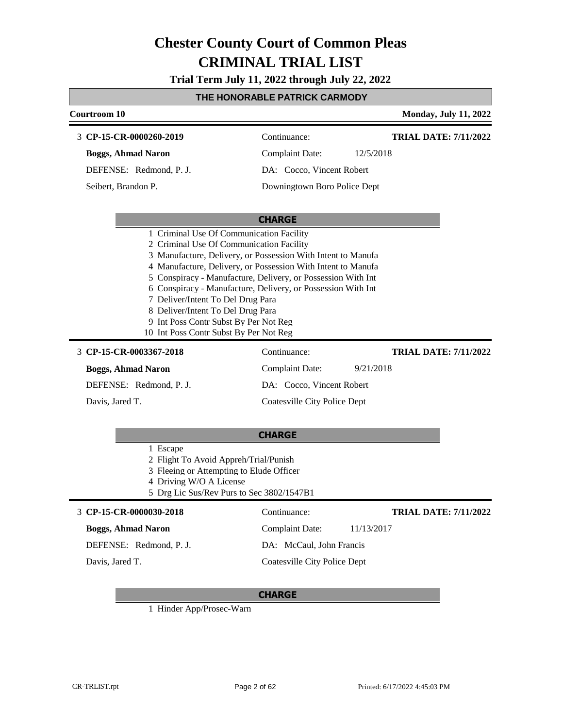# Chester County Court of Common Pleas
# CRIMINAL TRIAL LIST

**Trial Term July 11, 2022 through July 22, 2022**

## THE HONORABLE PATRICK CARMODY

**Courtroom 10** | **Monday, July 11, 2022**

---

3 **CP-15-CR-0000260-2019** | Continuance: | **TRIAL DATE: 7/11/2022**

**Boggs, Ahmad Naron** | Complaint Date: 12/5/2018

DEFENSE: Redmond, P. J. | DA: Cocco, Vincent Robert

Seibert, Brandon P. | Downingtown Boro Police Dept

**CHARGE**

1 Criminal Use Of Communication Facility
2 Criminal Use Of Communication Facility
3 Manufacture, Delivery, or Possession With Intent to Manufa
4 Manufacture, Delivery, or Possession With Intent to Manufa
5 Conspiracy - Manufacture, Delivery, or Possession With Int
6 Conspiracy - Manufacture, Delivery, or Possession With Int
7 Deliver/Intent To Del Drug Para
8 Deliver/Intent To Del Drug Para
9 Int Poss Contr Subst By Per Not Reg
10 Int Poss Contr Subst By Per Not Reg

---

3 **CP-15-CR-0003367-2018** | Continuance: | **TRIAL DATE: 7/11/2022**

**Boggs, Ahmad Naron** | Complaint Date: 9/21/2018

DEFENSE: Redmond, P. J. | DA: Cocco, Vincent Robert

Davis, Jared T. | Coatesville City Police Dept

**CHARGE**

1 Escape
2 Flight To Avoid Appreh/Trial/Punish
3 Fleeing or Attempting to Elude Officer
4 Driving W/O A License
5 Drg Lic Sus/Rev Purs to Sec 3802/1547B1

---

3 **CP-15-CR-0000030-2018** | Continuance: | **TRIAL DATE: 7/11/2022**

**Boggs, Ahmad Naron** | Complaint Date: 11/13/2017

DEFENSE: Redmond, P. J. | DA: McCaul, John Francis

Davis, Jared T. | Coatesville City Police Dept

**CHARGE**

1 Hinder App/Prosec-Warn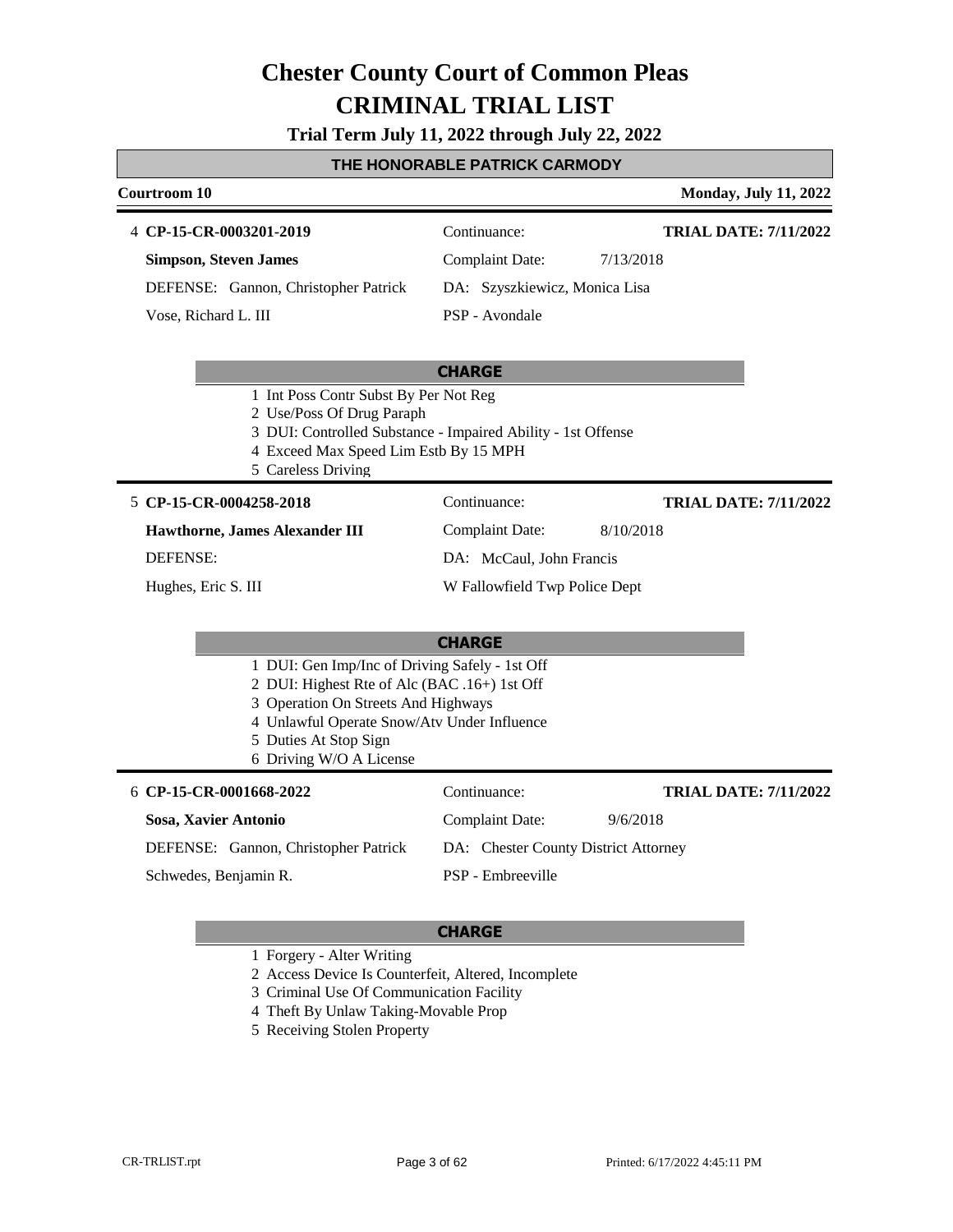# Chester County Court of Common Pleas

# CRIMINAL TRIAL LIST

**Trial Term July 11, 2022 through July 22, 2022**

## THE HONORABLE PATRICK CARMODY

**Courtroom 10** | **Monday, July 11, 2022**

---

4 **CP-15-CR-0003201-2019** | Continuance: | **TRIAL DATE: 7/11/2022**

**Simpson, Steven James** | Complaint Date: 7/13/2018

DEFENSE: Gannon, Christopher Patrick | DA: Szyszkiewicz, Monica Lisa

Vose, Richard L. III | PSP - Avondale

**CHARGE**

1 Int Poss Contr Subst By Per Not Reg
2 Use/Poss Of Drug Paraph
3 DUI: Controlled Substance - Impaired Ability - 1st Offense
4 Exceed Max Speed Lim Estb By 15 MPH
5 Careless Driving

---

5 **CP-15-CR-0004258-2018** | Continuance: | **TRIAL DATE: 7/11/2022**

**Hawthorne, James Alexander III** | Complaint Date: 8/10/2018

DEFENSE: | DA: McCaul, John Francis

Hughes, Eric S. III | W Fallowfield Twp Police Dept

**CHARGE**

1 DUI: Gen Imp/Inc of Driving Safely - 1st Off
2 DUI: Highest Rte of Alc (BAC .16+) 1st Off
3 Operation On Streets And Highways
4 Unlawful Operate Snow/Atv Under Influence
5 Duties At Stop Sign
6 Driving W/O A License

---

6 **CP-15-CR-0001668-2022** | Continuance: | **TRIAL DATE: 7/11/2022**

**Sosa, Xavier Antonio** | Complaint Date: 9/6/2018

DEFENSE: Gannon, Christopher Patrick | DA: Chester County District Attorney

Schwedes, Benjamin R. | PSP - Embreeville

**CHARGE**

1 Forgery - Alter Writing
2 Access Device Is Counterfeit, Altered, Incomplete
3 Criminal Use Of Communication Facility
4 Theft By Unlaw Taking-Movable Prop
5 Receiving Stolen Property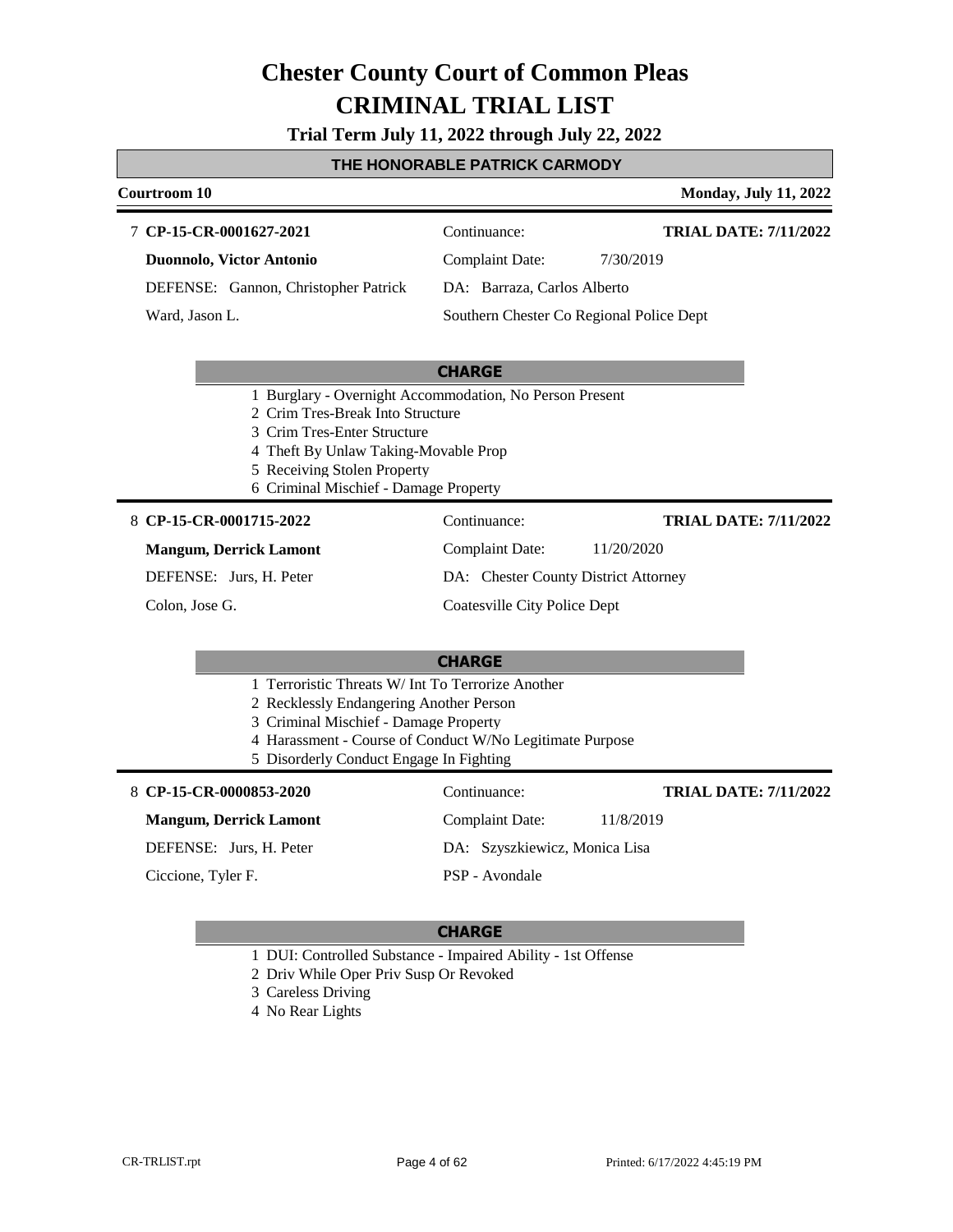# Chester County Court of Common Pleas

# CRIMINAL TRIAL LIST

**Trial Term July 11, 2022 through July 22, 2022**

## THE HONORABLE PATRICK CARMODY

**Courtroom 10** — **Monday, July 11, 2022**

---

7 **CP-15-CR-0001627-2021**

**Duonnolo, Victor Antonio**

DEFENSE: Gannon, Christopher Patrick

Ward, Jason L.

Continuance:

Complaint Date: 7/30/2019

DA: Barraza, Carlos Alberto

Southern Chester Co Regional Police Dept

**TRIAL DATE: 7/11/2022**

### CHARGE

1. Burglary - Overnight Accommodation, No Person Present
2. Crim Tres-Break Into Structure
3. Crim Tres-Enter Structure
4. Theft By Unlaw Taking-Movable Prop
5. Receiving Stolen Property
6. Criminal Mischief - Damage Property

---

8 **CP-15-CR-0001715-2022**

**Mangum, Derrick Lamont**

DEFENSE: Jurs, H. Peter

Colon, Jose G.

Continuance:

Complaint Date: 11/20/2020

DA: Chester County District Attorney

Coatesville City Police Dept

**TRIAL DATE: 7/11/2022**

### CHARGE

1. Terroristic Threats W/ Int To Terrorize Another
2. Recklessly Endangering Another Person
3. Criminal Mischief - Damage Property
4. Harassment - Course of Conduct W/No Legitimate Purpose
5. Disorderly Conduct Engage In Fighting

---

8 **CP-15-CR-0000853-2020**

**Mangum, Derrick Lamont**

DEFENSE: Jurs, H. Peter

Ciccione, Tyler F.

Continuance:

Complaint Date: 11/8/2019

DA: Szyszkiewicz, Monica Lisa

PSP - Avondale

**TRIAL DATE: 7/11/2022**

### CHARGE

1. DUI: Controlled Substance - Impaired Ability - 1st Offense
2. Driv While Oper Priv Susp Or Revoked
3. Careless Driving
4. No Rear Lights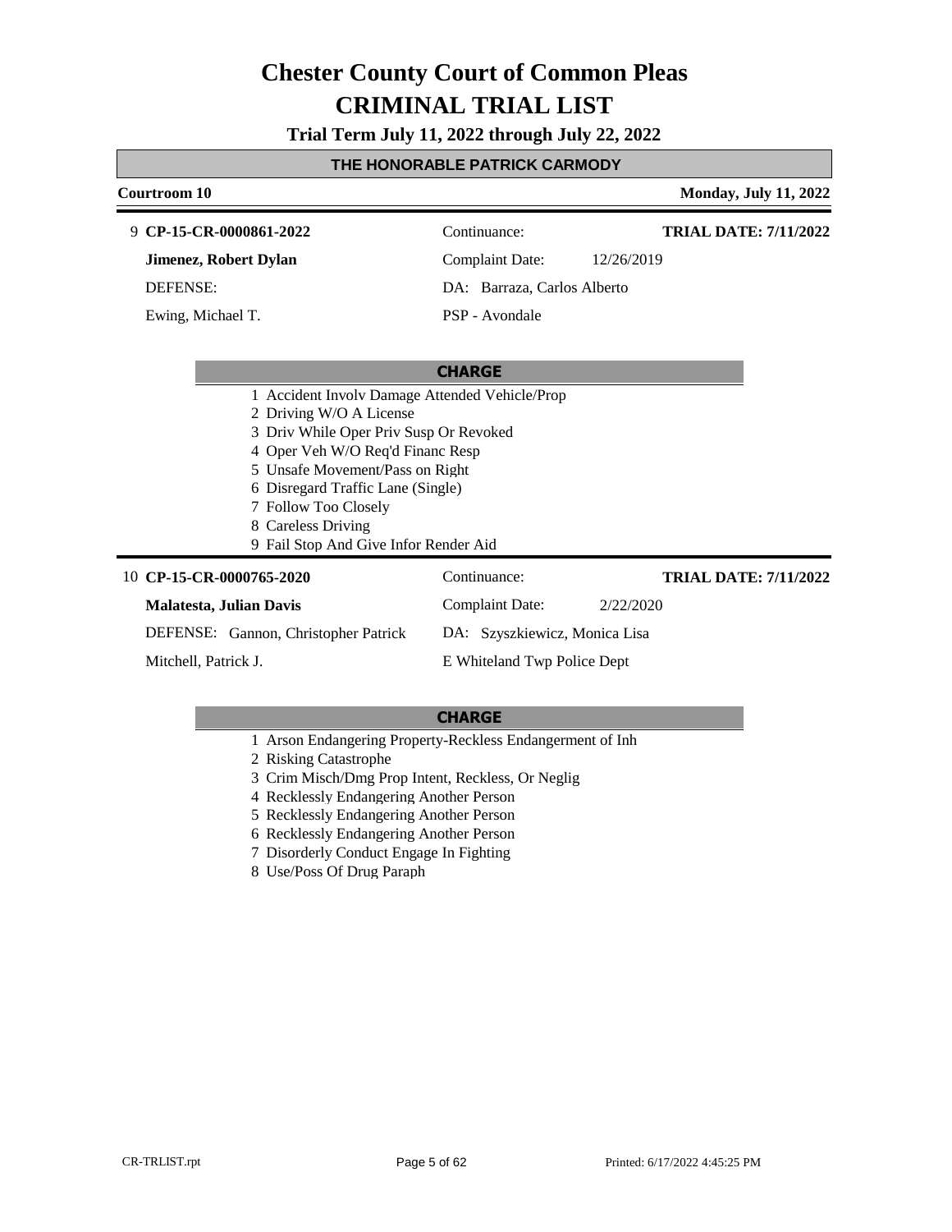# Chester County Court of Common Pleas
# CRIMINAL TRIAL LIST

**Trial Term July 11, 2022 through July 22, 2022**

## THE HONORABLE PATRICK CARMODY

**Courtroom 10** | **Monday, July 11, 2022**

---

9 **CP-15-CR-0000861-2022** | Continuance: | **TRIAL DATE: 7/11/2022**

**Jimenez, Robert Dylan** | Complaint Date: 12/26/2019

DEFENSE: | DA: Barraza, Carlos Alberto

Ewing, Michael T. | PSP - Avondale

### CHARGE

1. Accident Involv Damage Attended Vehicle/Prop
2. Driving W/O A License
3. Driv While Oper Priv Susp Or Revoked
4. Oper Veh W/O Req'd Financ Resp
5. Unsafe Movement/Pass on Right
6. Disregard Traffic Lane (Single)
7. Follow Too Closely
8. Careless Driving
9. Fail Stop And Give Infor Render Aid

---

10 **CP-15-CR-0000765-2020** | Continuance: | **TRIAL DATE: 7/11/2022**

**Malatesta, Julian Davis** | Complaint Date: 2/22/2020

DEFENSE: Gannon, Christopher Patrick | DA: Szyszkiewicz, Monica Lisa

Mitchell, Patrick J. | E Whiteland Twp Police Dept

### CHARGE

1. Arson Endangering Property-Reckless Endangerment of Inh
2. Risking Catastrophe
3. Crim Misch/Dmg Prop Intent, Reckless, Or Neglig
4. Recklessly Endangering Another Person
5. Recklessly Endangering Another Person
6. Recklessly Endangering Another Person
7. Disorderly Conduct Engage In Fighting
8. Use/Poss Of Drug Paraph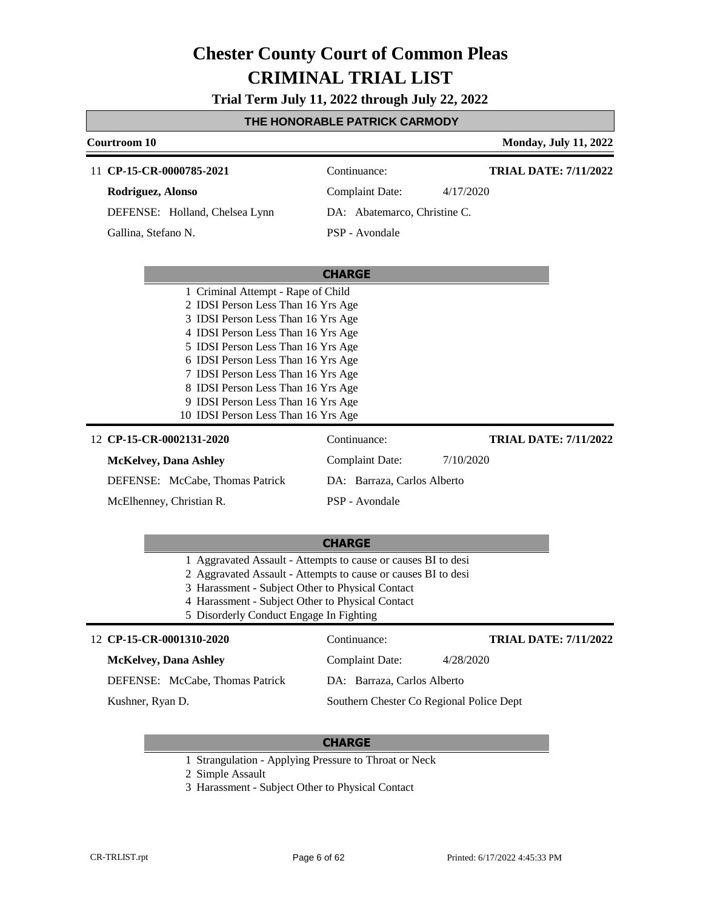# Chester County Court of Common Pleas
# CRIMINAL TRIAL LIST

**Trial Term July 11, 2022 through July 22, 2022**

## THE HONORABLE PATRICK CARMODY

**Courtroom 10** — **Monday, July 11, 2022**

---

11 **CP-15-CR-0000785-2021** — Continuance: — **TRIAL DATE: 7/11/2022**

**Rodriguez, Alonso** — Complaint Date: 4/17/2020

DEFENSE: Holland, Chelsea Lynn — DA: Abatemarco, Christine C.

Gallina, Stefano N. — PSP - Avondale

**CHARGE**

1 Criminal Attempt - Rape of Child
2 IDSI Person Less Than 16 Yrs Age
3 IDSI Person Less Than 16 Yrs Age
4 IDSI Person Less Than 16 Yrs Age
5 IDSI Person Less Than 16 Yrs Age
6 IDSI Person Less Than 16 Yrs Age
7 IDSI Person Less Than 16 Yrs Age
8 IDSI Person Less Than 16 Yrs Age
9 IDSI Person Less Than 16 Yrs Age
10 IDSI Person Less Than 16 Yrs Age

---

12 **CP-15-CR-0002131-2020** — Continuance: — **TRIAL DATE: 7/11/2022**

**McKelvey, Dana Ashley** — Complaint Date: 7/10/2020

DEFENSE: McCabe, Thomas Patrick — DA: Barraza, Carlos Alberto

McElhenney, Christian R. — PSP - Avondale

**CHARGE**

1 Aggravated Assault - Attempts to cause or causes BI to desi
2 Aggravated Assault - Attempts to cause or causes BI to desi
3 Harassment - Subject Other to Physical Contact
4 Harassment - Subject Other to Physical Contact
5 Disorderly Conduct Engage In Fighting

---

12 **CP-15-CR-0001310-2020** — Continuance: — **TRIAL DATE: 7/11/2022**

**McKelvey, Dana Ashley** — Complaint Date: 4/28/2020

DEFENSE: McCabe, Thomas Patrick — DA: Barraza, Carlos Alberto

Kushner, Ryan D. — Southern Chester Co Regional Police Dept

**CHARGE**

1 Strangulation - Applying Pressure to Throat or Neck
2 Simple Assault
3 Harassment - Subject Other to Physical Contact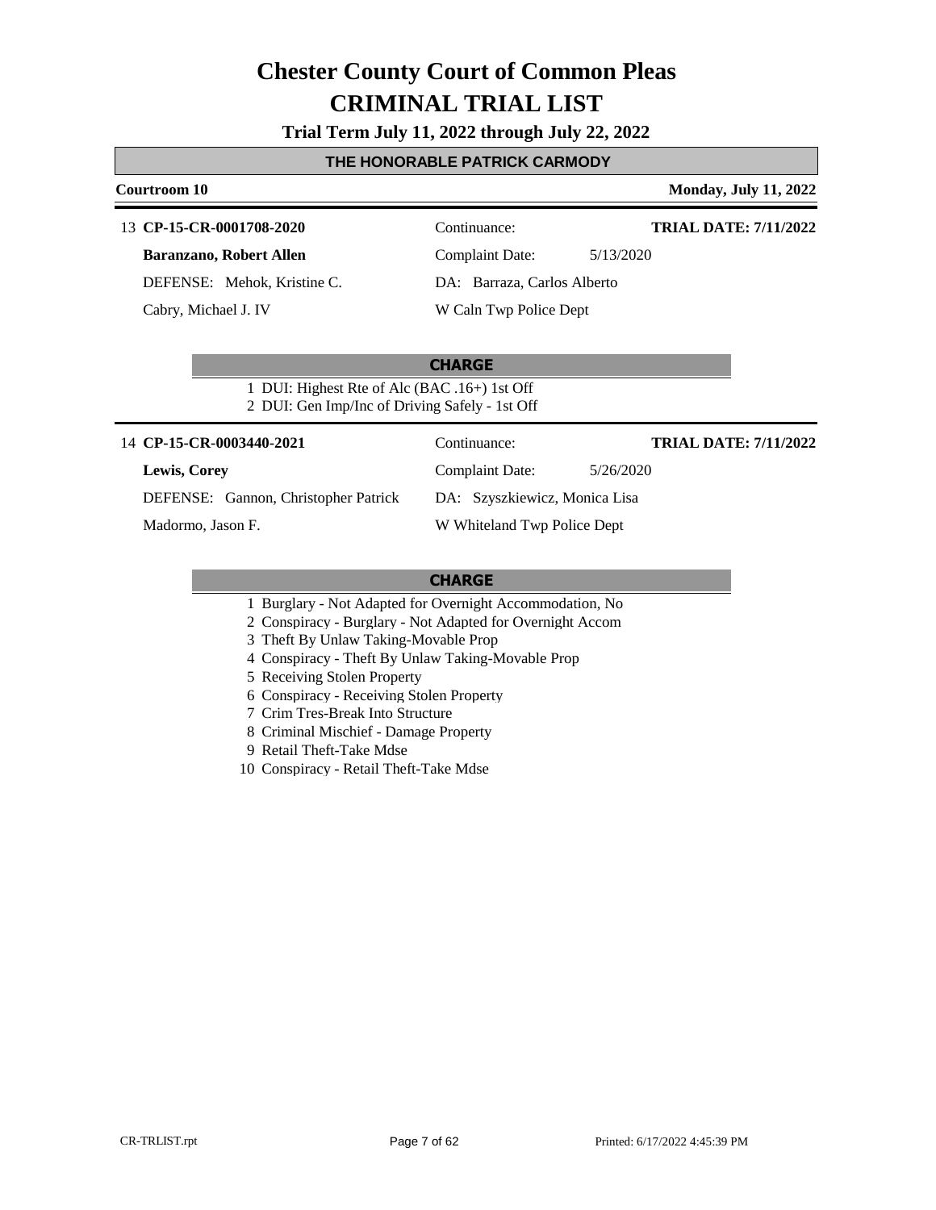# Chester County Court of Common Pleas
# CRIMINAL TRIAL LIST

**Trial Term July 11, 2022 through July 22, 2022**

## THE HONORABLE PATRICK CARMODY

**Courtroom 10** — **Monday, July 11, 2022**

---

13 **CP-15-CR-0001708-2020**
Continuance:
**TRIAL DATE: 7/11/2022**

**Baranzano, Robert Allen**
Complaint Date: 5/13/2020

DEFENSE: Mehok, Kristine C.
DA: Barraza, Carlos Alberto

Cabry, Michael J. IV
W Caln Twp Police Dept

**CHARGE**

1 DUI: Highest Rte of Alc (BAC .16+) 1st Off
2 DUI: Gen Imp/Inc of Driving Safely - 1st Off

---

14 **CP-15-CR-0003440-2021**
Continuance:
**TRIAL DATE: 7/11/2022**

**Lewis, Corey**
Complaint Date: 5/26/2020

DEFENSE: Gannon, Christopher Patrick
DA: Szyszkiewicz, Monica Lisa

Madormo, Jason F.
W Whiteland Twp Police Dept

**CHARGE**

1 Burglary - Not Adapted for Overnight Accommodation, No
2 Conspiracy - Burglary - Not Adapted for Overnight Accom
3 Theft By Unlaw Taking-Movable Prop
4 Conspiracy - Theft By Unlaw Taking-Movable Prop
5 Receiving Stolen Property
6 Conspiracy - Receiving Stolen Property
7 Crim Tres-Break Into Structure
8 Criminal Mischief - Damage Property
9 Retail Theft-Take Mdse
10 Conspiracy - Retail Theft-Take Mdse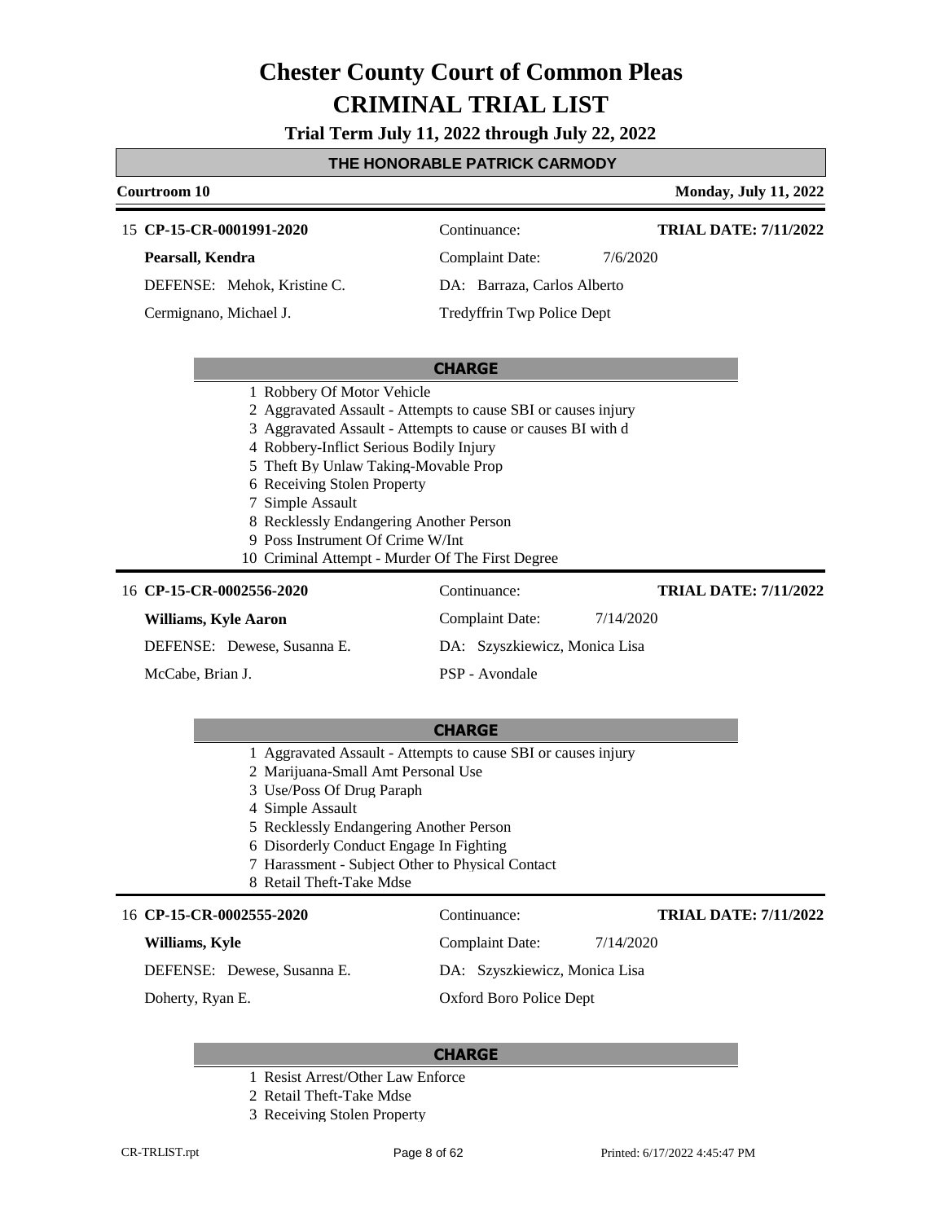# Chester County Court of Common Pleas
# CRIMINAL TRIAL LIST

**Trial Term July 11, 2022 through July 22, 2022**

**THE HONORABLE PATRICK CARMODY**

**Courtroom 10** | **Monday, July 11, 2022**

---

15 **CP-15-CR-0001991-2020**
Continuance:
**TRIAL DATE: 7/11/2022**

**Pearsall, Kendra**
Complaint Date: 7/6/2020

DEFENSE: Mehok, Kristine C.
DA: Barraza, Carlos Alberto

Cermignano, Michael J.
Tredyffrin Twp Police Dept

**CHARGE**

1 Robbery Of Motor Vehicle
2 Aggravated Assault - Attempts to cause SBI or causes injury
3 Aggravated Assault - Attempts to cause or causes BI with d
4 Robbery-Inflict Serious Bodily Injury
5 Theft By Unlaw Taking-Movable Prop
6 Receiving Stolen Property
7 Simple Assault
8 Recklessly Endangering Another Person
9 Poss Instrument Of Crime W/Int
10 Criminal Attempt - Murder Of The First Degree

---

16 **CP-15-CR-0002556-2020**
Continuance:
**TRIAL DATE: 7/11/2022**

**Williams, Kyle Aaron**
Complaint Date: 7/14/2020

DEFENSE: Dewese, Susanna E.
DA: Szyszkiewicz, Monica Lisa

McCabe, Brian J.
PSP - Avondale

**CHARGE**

1 Aggravated Assault - Attempts to cause SBI or causes injury
2 Marijuana-Small Amt Personal Use
3 Use/Poss Of Drug Paraph
4 Simple Assault
5 Recklessly Endangering Another Person
6 Disorderly Conduct Engage In Fighting
7 Harassment - Subject Other to Physical Contact
8 Retail Theft-Take Mdse

---

16 **CP-15-CR-0002555-2020**
Continuance:
**TRIAL DATE: 7/11/2022**

**Williams, Kyle**
Complaint Date: 7/14/2020

DEFENSE: Dewese, Susanna E.
DA: Szyszkiewicz, Monica Lisa

Doherty, Ryan E.
Oxford Boro Police Dept

**CHARGE**

1 Resist Arrest/Other Law Enforce
2 Retail Theft-Take Mdse
3 Receiving Stolen Property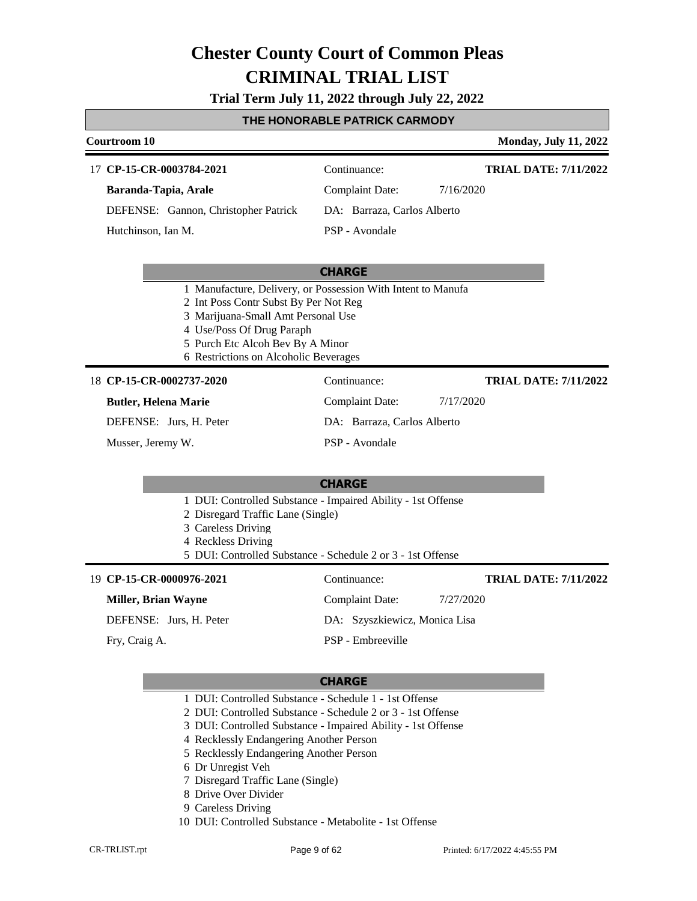# Chester County Court of Common Pleas

# CRIMINAL TRIAL LIST

**Trial Term July 11, 2022 through July 22, 2022**

## THE HONORABLE PATRICK CARMODY

**Courtroom 10** — **Monday, July 11, 2022**

---

17 **CP-15-CR-0003784-2021** | Continuance: | **TRIAL DATE: 7/11/2022**

**Baranda-Tapia, Arale** | Complaint Date: 7/16/2020

DEFENSE: Gannon, Christopher Patrick | DA: Barraza, Carlos Alberto

Hutchinson, Ian M. | PSP - Avondale

**CHARGE**

1 Manufacture, Delivery, or Possession With Intent to Manufa
2 Int Poss Contr Subst By Per Not Reg
3 Marijuana-Small Amt Personal Use
4 Use/Poss Of Drug Paraph
5 Purch Etc Alcoh Bev By A Minor
6 Restrictions on Alcoholic Beverages

---

18 **CP-15-CR-0002737-2020** | Continuance: | **TRIAL DATE: 7/11/2022**

**Butler, Helena Marie** | Complaint Date: 7/17/2020

DEFENSE: Jurs, H. Peter | DA: Barraza, Carlos Alberto

Musser, Jeremy W. | PSP - Avondale

**CHARGE**

1 DUI: Controlled Substance - Impaired Ability - 1st Offense
2 Disregard Traffic Lane (Single)
3 Careless Driving
4 Reckless Driving
5 DUI: Controlled Substance - Schedule 2 or 3 - 1st Offense

---

19 **CP-15-CR-0000976-2021** | Continuance: | **TRIAL DATE: 7/11/2022**

**Miller, Brian Wayne** | Complaint Date: 7/27/2020

DEFENSE: Jurs, H. Peter | DA: Szyszkiewicz, Monica Lisa

Fry, Craig A. | PSP - Embreeville

**CHARGE**

1 DUI: Controlled Substance - Schedule 1 - 1st Offense
2 DUI: Controlled Substance - Schedule 2 or 3 - 1st Offense
3 DUI: Controlled Substance - Impaired Ability - 1st Offense
4 Recklessly Endangering Another Person
5 Recklessly Endangering Another Person
6 Dr Unregist Veh
7 Disregard Traffic Lane (Single)
8 Drive Over Divider
9 Careless Driving
10 DUI: Controlled Substance - Metabolite - 1st Offense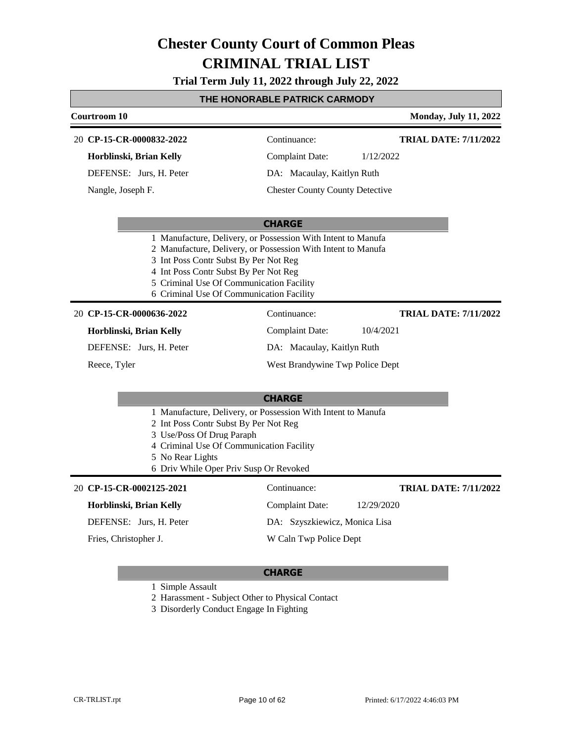# Chester County Court of Common Pleas

# CRIMINAL TRIAL LIST

**Trial Term July 11, 2022 through July 22, 2022**

**THE HONORABLE PATRICK CARMODY**

**Courtroom 10** — **Monday, July 11, 2022**

---

20 **CP-15-CR-0000832-2022** — Continuance: — **TRIAL DATE: 7/11/2022**

**Horblinski, Brian Kelly** — Complaint Date: 1/12/2022

DEFENSE: Jurs, H. Peter — DA: Macaulay, Kaitlyn Ruth

Nangle, Joseph F. — Chester County County Detective

**CHARGE**

1 Manufacture, Delivery, or Possession With Intent to Manufa
2 Manufacture, Delivery, or Possession With Intent to Manufa
3 Int Poss Contr Subst By Per Not Reg
4 Int Poss Contr Subst By Per Not Reg
5 Criminal Use Of Communication Facility
6 Criminal Use Of Communication Facility

---

20 **CP-15-CR-0000636-2022** — Continuance: — **TRIAL DATE: 7/11/2022**

**Horblinski, Brian Kelly** — Complaint Date: 10/4/2021

DEFENSE: Jurs, H. Peter — DA: Macaulay, Kaitlyn Ruth

Reece, Tyler — West Brandywine Twp Police Dept

**CHARGE**

1 Manufacture, Delivery, or Possession With Intent to Manufa
2 Int Poss Contr Subst By Per Not Reg
3 Use/Poss Of Drug Paraph
4 Criminal Use Of Communication Facility
5 No Rear Lights
6 Driv While Oper Priv Susp Or Revoked

---

20 **CP-15-CR-0002125-2021** — Continuance: — **TRIAL DATE: 7/11/2022**

**Horblinski, Brian Kelly** — Complaint Date: 12/29/2020

DEFENSE: Jurs, H. Peter — DA: Szyszkiewicz, Monica Lisa

Fries, Christopher J. — W Caln Twp Police Dept

**CHARGE**

1 Simple Assault
2 Harassment - Subject Other to Physical Contact
3 Disorderly Conduct Engage In Fighting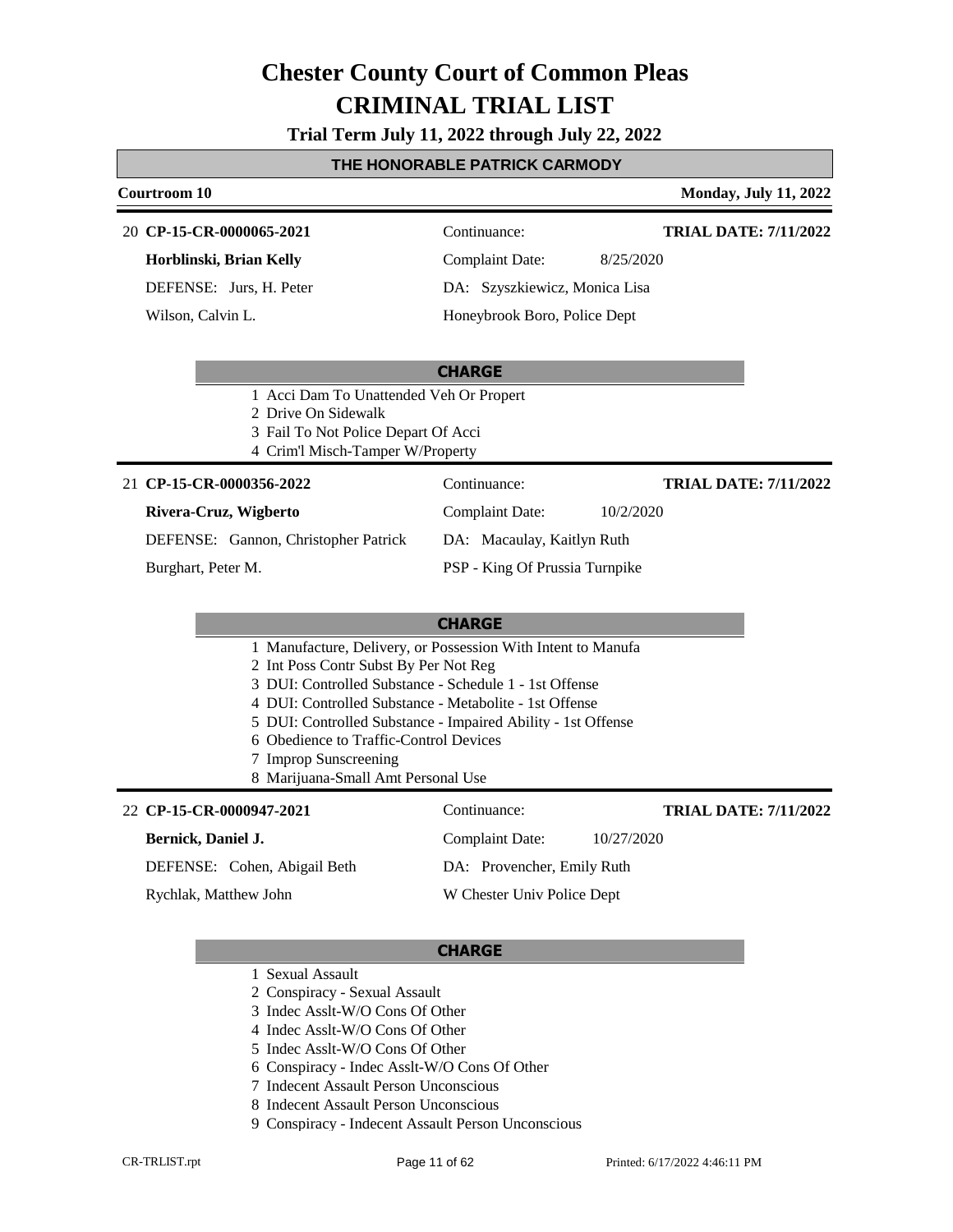# Chester County Court of Common Pleas

# CRIMINAL TRIAL LIST

**Trial Term July 11, 2022 through July 22, 2022**

**THE HONORABLE PATRICK CARMODY**

**Courtroom 10** — **Monday, July 11, 2022**

---

20 **CP-15-CR-0000065-2021**

| | | |
|---|---|---|
| **Horblinski, Brian Kelly** | Continuance: | **TRIAL DATE: 7/11/2022** |
| DEFENSE: Jurs, H. Peter | Complaint Date: 8/25/2020 | |
| Wilson, Calvin L. | DA: Szyszkiewicz, Monica Lisa | |
| | Honeybrook Boro, Police Dept | |

**CHARGE**

1 Acci Dam To Unattended Veh Or Propert
2 Drive On Sidewalk
3 Fail To Not Police Depart Of Acci
4 Crim'l Misch-Tamper W/Property

---

21 **CP-15-CR-0000356-2022**

| | | |
|---|---|---|
| **Rivera-Cruz, Wigberto** | Continuance: | **TRIAL DATE: 7/11/2022** |
| DEFENSE: Gannon, Christopher Patrick | Complaint Date: 10/2/2020 | |
| Burghart, Peter M. | DA: Macaulay, Kaitlyn Ruth | |
| | PSP - King Of Prussia Turnpike | |

**CHARGE**

1 Manufacture, Delivery, or Possession With Intent to Manufa
2 Int Poss Contr Subst By Per Not Reg
3 DUI: Controlled Substance - Schedule 1 - 1st Offense
4 DUI: Controlled Substance - Metabolite - 1st Offense
5 DUI: Controlled Substance - Impaired Ability - 1st Offense
6 Obedience to Traffic-Control Devices
7 Improp Sunscreening
8 Marijuana-Small Amt Personal Use

---

22 **CP-15-CR-0000947-2021**

| | | |
|---|---|---|
| **Bernick, Daniel J.** | Continuance: | **TRIAL DATE: 7/11/2022** |
| DEFENSE: Cohen, Abigail Beth | Complaint Date: 10/27/2020 | |
| Rychlak, Matthew John | DA: Provencher, Emily Ruth | |
| | W Chester Univ Police Dept | |

**CHARGE**

1 Sexual Assault
2 Conspiracy - Sexual Assault
3 Indec Asslt-W/O Cons Of Other
4 Indec Asslt-W/O Cons Of Other
5 Indec Asslt-W/O Cons Of Other
6 Conspiracy - Indec Asslt-W/O Cons Of Other
7 Indecent Assault Person Unconscious
8 Indecent Assault Person Unconscious
9 Conspiracy - Indecent Assault Person Unconscious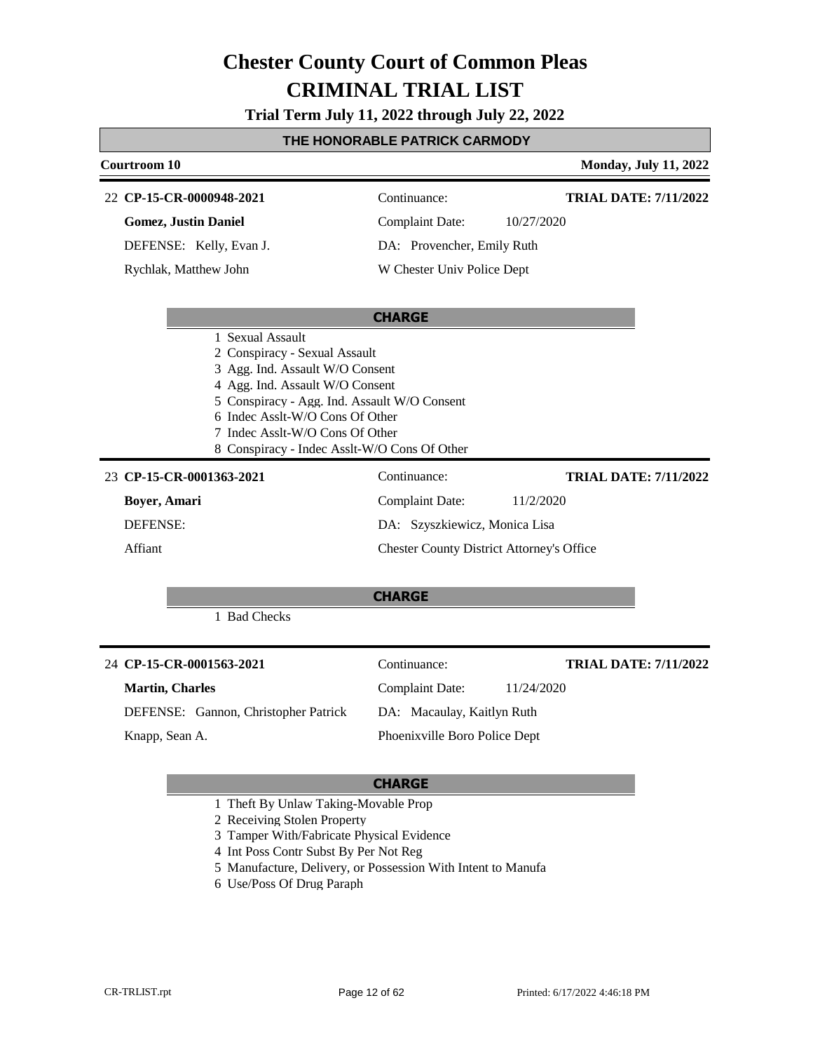# Chester County Court of Common Pleas

# CRIMINAL TRIAL LIST

### Trial Term July 11, 2022 through July 22, 2022

## THE HONORABLE PATRICK CARMODY

**Courtroom 10** | **Monday, July 11, 2022**

---

22 **CP-15-CR-0000948-2021** | Continuance: | **TRIAL DATE: 7/11/2022**

**Gomez, Justin Daniel** | Complaint Date: 10/27/2020

DEFENSE: Kelly, Evan J. | DA: Provencher, Emily Ruth

Rychlak, Matthew John | W Chester Univ Police Dept

**CHARGE**

1 Sexual Assault
2 Conspiracy - Sexual Assault
3 Agg. Ind. Assault W/O Consent
4 Agg. Ind. Assault W/O Consent
5 Conspiracy - Agg. Ind. Assault W/O Consent
6 Indec Asslt-W/O Cons Of Other
7 Indec Asslt-W/O Cons Of Other
8 Conspiracy - Indec Asslt-W/O Cons Of Other

---

23 **CP-15-CR-0001363-2021** | Continuance: | **TRIAL DATE: 7/11/2022**

**Boyer, Amari** | Complaint Date: 11/2/2020

DEFENSE: | DA: Szyszkiewicz, Monica Lisa

Affiant | Chester County District Attorney's Office

**CHARGE**

1 Bad Checks

---

24 **CP-15-CR-0001563-2021** | Continuance: | **TRIAL DATE: 7/11/2022**

**Martin, Charles** | Complaint Date: 11/24/2020

DEFENSE: Gannon, Christopher Patrick | DA: Macaulay, Kaitlyn Ruth

Knapp, Sean A. | Phoenixville Boro Police Dept

**CHARGE**

1 Theft By Unlaw Taking-Movable Prop
2 Receiving Stolen Property
3 Tamper With/Fabricate Physical Evidence
4 Int Poss Contr Subst By Per Not Reg
5 Manufacture, Delivery, or Possession With Intent to Manufa
6 Use/Poss Of Drug Paraph

CR-TRLIST.rpt | Printed: 6/17/2022 4:46:18 PM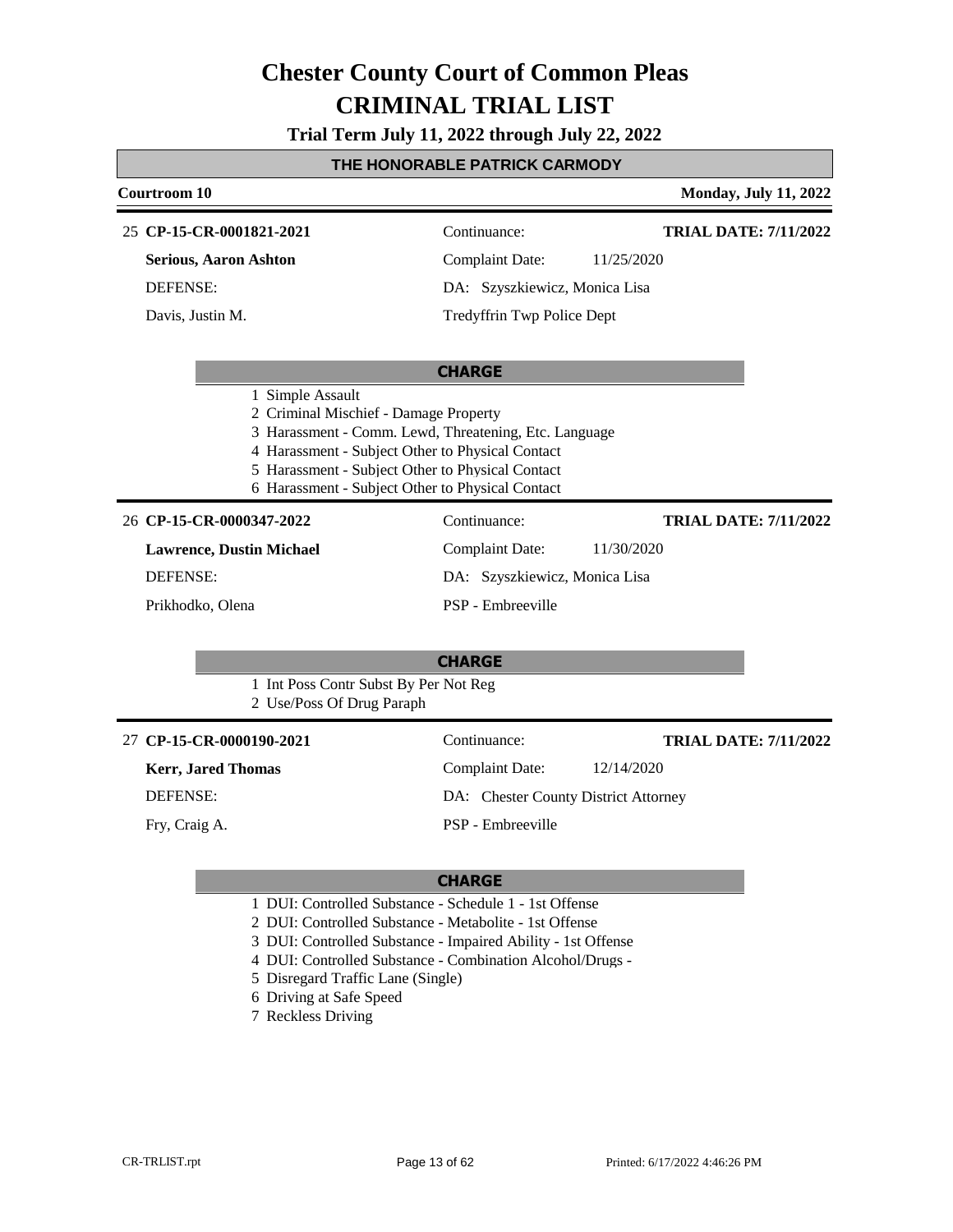# Chester County Court of Common Pleas
# CRIMINAL TRIAL LIST

**Trial Term July 11, 2022 through July 22, 2022**

## THE HONORABLE PATRICK CARMODY

**Courtroom 10** — **Monday, July 11, 2022**

---

25 **CP-15-CR-0001821-2021** | Continuance: | **TRIAL DATE: 7/11/2022**

**Serious, Aaron Ashton** | Complaint Date: 11/25/2020

DEFENSE: | DA: Szyszkiewicz, Monica Lisa

Davis, Justin M. | Tredyffrin Twp Police Dept

**CHARGE**

1 Simple Assault
2 Criminal Mischief - Damage Property
3 Harassment - Comm. Lewd, Threatening, Etc. Language
4 Harassment - Subject Other to Physical Contact
5 Harassment - Subject Other to Physical Contact
6 Harassment - Subject Other to Physical Contact

---

26 **CP-15-CR-0000347-2022** | Continuance: | **TRIAL DATE: 7/11/2022**

**Lawrence, Dustin Michael** | Complaint Date: 11/30/2020

DEFENSE: | DA: Szyszkiewicz, Monica Lisa

Prikhodko, Olena | PSP - Embreeville

**CHARGE**

1 Int Poss Contr Subst By Per Not Reg
2 Use/Poss Of Drug Paraph

---

27 **CP-15-CR-0000190-2021** | Continuance: | **TRIAL DATE: 7/11/2022**

**Kerr, Jared Thomas** | Complaint Date: 12/14/2020

DEFENSE: | DA: Chester County District Attorney

Fry, Craig A. | PSP - Embreeville

**CHARGE**

1 DUI: Controlled Substance - Schedule 1 - 1st Offense
2 DUI: Controlled Substance - Metabolite - 1st Offense
3 DUI: Controlled Substance - Impaired Ability - 1st Offense
4 DUI: Controlled Substance - Combination Alcohol/Drugs -
5 Disregard Traffic Lane (Single)
6 Driving at Safe Speed
7 Reckless Driving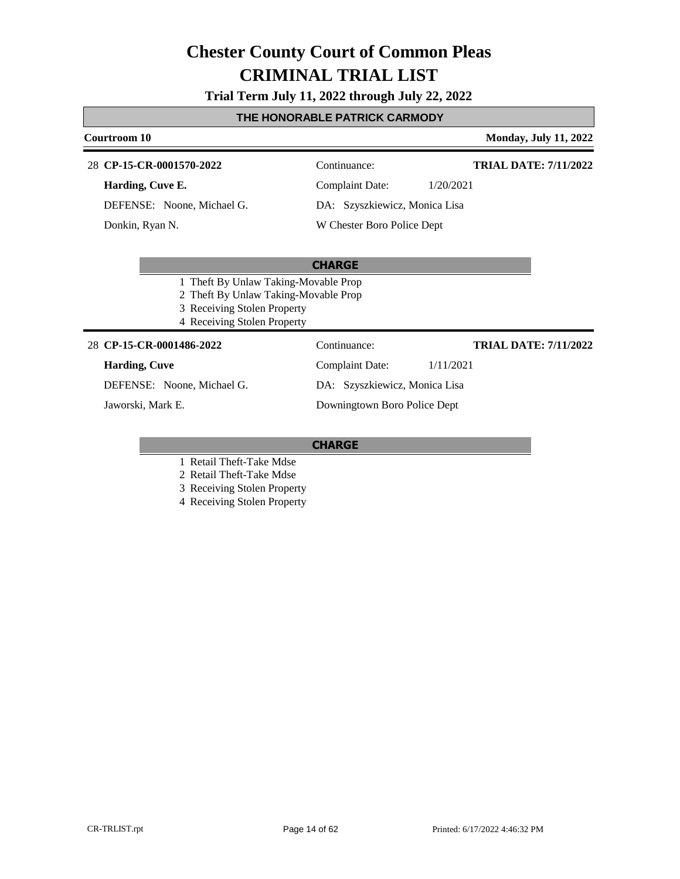# Chester County Court of Common Pleas

# CRIMINAL TRIAL LIST

**Trial Term July 11, 2022 through July 22, 2022**

## THE HONORABLE PATRICK CARMODY

**Courtroom 10** — **Monday, July 11, 2022**

---

28 **CP-15-CR-0001570-2022**

**Harding, Cuve E.**

DEFENSE: Noone, Michael G.

Donkin, Ryan N.

Continuance:

**TRIAL DATE: 7/11/2022**

Complaint Date: 1/20/2021

DA: Szyszkiewicz, Monica Lisa

W Chester Boro Police Dept

**CHARGE**

1 Theft By Unlaw Taking-Movable Prop
2 Theft By Unlaw Taking-Movable Prop
3 Receiving Stolen Property
4 Receiving Stolen Property

---

28 **CP-15-CR-0001486-2022**

**Harding, Cuve**

DEFENSE: Noone, Michael G.

Jaworski, Mark E.

Continuance:

**TRIAL DATE: 7/11/2022**

Complaint Date: 1/11/2021

DA: Szyszkiewicz, Monica Lisa

Downingtown Boro Police Dept

**CHARGE**

1 Retail Theft-Take Mdse
2 Retail Theft-Take Mdse
3 Receiving Stolen Property
4 Receiving Stolen Property

CR-TRLIST.rpt

Printed: 6/17/2022 4:46:32 PM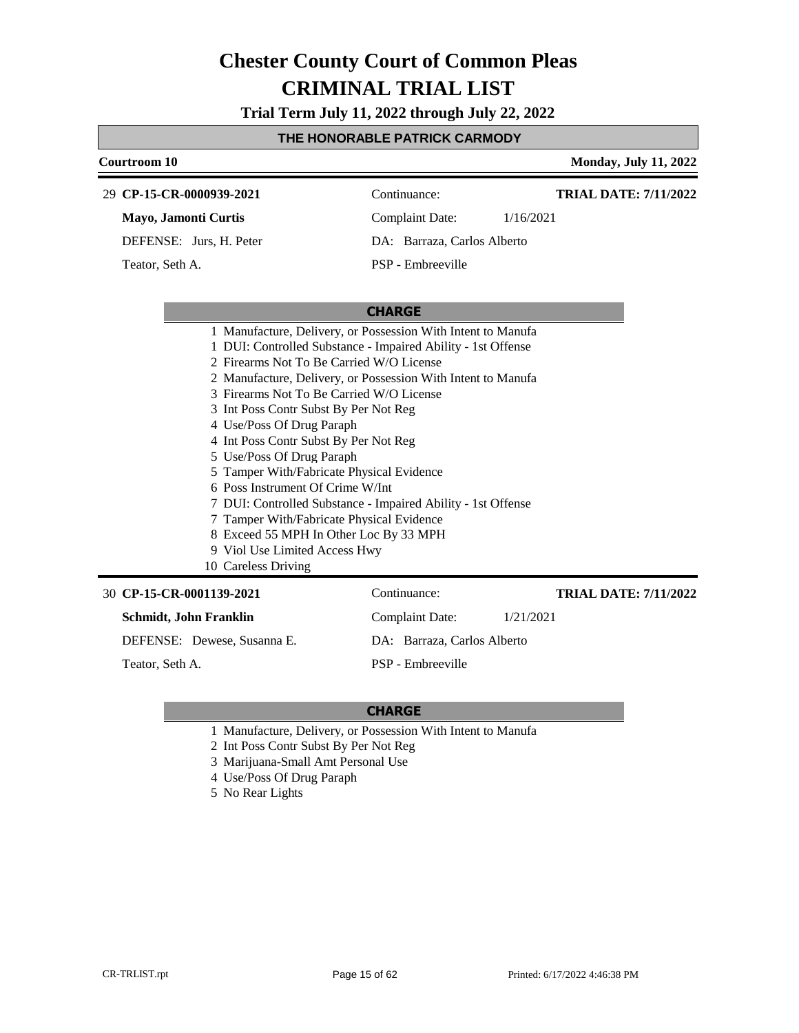# Chester County Court of Common Pleas
# CRIMINAL TRIAL LIST

**Trial Term July 11, 2022 through July 22, 2022**

## THE HONORABLE PATRICK CARMODY

**Courtroom 10** **Monday, July 11, 2022**

---

29 **CP-15-CR-0000939-2021**

**Mayo, Jamonti Curtis**

DEFENSE: Jurs, H. Peter

Teator, Seth A.

Continuance:

Complaint Date: 1/16/2021

DA: Barraza, Carlos Alberto

PSP - Embreeville

**TRIAL DATE: 7/11/2022**

**CHARGE**

1 Manufacture, Delivery, or Possession With Intent to Manufa
1 DUI: Controlled Substance - Impaired Ability - 1st Offense
2 Firearms Not To Be Carried W/O License
2 Manufacture, Delivery, or Possession With Intent to Manufa
3 Firearms Not To Be Carried W/O License
3 Int Poss Contr Subst By Per Not Reg
4 Use/Poss Of Drug Paraph
4 Int Poss Contr Subst By Per Not Reg
5 Use/Poss Of Drug Paraph
5 Tamper With/Fabricate Physical Evidence
6 Poss Instrument Of Crime W/Int
7 DUI: Controlled Substance - Impaired Ability - 1st Offense
7 Tamper With/Fabricate Physical Evidence
8 Exceed 55 MPH In Other Loc By 33 MPH
9 Viol Use Limited Access Hwy
10 Careless Driving

---

30 **CP-15-CR-0001139-2021**

**Schmidt, John Franklin**

DEFENSE: Dewese, Susanna E.

Teator, Seth A.

Continuance:

Complaint Date: 1/21/2021

DA: Barraza, Carlos Alberto

PSP - Embreeville

**TRIAL DATE: 7/11/2022**

**CHARGE**

1 Manufacture, Delivery, or Possession With Intent to Manufa
2 Int Poss Contr Subst By Per Not Reg
3 Marijuana-Small Amt Personal Use
4 Use/Poss Of Drug Paraph
5 No Rear Lights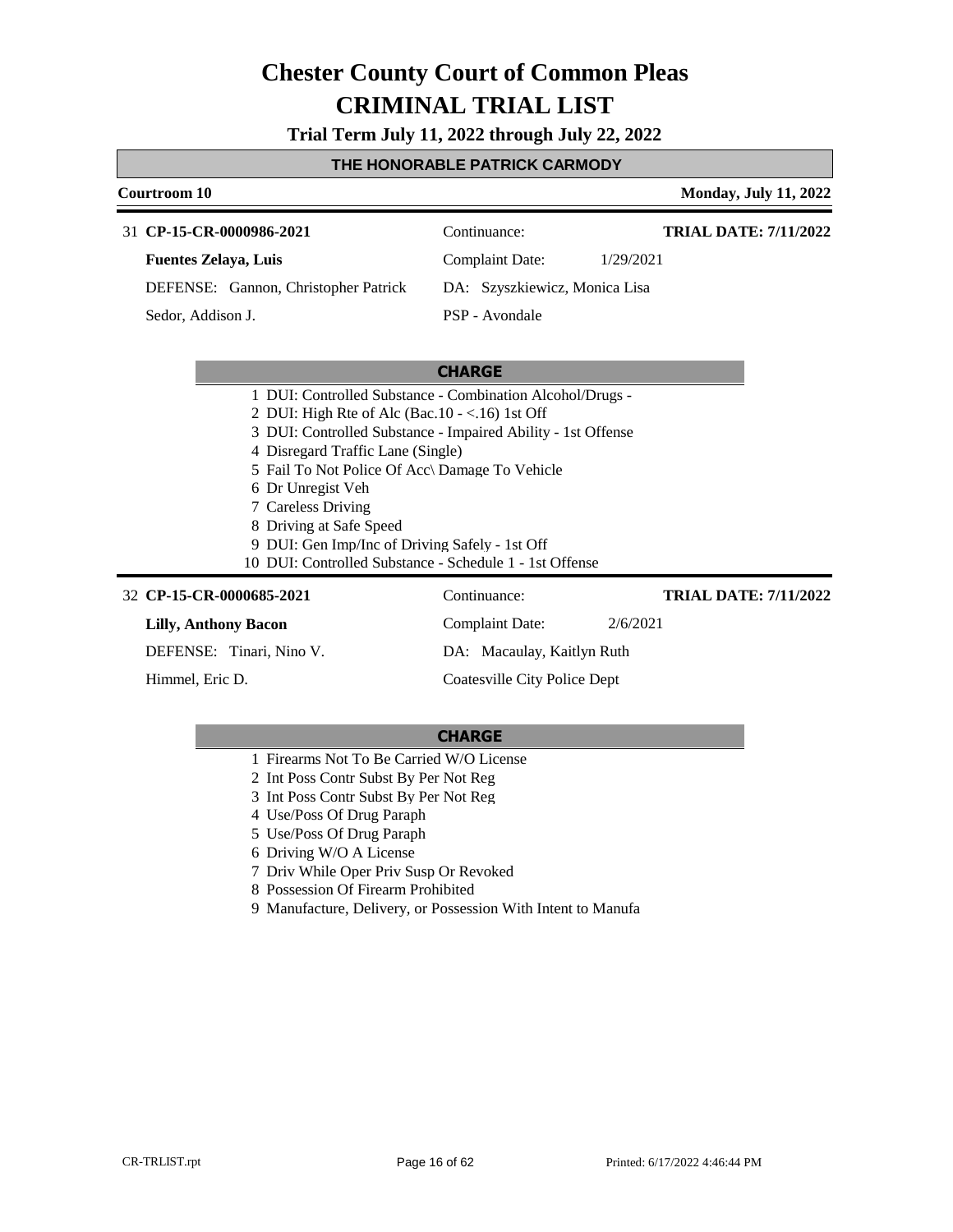# Chester County Court of Common Pleas
# CRIMINAL TRIAL LIST

**Trial Term July 11, 2022 through July 22, 2022**

## THE HONORABLE PATRICK CARMODY

**Courtroom 10** — **Monday, July 11, 2022**

---

31 **CP-15-CR-0000986-2021** — Continuance: — **TRIAL DATE: 7/11/2022**

**Fuentes Zelaya, Luis** — Complaint Date: 1/29/2021

DEFENSE: Gannon, Christopher Patrick — DA: Szyszkiewicz, Monica Lisa

Sedor, Addison J. — PSP - Avondale

**CHARGE**

1. DUI: Controlled Substance - Combination Alcohol/Drugs -
2. DUI: High Rte of Alc (Bac.10 - <.16) 1st Off
3. DUI: Controlled Substance - Impaired Ability - 1st Offense
4. Disregard Traffic Lane (Single)
5. Fail To Not Police Of Acc\ Damage To Vehicle
6. Dr Unregist Veh
7. Careless Driving
8. Driving at Safe Speed
9. DUI: Gen Imp/Inc of Driving Safely - 1st Off
10. DUI: Controlled Substance - Schedule 1 - 1st Offense

---

32 **CP-15-CR-0000685-2021** — Continuance: — **TRIAL DATE: 7/11/2022**

**Lilly, Anthony Bacon** — Complaint Date: 2/6/2021

DEFENSE: Tinari, Nino V. — DA: Macaulay, Kaitlyn Ruth

Himmel, Eric D. — Coatesville City Police Dept

**CHARGE**

1. Firearms Not To Be Carried W/O License
2. Int Poss Contr Subst By Per Not Reg
3. Int Poss Contr Subst By Per Not Reg
4. Use/Poss Of Drug Paraph
5. Use/Poss Of Drug Paraph
6. Driving W/O A License
7. Driv While Oper Priv Susp Or Revoked
8. Possession Of Firearm Prohibited
9. Manufacture, Delivery, or Possession With Intent to Manufa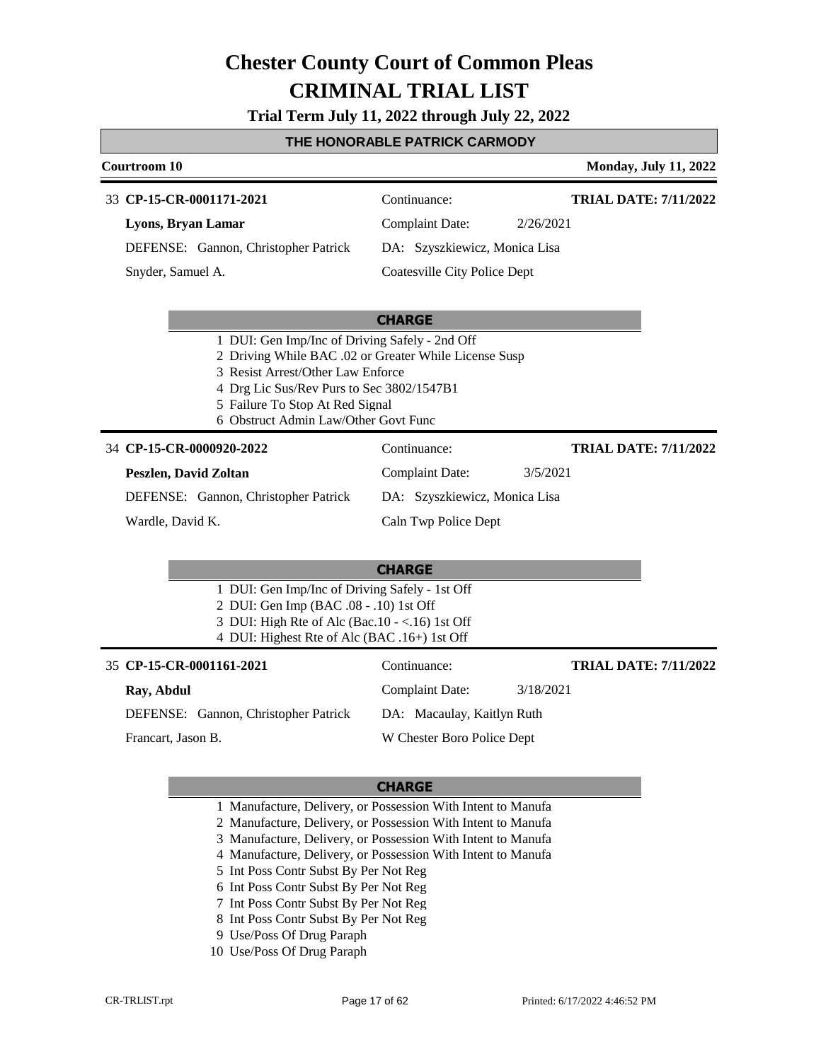# Chester County Court of Common Pleas
# CRIMINAL TRIAL LIST

**Trial Term July 11, 2022 through July 22, 2022**

## THE HONORABLE PATRICK CARMODY

**Courtroom 10** — **Monday, July 11, 2022**

---

33 **CP-15-CR-0001171-2021** — Continuance: — **TRIAL DATE: 7/11/2022**

**Lyons, Bryan Lamar** — Complaint Date: 2/26/2021

DEFENSE: Gannon, Christopher Patrick — DA: Szyszkiewicz, Monica Lisa

Snyder, Samuel A. — Coatesville City Police Dept

**CHARGE**

1. DUI: Gen Imp/Inc of Driving Safely - 2nd Off
2. Driving While BAC .02 or Greater While License Susp
3. Resist Arrest/Other Law Enforce
4. Drg Lic Sus/Rev Purs to Sec 3802/1547B1
5. Failure To Stop At Red Signal
6. Obstruct Admin Law/Other Govt Func

---

34 **CP-15-CR-0000920-2022** — Continuance: — **TRIAL DATE: 7/11/2022**

**Peszlen, David Zoltan** — Complaint Date: 3/5/2021

DEFENSE: Gannon, Christopher Patrick — DA: Szyszkiewicz, Monica Lisa

Wardle, David K. — Caln Twp Police Dept

**CHARGE**

1. DUI: Gen Imp/Inc of Driving Safely - 1st Off
2. DUI: Gen Imp (BAC .08 - .10) 1st Off
3. DUI: High Rte of Alc (Bac.10 - <.16) 1st Off
4. DUI: Highest Rte of Alc (BAC .16+) 1st Off

---

35 **CP-15-CR-0001161-2021** — Continuance: — **TRIAL DATE: 7/11/2022**

**Ray, Abdul** — Complaint Date: 3/18/2021

DEFENSE: Gannon, Christopher Patrick — DA: Macaulay, Kaitlyn Ruth

Francart, Jason B. — W Chester Boro Police Dept

**CHARGE**

1. Manufacture, Delivery, or Possession With Intent to Manufa
2. Manufacture, Delivery, or Possession With Intent to Manufa
3. Manufacture, Delivery, or Possession With Intent to Manufa
4. Manufacture, Delivery, or Possession With Intent to Manufa
5. Int Poss Contr Subst By Per Not Reg
6. Int Poss Contr Subst By Per Not Reg
7. Int Poss Contr Subst By Per Not Reg
8. Int Poss Contr Subst By Per Not Reg
9. Use/Poss Of Drug Paraph
10. Use/Poss Of Drug Paraph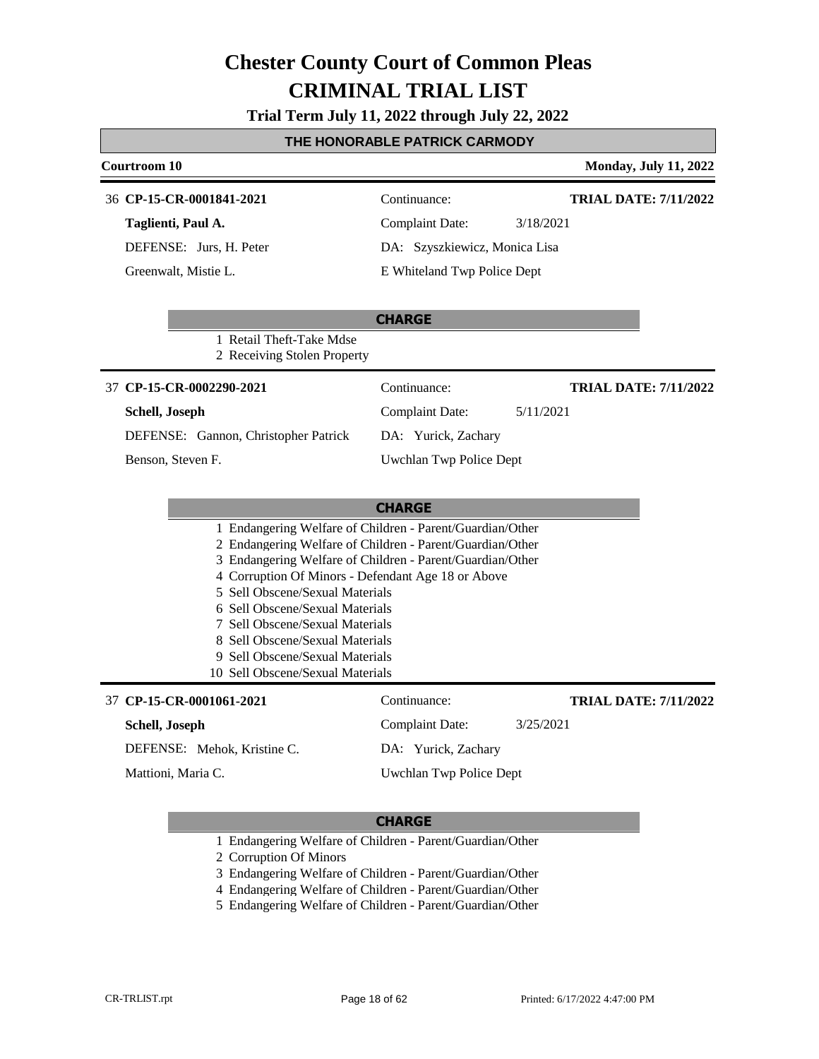# Chester County Court of Common Pleas
# CRIMINAL TRIAL LIST

**Trial Term July 11, 2022 through July 22, 2022**

## THE HONORABLE PATRICK CARMODY

**Courtroom 10** | **Monday, July 11, 2022**

---

36 **CP-15-CR-0001841-2021** | Continuance: | **TRIAL DATE: 7/11/2022**

**Taglienti, Paul A.** | Complaint Date: 3/18/2021

DEFENSE: Jurs, H. Peter | DA: Szyszkiewicz, Monica Lisa

Greenwalt, Mistie L. | E Whiteland Twp Police Dept

**CHARGE**

1 Retail Theft-Take Mdse
2 Receiving Stolen Property

---

37 **CP-15-CR-0002290-2021** | Continuance: | **TRIAL DATE: 7/11/2022**

**Schell, Joseph** | Complaint Date: 5/11/2021

DEFENSE: Gannon, Christopher Patrick | DA: Yurick, Zachary

Benson, Steven F. | Uwchlan Twp Police Dept

**CHARGE**

1 Endangering Welfare of Children - Parent/Guardian/Other
2 Endangering Welfare of Children - Parent/Guardian/Other
3 Endangering Welfare of Children - Parent/Guardian/Other
4 Corruption Of Minors - Defendant Age 18 or Above
5 Sell Obscene/Sexual Materials
6 Sell Obscene/Sexual Materials
7 Sell Obscene/Sexual Materials
8 Sell Obscene/Sexual Materials
9 Sell Obscene/Sexual Materials
10 Sell Obscene/Sexual Materials

---

37 **CP-15-CR-0001061-2021** | Continuance: | **TRIAL DATE: 7/11/2022**

**Schell, Joseph** | Complaint Date: 3/25/2021

DEFENSE: Mehok, Kristine C. | DA: Yurick, Zachary

Mattioni, Maria C. | Uwchlan Twp Police Dept

**CHARGE**

1 Endangering Welfare of Children - Parent/Guardian/Other
2 Corruption Of Minors
3 Endangering Welfare of Children - Parent/Guardian/Other
4 Endangering Welfare of Children - Parent/Guardian/Other
5 Endangering Welfare of Children - Parent/Guardian/Other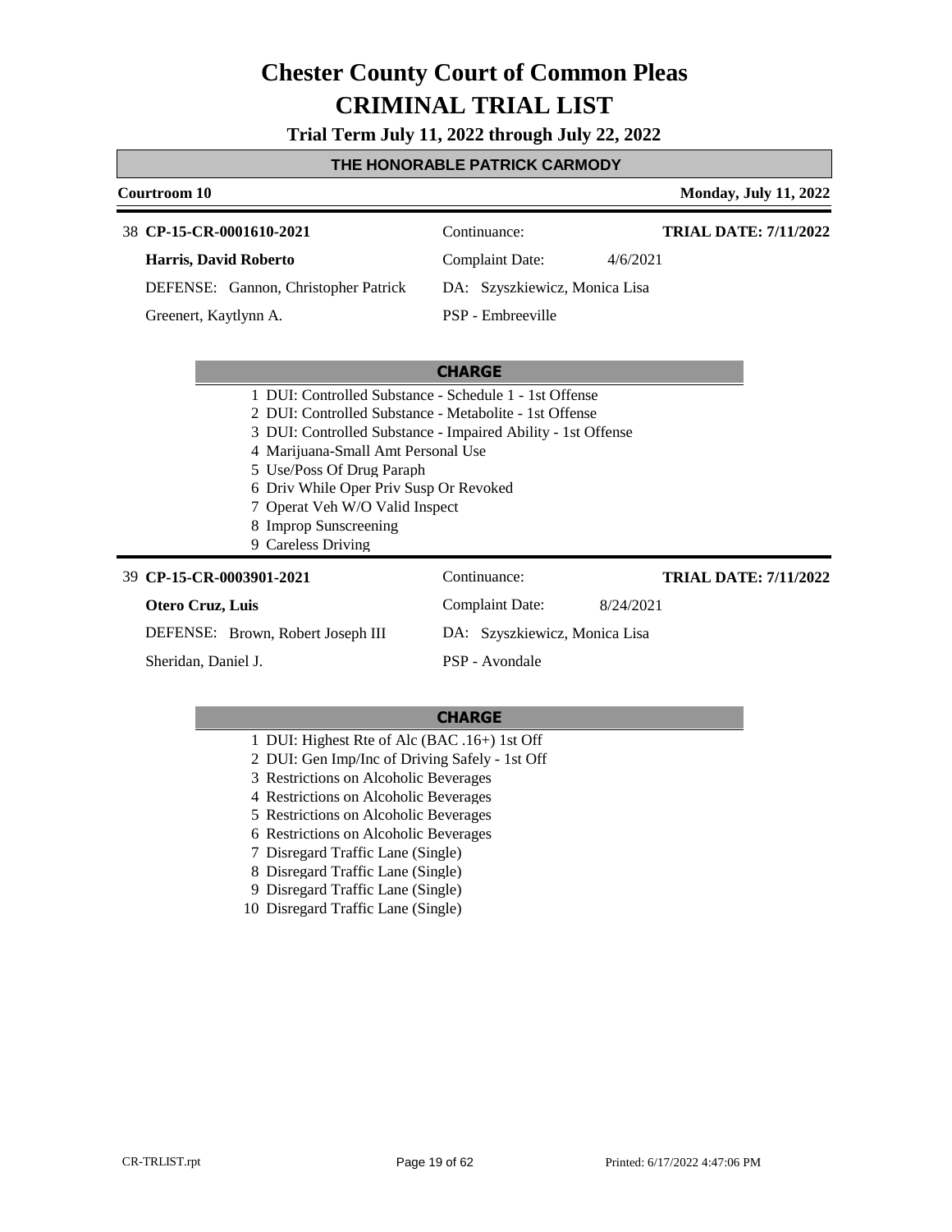# Chester County Court of Common Pleas

# CRIMINAL TRIAL LIST

**Trial Term July 11, 2022 through July 22, 2022**

## THE HONORABLE PATRICK CARMODY

**Courtroom 10** — **Monday, July 11, 2022**

---

38 **CP-15-CR-0001610-2021** — Continuance: — **TRIAL DATE: 7/11/2022**

**Harris, David Roberto** — Complaint Date: 4/6/2021

DEFENSE: Gannon, Christopher Patrick — DA: Szyszkiewicz, Monica Lisa

Greenert, Kaytlynn A. — PSP - Embreeville

**CHARGE**

1. DUI: Controlled Substance - Schedule 1 - 1st Offense
2. DUI: Controlled Substance - Metabolite - 1st Offense
3. DUI: Controlled Substance - Impaired Ability - 1st Offense
4. Marijuana-Small Amt Personal Use
5. Use/Poss Of Drug Paraph
6. Driv While Oper Priv Susp Or Revoked
7. Operat Veh W/O Valid Inspect
8. Improp Sunscreening
9. Careless Driving

---

39 **CP-15-CR-0003901-2021** — Continuance: — **TRIAL DATE: 7/11/2022**

**Otero Cruz, Luis** — Complaint Date: 8/24/2021

DEFENSE: Brown, Robert Joseph III — DA: Szyszkiewicz, Monica Lisa

Sheridan, Daniel J. — PSP - Avondale

**CHARGE**

1. DUI: Highest Rte of Alc (BAC .16+) 1st Off
2. DUI: Gen Imp/Inc of Driving Safely - 1st Off
3. Restrictions on Alcoholic Beverages
4. Restrictions on Alcoholic Beverages
5. Restrictions on Alcoholic Beverages
6. Restrictions on Alcoholic Beverages
7. Disregard Traffic Lane (Single)
8. Disregard Traffic Lane (Single)
9. Disregard Traffic Lane (Single)
10. Disregard Traffic Lane (Single)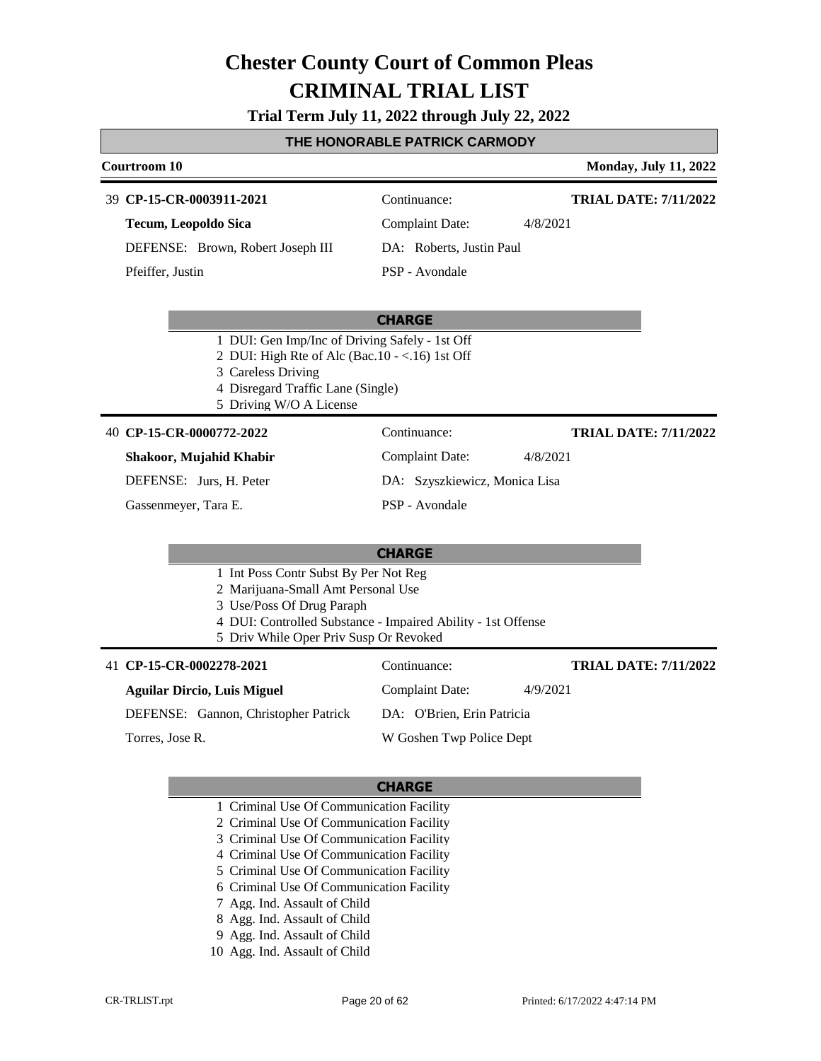# Chester County Court of Common Pleas
# CRIMINAL TRIAL LIST

**Trial Term July 11, 2022 through July 22, 2022**

## THE HONORABLE PATRICK CARMODY

**Courtroom 10** — **Monday, July 11, 2022**

---

39 **CP-15-CR-0003911-2021** — Continuance: — **TRIAL DATE: 7/11/2022**

**Tecum, Leopoldo Sica** — Complaint Date: 4/8/2021

DEFENSE: Brown, Robert Joseph III — DA: Roberts, Justin Paul

Pfeiffer, Justin — PSP - Avondale

**CHARGE**

1. DUI: Gen Imp/Inc of Driving Safely - 1st Off
2. DUI: High Rte of Alc (Bac.10 - <.16) 1st Off
3. Careless Driving
4. Disregard Traffic Lane (Single)
5. Driving W/O A License

---

40 **CP-15-CR-0000772-2022** — Continuance: — **TRIAL DATE: 7/11/2022**

**Shakoor, Mujahid Khabir** — Complaint Date: 4/8/2021

DEFENSE: Jurs, H. Peter — DA: Szyszkiewicz, Monica Lisa

Gassenmeyer, Tara E. — PSP - Avondale

**CHARGE**

1. Int Poss Contr Subst By Per Not Reg
2. Marijuana-Small Amt Personal Use
3. Use/Poss Of Drug Paraph
4. DUI: Controlled Substance - Impaired Ability - 1st Offense
5. Driv While Oper Priv Susp Or Revoked

---

41 **CP-15-CR-0002278-2021** — Continuance: — **TRIAL DATE: 7/11/2022**

**Aguilar Dircio, Luis Miguel** — Complaint Date: 4/9/2021

DEFENSE: Gannon, Christopher Patrick — DA: O'Brien, Erin Patricia

Torres, Jose R. — W Goshen Twp Police Dept

**CHARGE**

1. Criminal Use Of Communication Facility
2. Criminal Use Of Communication Facility
3. Criminal Use Of Communication Facility
4. Criminal Use Of Communication Facility
5. Criminal Use Of Communication Facility
6. Criminal Use Of Communication Facility
7. Agg. Ind. Assault of Child
8. Agg. Ind. Assault of Child
9. Agg. Ind. Assault of Child
10. Agg. Ind. Assault of Child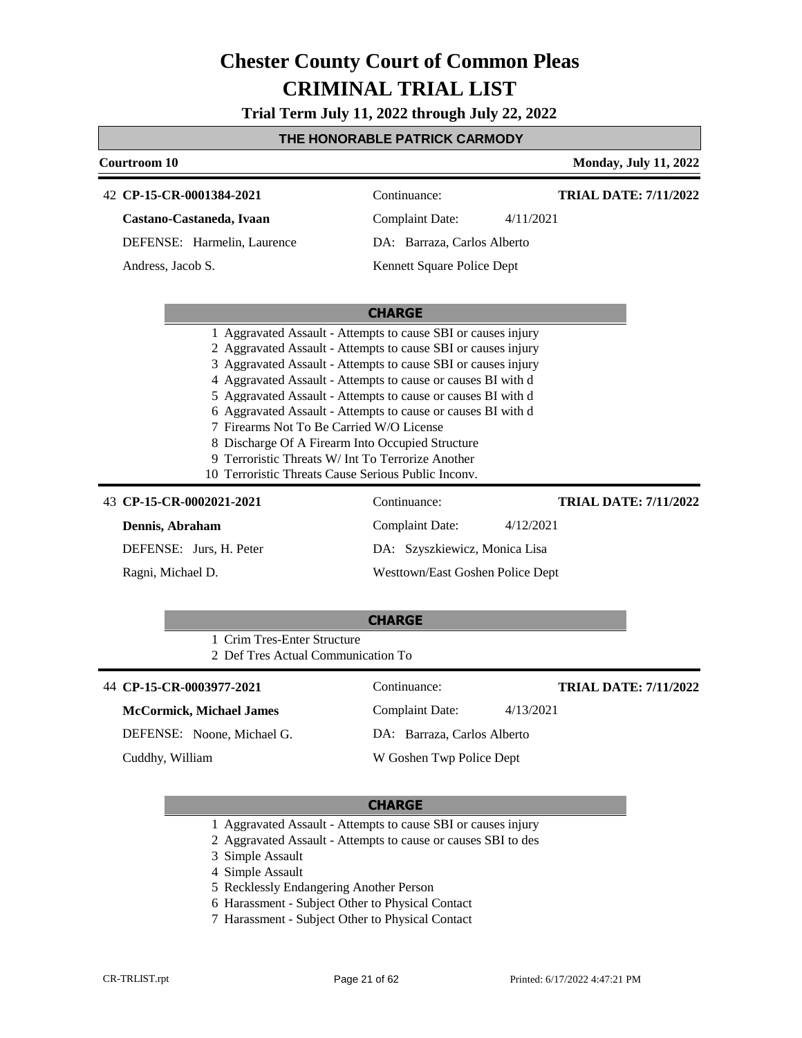# Chester County Court of Common Pleas

# CRIMINAL TRIAL LIST

**Trial Term July 11, 2022 through July 22, 2022**

**THE HONORABLE PATRICK CARMODY**

**Courtroom 10** | **Monday, July 11, 2022**

---

42 **CP-15-CR-0001384-2021**

**Castano-Castaneda, Ivaan**

DEFENSE: Harmelin, Laurence

Andress, Jacob S.

Continuance:

Complaint Date: 4/11/2021

DA: Barraza, Carlos Alberto

Kennett Square Police Dept

**TRIAL DATE: 7/11/2022**

**CHARGE**

1. Aggravated Assault - Attempts to cause SBI or causes injury
2. Aggravated Assault - Attempts to cause SBI or causes injury
3. Aggravated Assault - Attempts to cause SBI or causes injury
4. Aggravated Assault - Attempts to cause or causes BI with d
5. Aggravated Assault - Attempts to cause or causes BI with d
6. Aggravated Assault - Attempts to cause or causes BI with d
7. Firearms Not To Be Carried W/O License
8. Discharge Of A Firearm Into Occupied Structure
9. Terroristic Threats W/ Int To Terrorize Another
10. Terroristic Threats Cause Serious Public Inconv.

---

43 **CP-15-CR-0002021-2021**

**Dennis, Abraham**

DEFENSE: Jurs, H. Peter

Ragni, Michael D.

Continuance:

Complaint Date: 4/12/2021

DA: Szyszkiewicz, Monica Lisa

Westtown/East Goshen Police Dept

**TRIAL DATE: 7/11/2022**

**CHARGE**

1. Crim Tres-Enter Structure
2. Def Tres Actual Communication To

---

44 **CP-15-CR-0003977-2021**

**McCormick, Michael James**

DEFENSE: Noone, Michael G.

Cuddhy, William

Continuance:

Complaint Date: 4/13/2021

DA: Barraza, Carlos Alberto

W Goshen Twp Police Dept

**TRIAL DATE: 7/11/2022**

**CHARGE**

1. Aggravated Assault - Attempts to cause SBI or causes injury
2. Aggravated Assault - Attempts to cause or causes SBI to des
3. Simple Assault
4. Simple Assault
5. Recklessly Endangering Another Person
6. Harassment - Subject Other to Physical Contact
7. Harassment - Subject Other to Physical Contact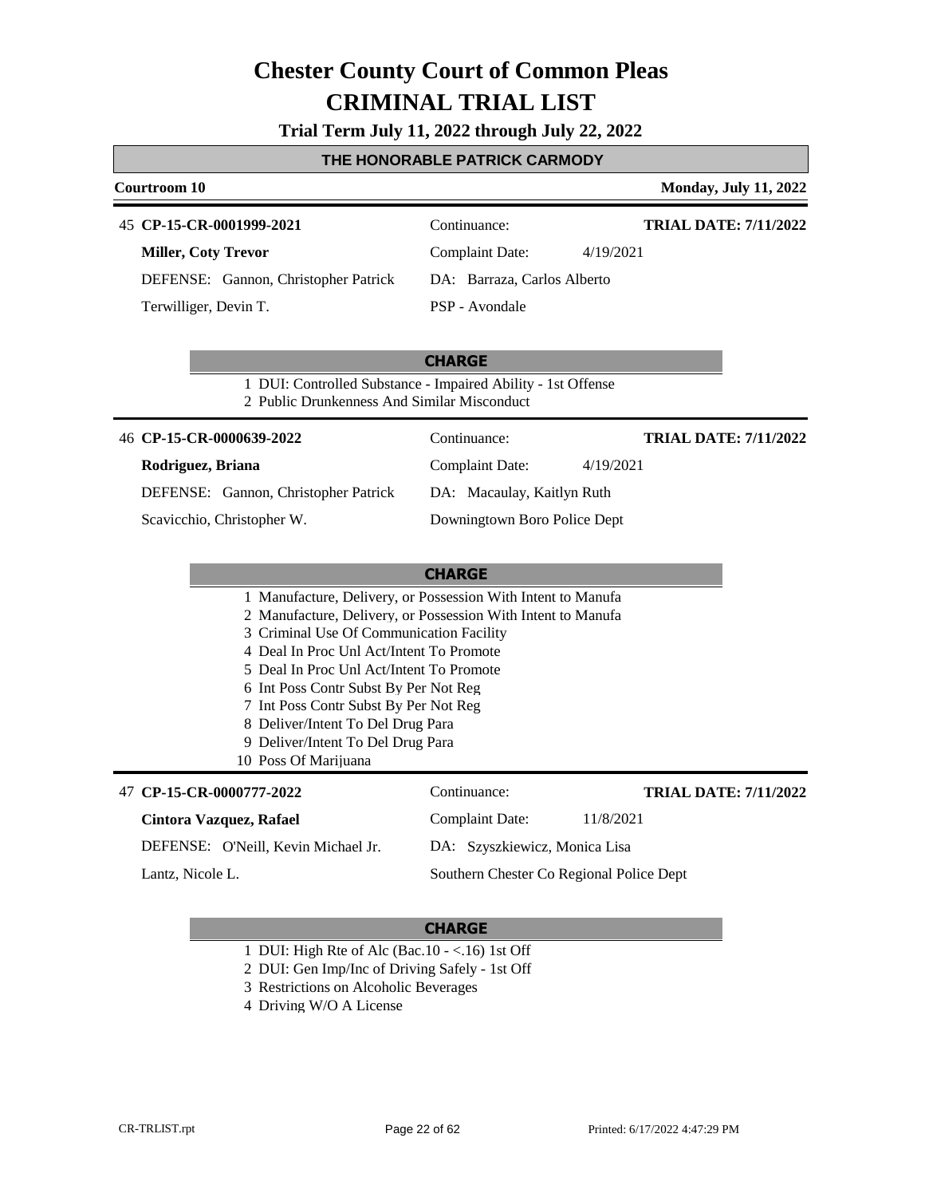# Chester County Court of Common Pleas
# CRIMINAL TRIAL LIST

**Trial Term July 11, 2022 through July 22, 2022**

## THE HONORABLE PATRICK CARMODY

**Courtroom 10** — **Monday, July 11, 2022**

---

45 **CP-15-CR-0001999-2021** — Continuance: — **TRIAL DATE: 7/11/2022**

**Miller, Coty Trevor** — Complaint Date: 4/19/2021

DEFENSE: Gannon, Christopher Patrick — DA: Barraza, Carlos Alberto

Terwilliger, Devin T. — PSP - Avondale

**CHARGE**

1 DUI: Controlled Substance - Impaired Ability - 1st Offense
2 Public Drunkenness And Similar Misconduct

---

46 **CP-15-CR-0000639-2022** — Continuance: — **TRIAL DATE: 7/11/2022**

**Rodriguez, Briana** — Complaint Date: 4/19/2021

DEFENSE: Gannon, Christopher Patrick — DA: Macaulay, Kaitlyn Ruth

Scavicchio, Christopher W. — Downingtown Boro Police Dept

**CHARGE**

1 Manufacture, Delivery, or Possession With Intent to Manufa
2 Manufacture, Delivery, or Possession With Intent to Manufa
3 Criminal Use Of Communication Facility
4 Deal In Proc Unl Act/Intent To Promote
5 Deal In Proc Unl Act/Intent To Promote
6 Int Poss Contr Subst By Per Not Reg
7 Int Poss Contr Subst By Per Not Reg
8 Deliver/Intent To Del Drug Para
9 Deliver/Intent To Del Drug Para
10 Poss Of Marijuana

---

47 **CP-15-CR-0000777-2022** — Continuance: — **TRIAL DATE: 7/11/2022**

**Cintora Vazquez, Rafael** — Complaint Date: 11/8/2021

DEFENSE: O'Neill, Kevin Michael Jr. — DA: Szyszkiewicz, Monica Lisa

Lantz, Nicole L. — Southern Chester Co Regional Police Dept

**CHARGE**

1 DUI: High Rte of Alc (Bac.10 - <.16) 1st Off
2 DUI: Gen Imp/Inc of Driving Safely - 1st Off
3 Restrictions on Alcoholic Beverages
4 Driving W/O A License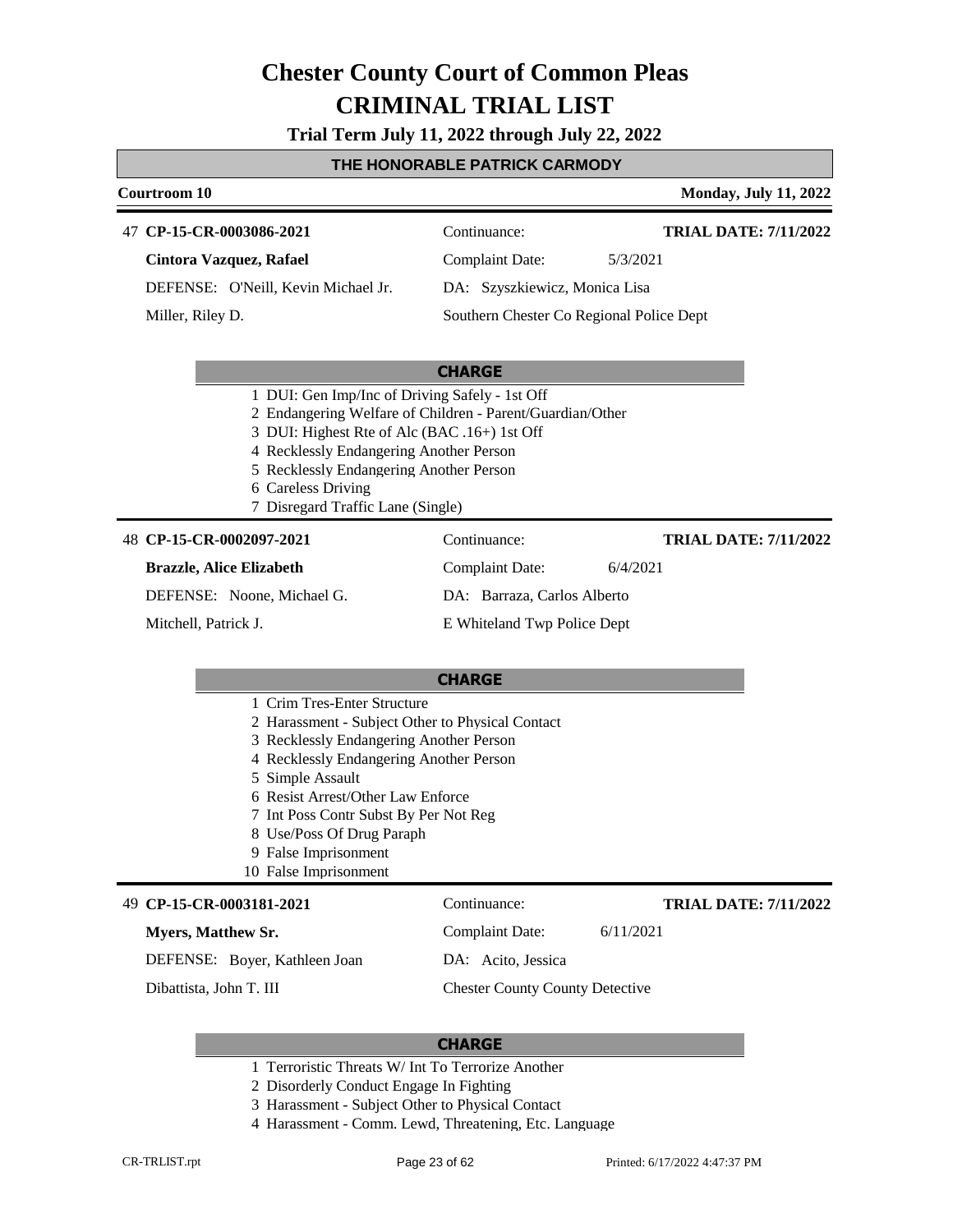# Chester County Court of Common Pleas

# CRIMINAL TRIAL LIST

**Trial Term July 11, 2022 through July 22, 2022**

**THE HONORABLE PATRICK CARMODY**

**Courtroom 10** — **Monday, July 11, 2022**

---

47 **CP-15-CR-0003086-2021**

**Cintora Vazquez, Rafael**

DEFENSE: O'Neill, Kevin Michael Jr.

Miller, Riley D.

Continuance:

**TRIAL DATE: 7/11/2022**

Complaint Date: 5/3/2021

DA: Szyszkiewicz, Monica Lisa

Southern Chester Co Regional Police Dept

**CHARGE**

1 DUI: Gen Imp/Inc of Driving Safely - 1st Off
2 Endangering Welfare of Children - Parent/Guardian/Other
3 DUI: Highest Rte of Alc (BAC .16+) 1st Off
4 Recklessly Endangering Another Person
5 Recklessly Endangering Another Person
6 Careless Driving
7 Disregard Traffic Lane (Single)

---

48 **CP-15-CR-0002097-2021**

**Brazzle, Alice Elizabeth**

DEFENSE: Noone, Michael G.

Mitchell, Patrick J.

Continuance:

**TRIAL DATE: 7/11/2022**

Complaint Date: 6/4/2021

DA: Barraza, Carlos Alberto

E Whiteland Twp Police Dept

**CHARGE**

1 Crim Tres-Enter Structure
2 Harassment - Subject Other to Physical Contact
3 Recklessly Endangering Another Person
4 Recklessly Endangering Another Person
5 Simple Assault
6 Resist Arrest/Other Law Enforce
7 Int Poss Contr Subst By Per Not Reg
8 Use/Poss Of Drug Paraph
9 False Imprisonment
10 False Imprisonment

---

49 **CP-15-CR-0003181-2021**

**Myers, Matthew Sr.**

DEFENSE: Boyer, Kathleen Joan

Dibattista, John T. III

Continuance:

**TRIAL DATE: 7/11/2022**

Complaint Date: 6/11/2021

DA: Acito, Jessica

Chester County County Detective

**CHARGE**

1 Terroristic Threats W/ Int To Terrorize Another
2 Disorderly Conduct Engage In Fighting
3 Harassment - Subject Other to Physical Contact
4 Harassment - Comm. Lewd, Threatening, Etc. Language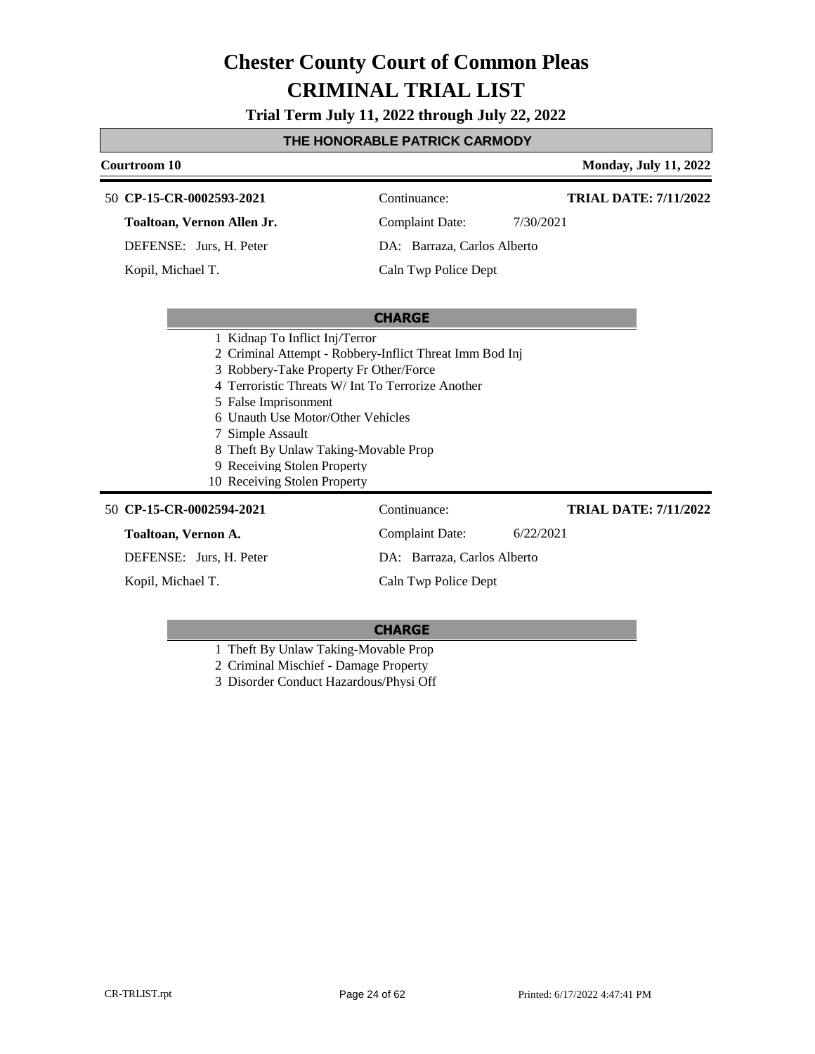# Chester County Court of Common Pleas
# CRIMINAL TRIAL LIST

**Trial Term July 11, 2022 through July 22, 2022**

## THE HONORABLE PATRICK CARMODY

**Courtroom 10** — **Monday, July 11, 2022**

---

50 **CP-15-CR-0002593-2021** — Continuance: — **TRIAL DATE: 7/11/2022**

**Toaltoan, Vernon Allen Jr.** — Complaint Date: 7/30/2021

DEFENSE: Jurs, H. Peter — DA: Barraza, Carlos Alberto

Kopil, Michael T. — Caln Twp Police Dept

**CHARGE**

1. Kidnap To Inflict Inj/Terror
2. Criminal Attempt - Robbery-Inflict Threat Imm Bod Inj
3. Robbery-Take Property Fr Other/Force
4. Terroristic Threats W/ Int To Terrorize Another
5. False Imprisonment
6. Unauth Use Motor/Other Vehicles
7. Simple Assault
8. Theft By Unlaw Taking-Movable Prop
9. Receiving Stolen Property
10. Receiving Stolen Property

---

50 **CP-15-CR-0002594-2021** — Continuance: — **TRIAL DATE: 7/11/2022**

**Toaltoan, Vernon A.** — Complaint Date: 6/22/2021

DEFENSE: Jurs, H. Peter — DA: Barraza, Carlos Alberto

Kopil, Michael T. — Caln Twp Police Dept

**CHARGE**

1. Theft By Unlaw Taking-Movable Prop
2. Criminal Mischief - Damage Property
3. Disorder Conduct Hazardous/Physi Off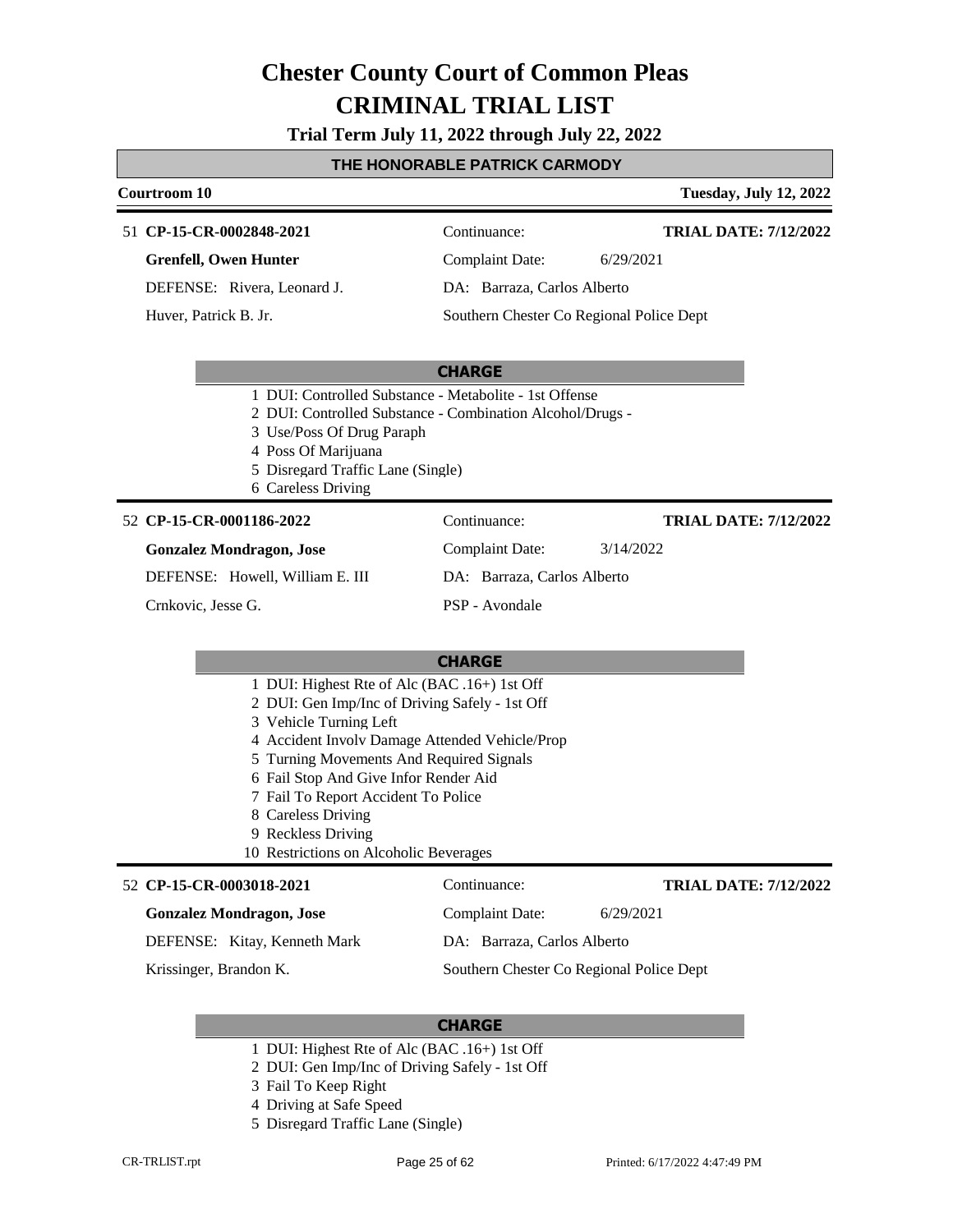# Chester County Court of Common Pleas

# CRIMINAL TRIAL LIST

**Trial Term July 11, 2022 through July 22, 2022**

## THE HONORABLE PATRICK CARMODY

**Courtroom 10** — **Tuesday, July 12, 2022**

---

51 **CP-15-CR-0002848-2021**

**Grenfell, Owen Hunter**

DEFENSE: Rivera, Leonard J.

Huver, Patrick B. Jr.

Continuance:

Complaint Date: 6/29/2021

DA: Barraza, Carlos Alberto

Southern Chester Co Regional Police Dept

**TRIAL DATE: 7/12/2022**

**CHARGE**

1. DUI: Controlled Substance - Metabolite - 1st Offense
2. DUI: Controlled Substance - Combination Alcohol/Drugs -
3. Use/Poss Of Drug Paraph
4. Poss Of Marijuana
5. Disregard Traffic Lane (Single)
6. Careless Driving

---

52 **CP-15-CR-0001186-2022**

**Gonzalez Mondragon, Jose**

DEFENSE: Howell, William E. III

Crnkovic, Jesse G.

Continuance:

Complaint Date: 3/14/2022

DA: Barraza, Carlos Alberto

PSP - Avondale

**TRIAL DATE: 7/12/2022**

**CHARGE**

1. DUI: Highest Rte of Alc (BAC .16+) 1st Off
2. DUI: Gen Imp/Inc of Driving Safely - 1st Off
3. Vehicle Turning Left
4. Accident Involv Damage Attended Vehicle/Prop
5. Turning Movements And Required Signals
6. Fail Stop And Give Infor Render Aid
7. Fail To Report Accident To Police
8. Careless Driving
9. Reckless Driving
10. Restrictions on Alcoholic Beverages

---

52 **CP-15-CR-0003018-2021**

**Gonzalez Mondragon, Jose**

DEFENSE: Kitay, Kenneth Mark

Krissinger, Brandon K.

Continuance:

Complaint Date: 6/29/2021

DA: Barraza, Carlos Alberto

Southern Chester Co Regional Police Dept

**TRIAL DATE: 7/12/2022**

**CHARGE**

1. DUI: Highest Rte of Alc (BAC .16+) 1st Off
2. DUI: Gen Imp/Inc of Driving Safely - 1st Off
3. Fail To Keep Right
4. Driving at Safe Speed
5. Disregard Traffic Lane (Single)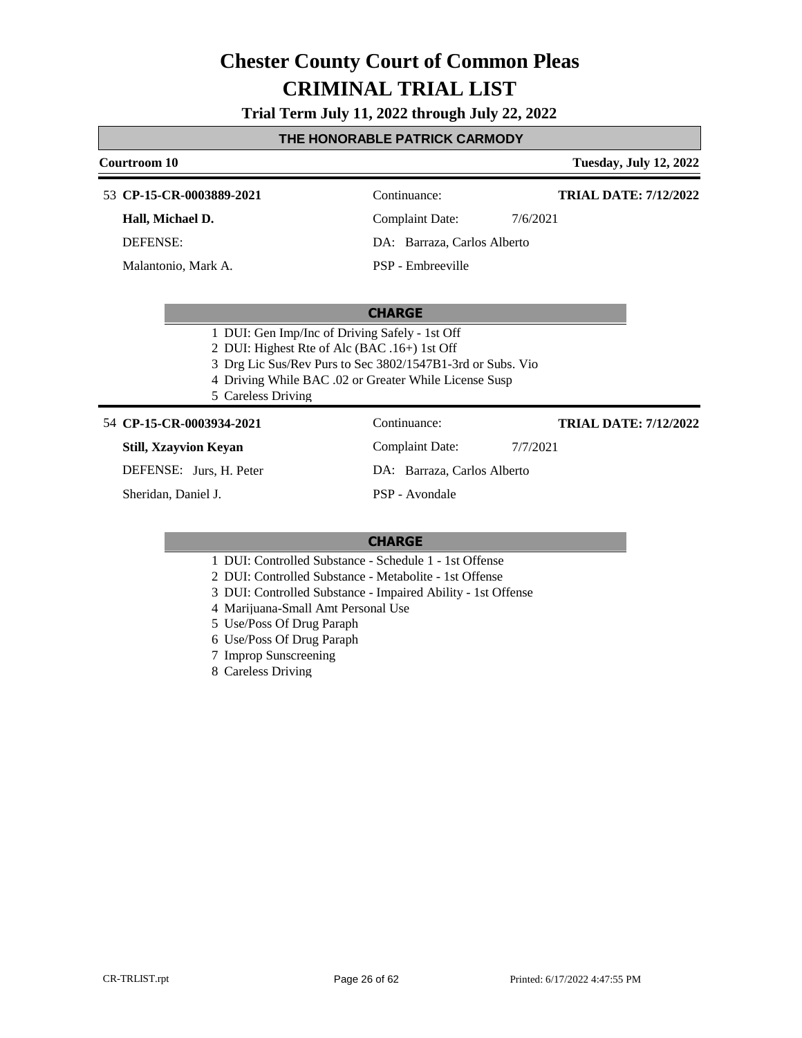# Chester County Court of Common Pleas

# CRIMINAL TRIAL LIST

**Trial Term July 11, 2022 through July 22, 2022**

## THE HONORABLE PATRICK CARMODY

**Courtroom 10** — **Tuesday, July 12, 2022**

---

53 **CP-15-CR-0003889-2021**

| | | |
|---|---|---|
| **Hall, Michael D.** | Continuance: | **TRIAL DATE: 7/12/2022** |
| DEFENSE: | Complaint Date: 7/6/2021 | |
| Malantonio, Mark A. | DA: Barraza, Carlos Alberto | |
| | PSP - Embreeville | |

**CHARGE**

1 DUI: Gen Imp/Inc of Driving Safely - 1st Off
2 DUI: Highest Rte of Alc (BAC .16+) 1st Off
3 Drg Lic Sus/Rev Purs to Sec 3802/1547B1-3rd or Subs. Vio
4 Driving While BAC .02 or Greater While License Susp
5 Careless Driving

---

54 **CP-15-CR-0003934-2021**

| | | |
|---|---|---|
| **Still, Xzayvion Keyan** | Continuance: | **TRIAL DATE: 7/12/2022** |
| DEFENSE: Jurs, H. Peter | Complaint Date: 7/7/2021 | |
| Sheridan, Daniel J. | DA: Barraza, Carlos Alberto | |
| | PSP - Avondale | |

**CHARGE**

1 DUI: Controlled Substance - Schedule 1 - 1st Offense
2 DUI: Controlled Substance - Metabolite - 1st Offense
3 DUI: Controlled Substance - Impaired Ability - 1st Offense
4 Marijuana-Small Amt Personal Use
5 Use/Poss Of Drug Paraph
6 Use/Poss Of Drug Paraph
7 Improp Sunscreening
8 Careless Driving

CR-TRLIST.rpt — Printed: 6/17/2022 4:47:55 PM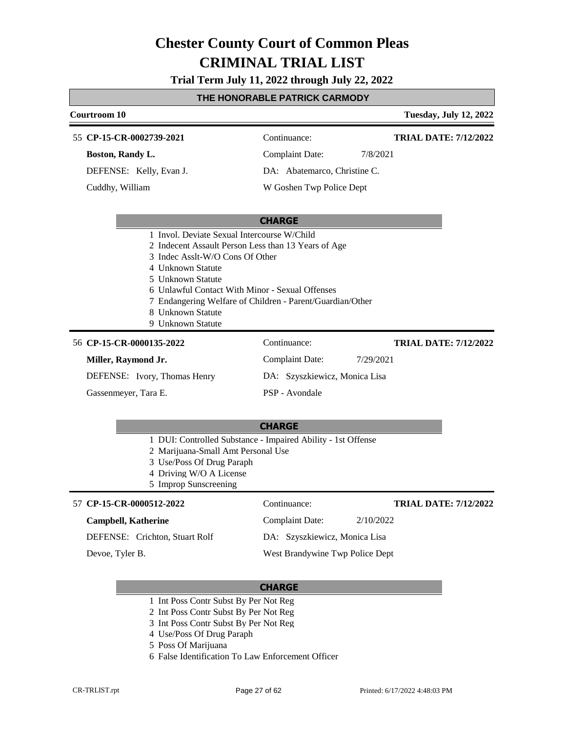# Chester County Court of Common Pleas
# CRIMINAL TRIAL LIST

**Trial Term July 11, 2022 through July 22, 2022**

## THE HONORABLE PATRICK CARMODY

**Courtroom 10** | **Tuesday, July 12, 2022**

---

55 **CP-15-CR-0002739-2021** | Continuance: | **TRIAL DATE: 7/12/2022**

**Boston, Randy L.** | Complaint Date: 7/8/2021

DEFENSE: Kelly, Evan J. | DA: Abatemarco, Christine C.

Cuddhy, William | W Goshen Twp Police Dept

**CHARGE**

1 Invol. Deviate Sexual Intercourse W/Child
2 Indecent Assault Person Less than 13 Years of Age
3 Indec Asslt-W/O Cons Of Other
4 Unknown Statute
5 Unknown Statute
6 Unlawful Contact With Minor - Sexual Offenses
7 Endangering Welfare of Children - Parent/Guardian/Other
8 Unknown Statute
9 Unknown Statute

---

56 **CP-15-CR-0000135-2022** | Continuance: | **TRIAL DATE: 7/12/2022**

**Miller, Raymond Jr.** | Complaint Date: 7/29/2021

DEFENSE: Ivory, Thomas Henry | DA: Szyszkiewicz, Monica Lisa

Gassenmeyer, Tara E. | PSP - Avondale

**CHARGE**

1 DUI: Controlled Substance - Impaired Ability - 1st Offense
2 Marijuana-Small Amt Personal Use
3 Use/Poss Of Drug Paraph
4 Driving W/O A License
5 Improp Sunscreening

---

57 **CP-15-CR-0000512-2022** | Continuance: | **TRIAL DATE: 7/12/2022**

**Campbell, Katherine** | Complaint Date: 2/10/2022

DEFENSE: Crichton, Stuart Rolf | DA: Szyszkiewicz, Monica Lisa

Devoe, Tyler B. | West Brandywine Twp Police Dept

**CHARGE**

1 Int Poss Contr Subst By Per Not Reg
2 Int Poss Contr Subst By Per Not Reg
3 Int Poss Contr Subst By Per Not Reg
4 Use/Poss Of Drug Paraph
5 Poss Of Marijuana
6 False Identification To Law Enforcement Officer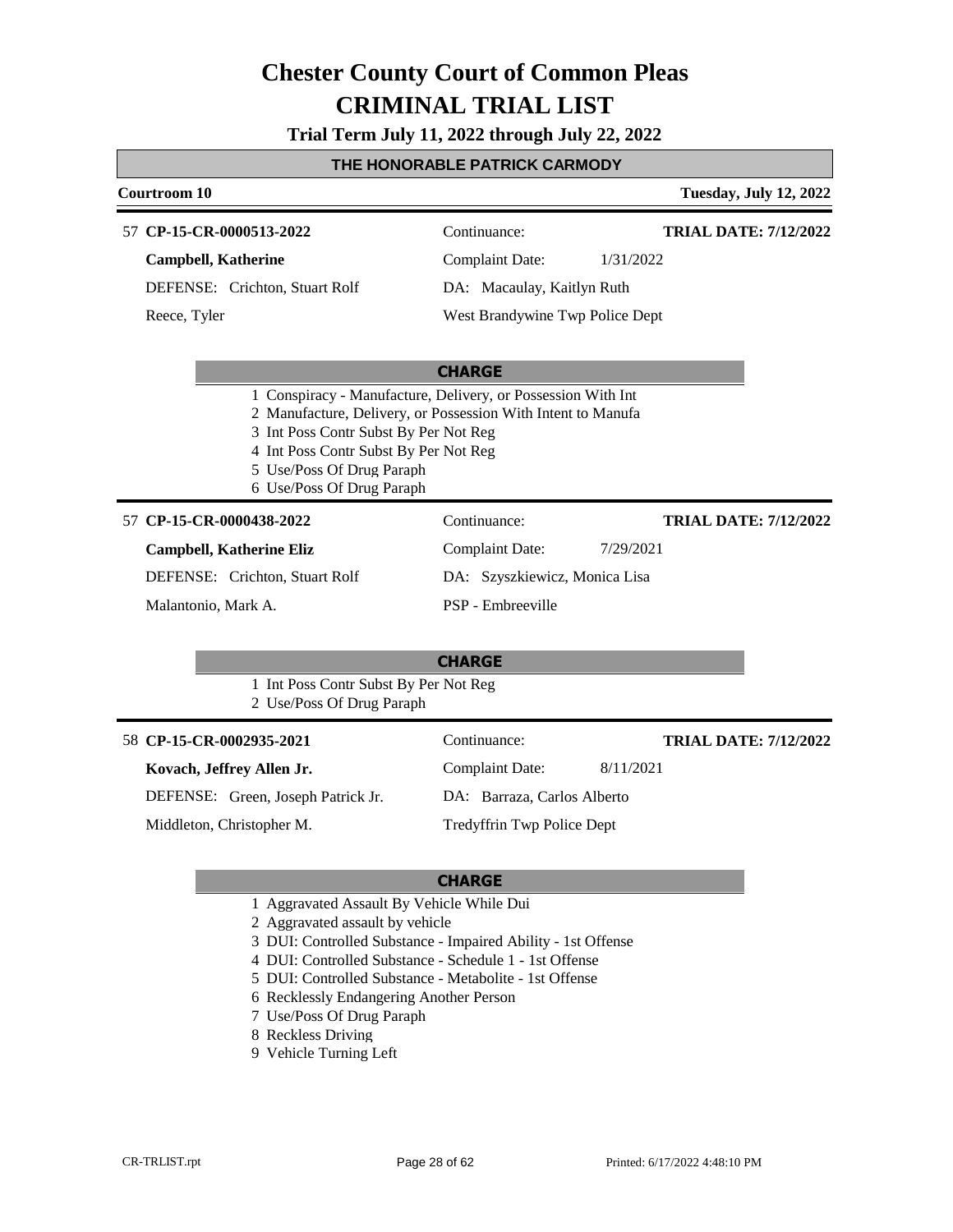# Chester County Court of Common Pleas

# CRIMINAL TRIAL LIST

**Trial Term July 11, 2022 through July 22, 2022**

**THE HONORABLE PATRICK CARMODY**

**Courtroom 10** — **Tuesday, July 12, 2022**

---

57 **CP-15-CR-0000513-2022**
Continuance:
**TRIAL DATE: 7/12/2022**

**Campbell, Katherine**
Complaint Date: 1/31/2022

DEFENSE: Crichton, Stuart Rolf
DA: Macaulay, Kaitlyn Ruth

Reece, Tyler
West Brandywine Twp Police Dept

**CHARGE**

1 Conspiracy - Manufacture, Delivery, or Possession With Int
2 Manufacture, Delivery, or Possession With Intent to Manufa
3 Int Poss Contr Subst By Per Not Reg
4 Int Poss Contr Subst By Per Not Reg
5 Use/Poss Of Drug Paraph
6 Use/Poss Of Drug Paraph

---

57 **CP-15-CR-0000438-2022**
Continuance:
**TRIAL DATE: 7/12/2022**

**Campbell, Katherine Eliz**
Complaint Date: 7/29/2021

DEFENSE: Crichton, Stuart Rolf
DA: Szyszkiewicz, Monica Lisa

Malantonio, Mark A.
PSP - Embreeville

**CHARGE**

1 Int Poss Contr Subst By Per Not Reg
2 Use/Poss Of Drug Paraph

---

58 **CP-15-CR-0002935-2021**
Continuance:
**TRIAL DATE: 7/12/2022**

**Kovach, Jeffrey Allen Jr.**
Complaint Date: 8/11/2021

DEFENSE: Green, Joseph Patrick Jr.
DA: Barraza, Carlos Alberto

Middleton, Christopher M.
Tredyffrin Twp Police Dept

**CHARGE**

1 Aggravated Assault By Vehicle While Dui
2 Aggravated assault by vehicle
3 DUI: Controlled Substance - Impaired Ability - 1st Offense
4 DUI: Controlled Substance - Schedule 1 - 1st Offense
5 DUI: Controlled Substance - Metabolite - 1st Offense
6 Recklessly Endangering Another Person
7 Use/Poss Of Drug Paraph
8 Reckless Driving
9 Vehicle Turning Left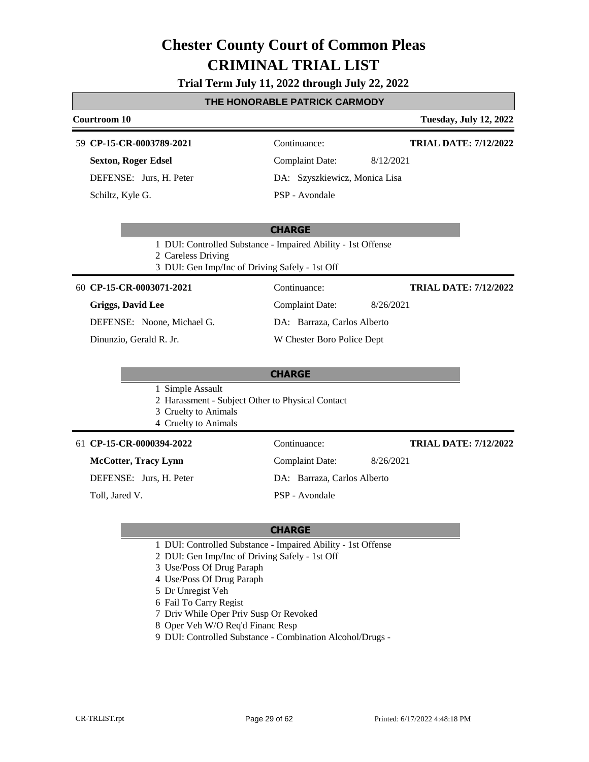# Chester County Court of Common Pleas
# CRIMINAL TRIAL LIST

**Trial Term July 11, 2022 through July 22, 2022**

## THE HONORABLE PATRICK CARMODY

**Courtroom 10** — **Tuesday, July 12, 2022**

---

59 **CP-15-CR-0003789-2021**
Continuance:
**TRIAL DATE: 7/12/2022**

**Sexton, Roger Edsel**
Complaint Date: 8/12/2021

DEFENSE: Jurs, H. Peter
DA: Szyszkiewicz, Monica Lisa

Schiltz, Kyle G.
PSP - Avondale

**CHARGE**

1. DUI: Controlled Substance - Impaired Ability - 1st Offense
2. Careless Driving
3. DUI: Gen Imp/Inc of Driving Safely - 1st Off

---

60 **CP-15-CR-0003071-2021**
Continuance:
**TRIAL DATE: 7/12/2022**

**Griggs, David Lee**
Complaint Date: 8/26/2021

DEFENSE: Noone, Michael G.
DA: Barraza, Carlos Alberto

Dinunzio, Gerald R. Jr.
W Chester Boro Police Dept

**CHARGE**

1. Simple Assault
2. Harassment - Subject Other to Physical Contact
3. Cruelty to Animals
4. Cruelty to Animals

---

61 **CP-15-CR-0000394-2022**
Continuance:
**TRIAL DATE: 7/12/2022**

**McCotter, Tracy Lynn**
Complaint Date: 8/26/2021

DEFENSE: Jurs, H. Peter
DA: Barraza, Carlos Alberto

Toll, Jared V.
PSP - Avondale

**CHARGE**

1. DUI: Controlled Substance - Impaired Ability - 1st Offense
2. DUI: Gen Imp/Inc of Driving Safely - 1st Off
3. Use/Poss Of Drug Paraph
4. Use/Poss Of Drug Paraph
5. Dr Unregist Veh
6. Fail To Carry Regist
7. Driv While Oper Priv Susp Or Revoked
8. Oper Veh W/O Req'd Financ Resp
9. DUI: Controlled Substance - Combination Alcohol/Drugs -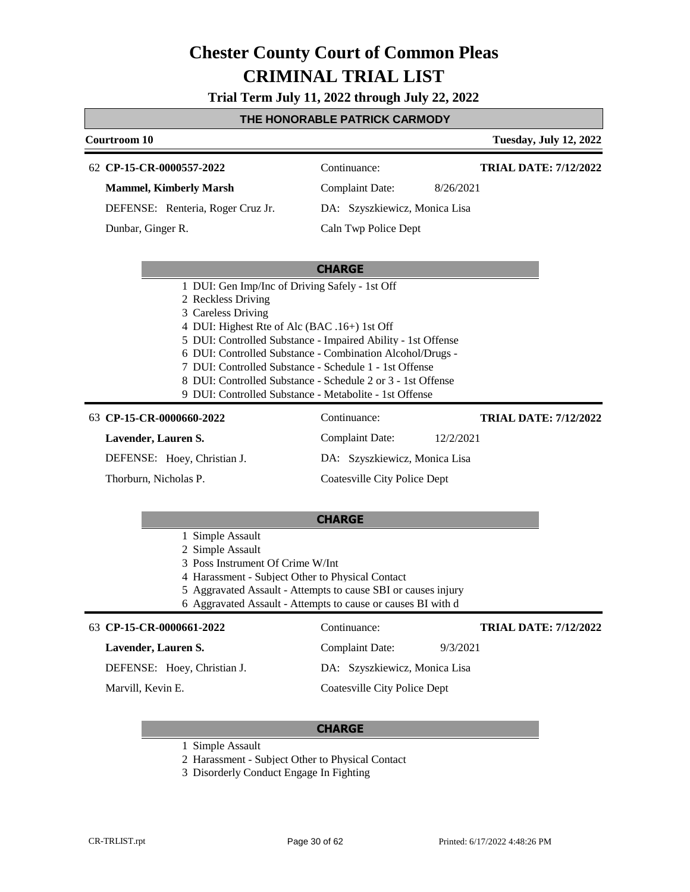# Chester County Court of Common Pleas
# CRIMINAL TRIAL LIST

**Trial Term July 11, 2022 through July 22, 2022**

## THE HONORABLE PATRICK CARMODY

**Courtroom 10** — **Tuesday, July 12, 2022**

---

62 **CP-15-CR-0000557-2022** — Continuance: — **TRIAL DATE: 7/12/2022**

**Mammel, Kimberly Marsh** — Complaint Date: 8/26/2021

DEFENSE: Renteria, Roger Cruz Jr. — DA: Szyszkiewicz, Monica Lisa

Dunbar, Ginger R. — Caln Twp Police Dept

**CHARGE**

1. DUI: Gen Imp/Inc of Driving Safely - 1st Off
2. Reckless Driving
3. Careless Driving
4. DUI: Highest Rte of Alc (BAC .16+) 1st Off
5. DUI: Controlled Substance - Impaired Ability - 1st Offense
6. DUI: Controlled Substance - Combination Alcohol/Drugs -
7. DUI: Controlled Substance - Schedule 1 - 1st Offense
8. DUI: Controlled Substance - Schedule 2 or 3 - 1st Offense
9. DUI: Controlled Substance - Metabolite - 1st Offense

---

63 **CP-15-CR-0000660-2022** — Continuance: — **TRIAL DATE: 7/12/2022**

**Lavender, Lauren S.** — Complaint Date: 12/2/2021

DEFENSE: Hoey, Christian J. — DA: Szyszkiewicz, Monica Lisa

Thorburn, Nicholas P. — Coatesville City Police Dept

**CHARGE**

1. Simple Assault
2. Simple Assault
3. Poss Instrument Of Crime W/Int
4. Harassment - Subject Other to Physical Contact
5. Aggravated Assault - Attempts to cause SBI or causes injury
6. Aggravated Assault - Attempts to cause or causes BI with d

---

63 **CP-15-CR-0000661-2022** — Continuance: — **TRIAL DATE: 7/12/2022**

**Lavender, Lauren S.** — Complaint Date: 9/3/2021

DEFENSE: Hoey, Christian J. — DA: Szyszkiewicz, Monica Lisa

Marvill, Kevin E. — Coatesville City Police Dept

**CHARGE**

1. Simple Assault
2. Harassment - Subject Other to Physical Contact
3. Disorderly Conduct Engage In Fighting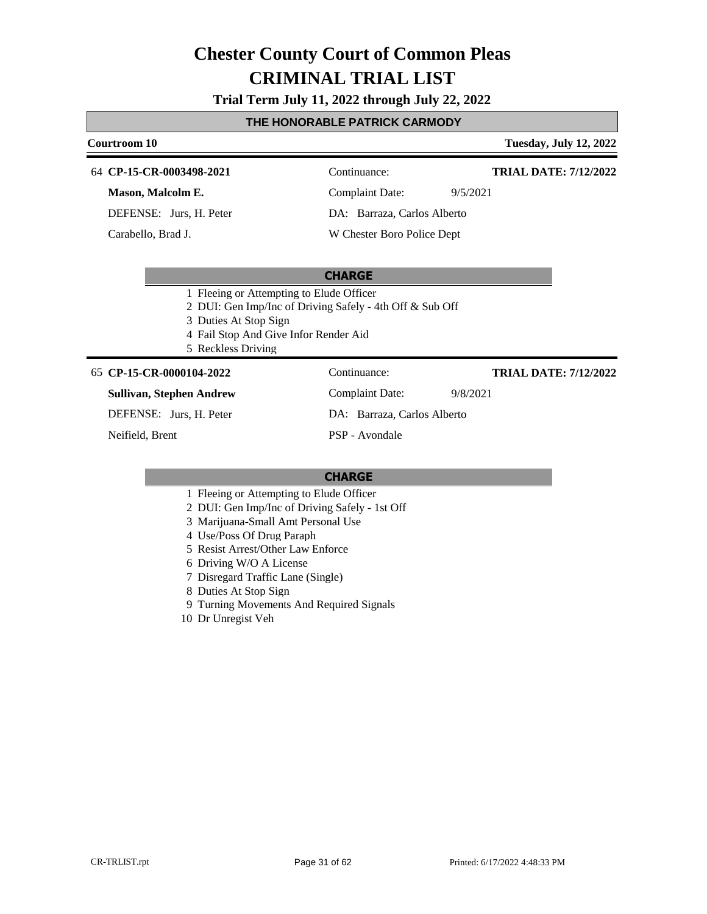# Chester County Court of Common Pleas
# CRIMINAL TRIAL LIST

**Trial Term July 11, 2022 through July 22, 2022**

## THE HONORABLE PATRICK CARMODY

**Courtroom 10** — **Tuesday, July 12, 2022**

---

64 **CP-15-CR-0003498-2021**
**Mason, Malcolm E.**
DEFENSE: Jurs, H. Peter
Carabello, Brad J.

Continuance:
Complaint Date: 9/5/2021
DA: Barraza, Carlos Alberto
W Chester Boro Police Dept

**TRIAL DATE: 7/12/2022**

### CHARGE

1. Fleeing or Attempting to Elude Officer
2. DUI: Gen Imp/Inc of Driving Safely - 4th Off & Sub Off
3. Duties At Stop Sign
4. Fail Stop And Give Infor Render Aid
5. Reckless Driving

---

65 **CP-15-CR-0000104-2022**
**Sullivan, Stephen Andrew**
DEFENSE: Jurs, H. Peter
Neifield, Brent

Continuance:
Complaint Date: 9/8/2021
DA: Barraza, Carlos Alberto
PSP - Avondale

**TRIAL DATE: 7/12/2022**

### CHARGE

1. Fleeing or Attempting to Elude Officer
2. DUI: Gen Imp/Inc of Driving Safely - 1st Off
3. Marijuana-Small Amt Personal Use
4. Use/Poss Of Drug Paraph
5. Resist Arrest/Other Law Enforce
6. Driving W/O A License
7. Disregard Traffic Lane (Single)
8. Duties At Stop Sign
9. Turning Movements And Required Signals
10. Dr Unregist Veh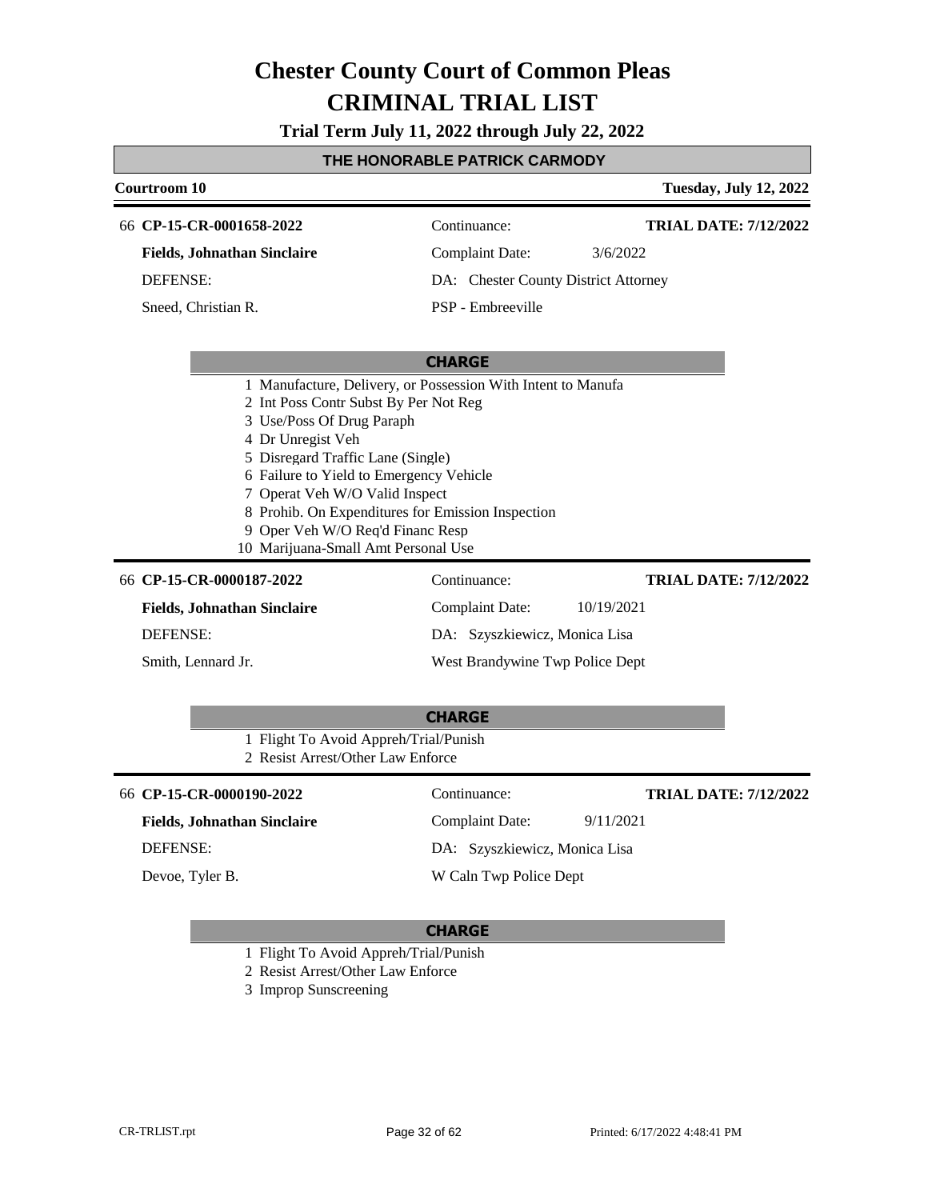# Chester County Court of Common Pleas
# CRIMINAL TRIAL LIST

**Trial Term July 11, 2022 through July 22, 2022**

## THE HONORABLE PATRICK CARMODY

**Courtroom 10** — **Tuesday, July 12, 2022**

---

66 **CP-15-CR-0001658-2022** — Continuance: — **TRIAL DATE: 7/12/2022**

**Fields, Johnathan Sinclaire** — Complaint Date: 3/6/2022

DEFENSE: — DA: Chester County District Attorney

Sneed, Christian R. — PSP - Embreeville

**CHARGE**

1 Manufacture, Delivery, or Possession With Intent to Manufa
2 Int Poss Contr Subst By Per Not Reg
3 Use/Poss Of Drug Paraph
4 Dr Unregist Veh
5 Disregard Traffic Lane (Single)
6 Failure to Yield to Emergency Vehicle
7 Operat Veh W/O Valid Inspect
8 Prohib. On Expenditures for Emission Inspection
9 Oper Veh W/O Req'd Financ Resp
10 Marijuana-Small Amt Personal Use

---

66 **CP-15-CR-0000187-2022** — Continuance: — **TRIAL DATE: 7/12/2022**

**Fields, Johnathan Sinclaire** — Complaint Date: 10/19/2021

DEFENSE: — DA: Szyszkiewicz, Monica Lisa

Smith, Lennard Jr. — West Brandywine Twp Police Dept

**CHARGE**

1 Flight To Avoid Appreh/Trial/Punish
2 Resist Arrest/Other Law Enforce

---

66 **CP-15-CR-0000190-2022** — Continuance: — **TRIAL DATE: 7/12/2022**

**Fields, Johnathan Sinclaire** — Complaint Date: 9/11/2021

DEFENSE: — DA: Szyszkiewicz, Monica Lisa

Devoe, Tyler B. — W Caln Twp Police Dept

**CHARGE**

1 Flight To Avoid Appreh/Trial/Punish
2 Resist Arrest/Other Law Enforce
3 Improp Sunscreening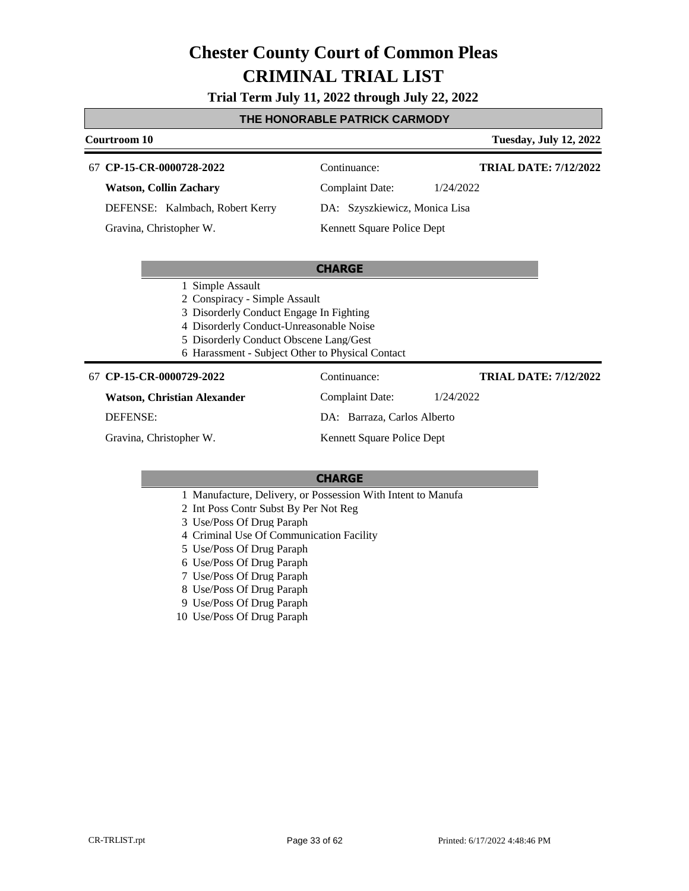# Chester County Court of Common Pleas
# CRIMINAL TRIAL LIST

**Trial Term July 11, 2022 through July 22, 2022**

**THE HONORABLE PATRICK CARMODY**

**Courtroom 10** | **Tuesday, July 12, 2022**

---

67 **CP-15-CR-0000728-2022** | Continuance: | **TRIAL DATE: 7/12/2022**

**Watson, Collin Zachary** | Complaint Date: 1/24/2022

DEFENSE: Kalmbach, Robert Kerry | DA: Szyszkiewicz, Monica Lisa

Gravina, Christopher W. | Kennett Square Police Dept

**CHARGE**

1. Simple Assault
2. Conspiracy - Simple Assault
3. Disorderly Conduct Engage In Fighting
4. Disorderly Conduct-Unreasonable Noise
5. Disorderly Conduct Obscene Lang/Gest
6. Harassment - Subject Other to Physical Contact

---

67 **CP-15-CR-0000729-2022** | Continuance: | **TRIAL DATE: 7/12/2022**

**Watson, Christian Alexander** | Complaint Date: 1/24/2022

DEFENSE: | DA: Barraza, Carlos Alberto

Gravina, Christopher W. | Kennett Square Police Dept

**CHARGE**

1. Manufacture, Delivery, or Possession With Intent to Manufa
2. Int Poss Contr Subst By Per Not Reg
3. Use/Poss Of Drug Paraph
4. Criminal Use Of Communication Facility
5. Use/Poss Of Drug Paraph
6. Use/Poss Of Drug Paraph
7. Use/Poss Of Drug Paraph
8. Use/Poss Of Drug Paraph
9. Use/Poss Of Drug Paraph
10. Use/Poss Of Drug Paraph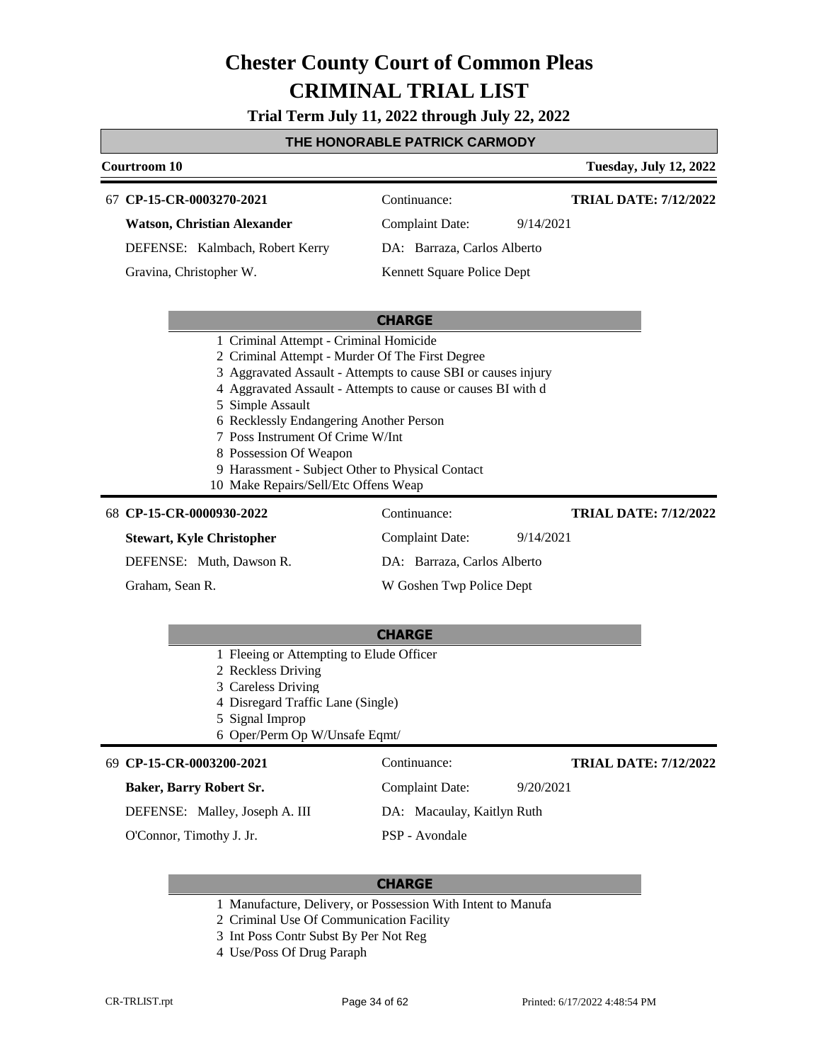# Chester County Court of Common Pleas

# CRIMINAL TRIAL LIST

**Trial Term July 11, 2022 through July 22, 2022**

## THE HONORABLE PATRICK CARMODY

**Courtroom 10** — **Tuesday, July 12, 2022**

---

67 **CP-15-CR-0003270-2021** | Continuance: | **TRIAL DATE: 7/12/2022**

**Watson, Christian Alexander** | Complaint Date: 9/14/2021

DEFENSE: Kalmbach, Robert Kerry | DA: Barraza, Carlos Alberto

Gravina, Christopher W. | Kennett Square Police Dept

**CHARGE**

1. Criminal Attempt - Criminal Homicide
2. Criminal Attempt - Murder Of The First Degree
3. Aggravated Assault - Attempts to cause SBI or causes injury
4. Aggravated Assault - Attempts to cause or causes BI with d
5. Simple Assault
6. Recklessly Endangering Another Person
7. Poss Instrument Of Crime W/Int
8. Possession Of Weapon
9. Harassment - Subject Other to Physical Contact
10. Make Repairs/Sell/Etc Offens Weap

---

68 **CP-15-CR-0000930-2022** | Continuance: | **TRIAL DATE: 7/12/2022**

**Stewart, Kyle Christopher** | Complaint Date: 9/14/2021

DEFENSE: Muth, Dawson R. | DA: Barraza, Carlos Alberto

Graham, Sean R. | W Goshen Twp Police Dept

**CHARGE**

1. Fleeing or Attempting to Elude Officer
2. Reckless Driving
3. Careless Driving
4. Disregard Traffic Lane (Single)
5. Signal Improp
6. Oper/Perm Op W/Unsafe Eqmt/

---

69 **CP-15-CR-0003200-2021** | Continuance: | **TRIAL DATE: 7/12/2022**

**Baker, Barry Robert Sr.** | Complaint Date: 9/20/2021

DEFENSE: Malley, Joseph A. III | DA: Macaulay, Kaitlyn Ruth

O'Connor, Timothy J. Jr. | PSP - Avondale

**CHARGE**

1. Manufacture, Delivery, or Possession With Intent to Manufa
2. Criminal Use Of Communication Facility
3. Int Poss Contr Subst By Per Not Reg
4. Use/Poss Of Drug Paraph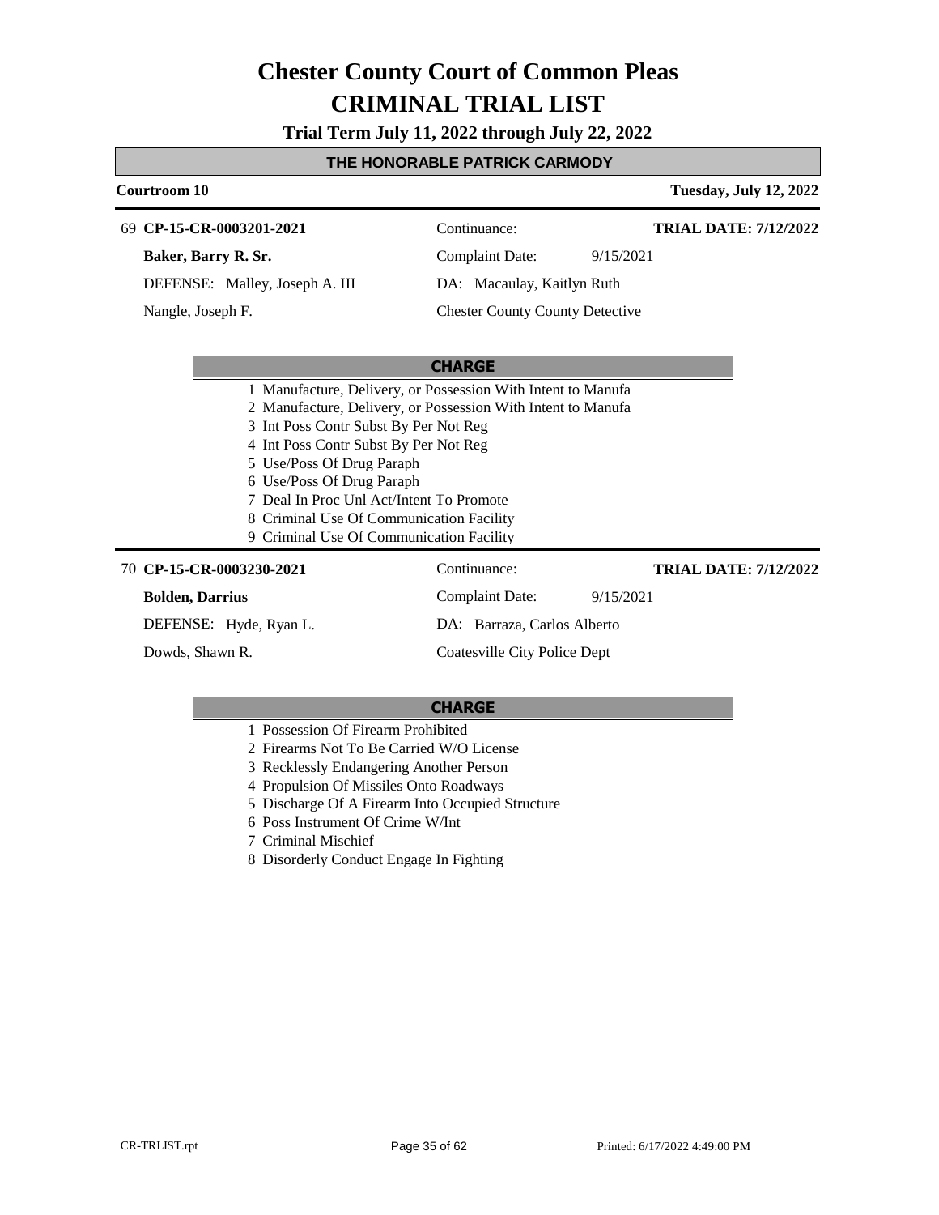# Chester County Court of Common Pleas
# CRIMINAL TRIAL LIST

**Trial Term July 11, 2022 through July 22, 2022**

## THE HONORABLE PATRICK CARMODY

**Courtroom 10** — **Tuesday, July 12, 2022**

---

69 **CP-15-CR-0003201-2021** — Continuance: — **TRIAL DATE: 7/12/2022**

**Baker, Barry R. Sr.** — Complaint Date: 9/15/2021

DEFENSE: Malley, Joseph A. III — DA: Macaulay, Kaitlyn Ruth

Nangle, Joseph F. — Chester County County Detective

**CHARGE**

1 Manufacture, Delivery, or Possession With Intent to Manufa
2 Manufacture, Delivery, or Possession With Intent to Manufa
3 Int Poss Contr Subst By Per Not Reg
4 Int Poss Contr Subst By Per Not Reg
5 Use/Poss Of Drug Paraph
6 Use/Poss Of Drug Paraph
7 Deal In Proc Unl Act/Intent To Promote
8 Criminal Use Of Communication Facility
9 Criminal Use Of Communication Facility

---

70 **CP-15-CR-0003230-2021** — Continuance: — **TRIAL DATE: 7/12/2022**

**Bolden, Darrius** — Complaint Date: 9/15/2021

DEFENSE: Hyde, Ryan L. — DA: Barraza, Carlos Alberto

Dowds, Shawn R. — Coatesville City Police Dept

**CHARGE**

1 Possession Of Firearm Prohibited
2 Firearms Not To Be Carried W/O License
3 Recklessly Endangering Another Person
4 Propulsion Of Missiles Onto Roadways
5 Discharge Of A Firearm Into Occupied Structure
6 Poss Instrument Of Crime W/Int
7 Criminal Mischief
8 Disorderly Conduct Engage In Fighting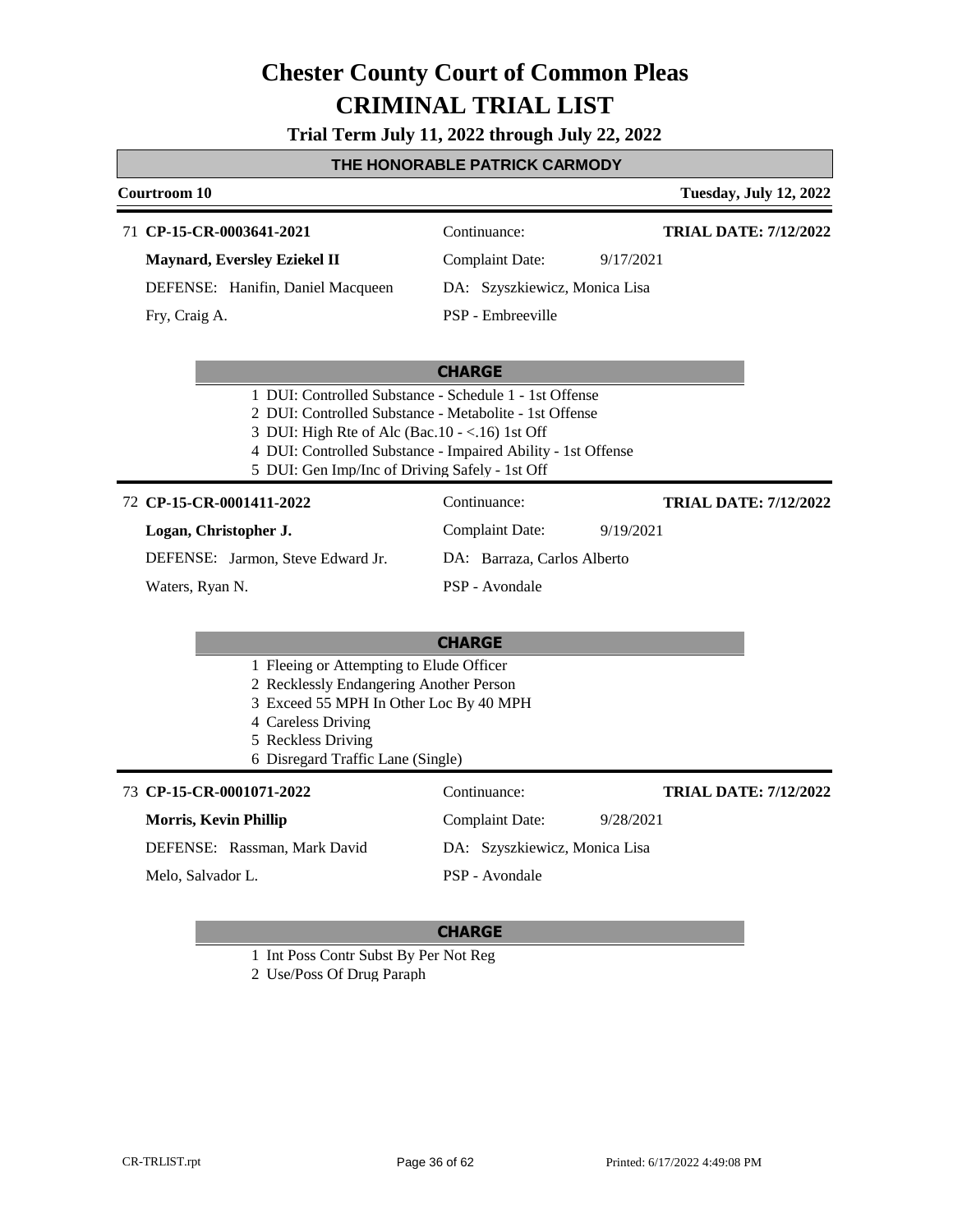# Chester County Court of Common Pleas
# CRIMINAL TRIAL LIST

**Trial Term July 11, 2022 through July 22, 2022**

## THE HONORABLE PATRICK CARMODY

**Courtroom 10** — **Tuesday, July 12, 2022**

---

71 **CP-15-CR-0003641-2021**
**Maynard, Eversley Eziekel II**
DEFENSE: Hanifin, Daniel Macqueen
Fry, Craig A.

Continuance:
Complaint Date: 9/17/2021
DA: Szyszkiewicz, Monica Lisa
PSP - Embreeville

**TRIAL DATE: 7/12/2022**

**CHARGE**

1. DUI: Controlled Substance - Schedule 1 - 1st Offense
2. DUI: Controlled Substance - Metabolite - 1st Offense
3. DUI: High Rte of Alc (Bac.10 - <.16) 1st Off
4. DUI: Controlled Substance - Impaired Ability - 1st Offense
5. DUI: Gen Imp/Inc of Driving Safely - 1st Off

---

72 **CP-15-CR-0001411-2022**
**Logan, Christopher J.**
DEFENSE: Jarmon, Steve Edward Jr.
Waters, Ryan N.

Continuance:
Complaint Date: 9/19/2021
DA: Barraza, Carlos Alberto
PSP - Avondale

**TRIAL DATE: 7/12/2022**

**CHARGE**

1. Fleeing or Attempting to Elude Officer
2. Recklessly Endangering Another Person
3. Exceed 55 MPH In Other Loc By 40 MPH
4. Careless Driving
5. Reckless Driving
6. Disregard Traffic Lane (Single)

---

73 **CP-15-CR-0001071-2022**
**Morris, Kevin Phillip**
DEFENSE: Rassman, Mark David
Melo, Salvador L.

Continuance:
Complaint Date: 9/28/2021
DA: Szyszkiewicz, Monica Lisa
PSP - Avondale

**TRIAL DATE: 7/12/2022**

**CHARGE**

1. Int Poss Contr Subst By Per Not Reg
2. Use/Poss Of Drug Paraph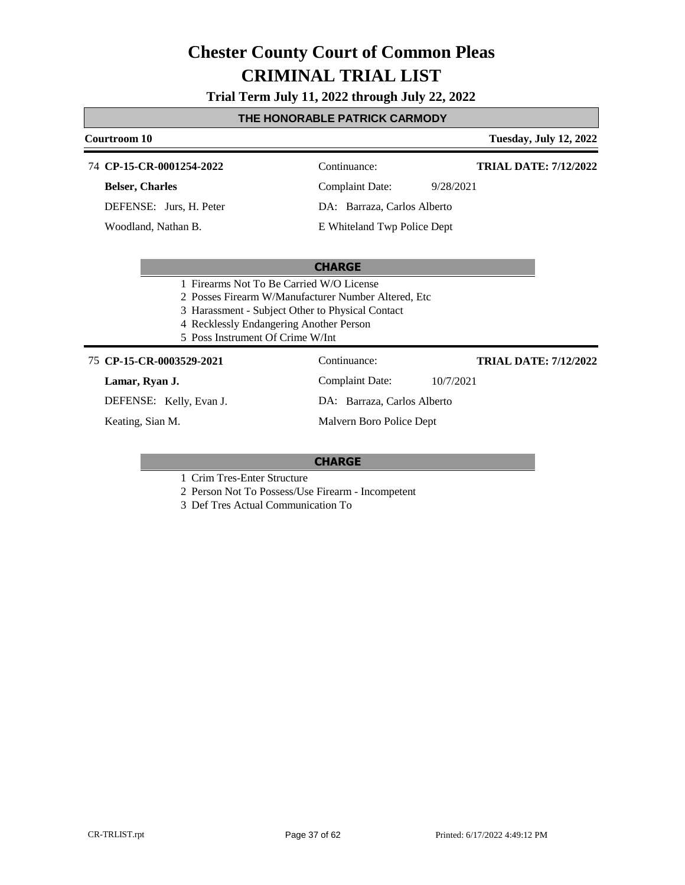# Chester County Court of Common Pleas
# CRIMINAL TRIAL LIST

**Trial Term July 11, 2022 through July 22, 2022**

**THE HONORABLE PATRICK CARMODY**

**Courtroom 10** | **Tuesday, July 12, 2022**

---

74 **CP-15-CR-0001254-2022**

**Belser, Charles**

DEFENSE: Jurs, H. Peter

Woodland, Nathan B.

Continuance:

Complaint Date: 9/28/2021

DA: Barraza, Carlos Alberto

E Whiteland Twp Police Dept

**TRIAL DATE: 7/12/2022**

**CHARGE**

1 Firearms Not To Be Carried W/O License
2 Posses Firearm W/Manufacturer Number Altered, Etc
3 Harassment - Subject Other to Physical Contact
4 Recklessly Endangering Another Person
5 Poss Instrument Of Crime W/Int

---

75 **CP-15-CR-0003529-2021**

**Lamar, Ryan J.**

DEFENSE: Kelly, Evan J.

Keating, Sian M.

Continuance:

Complaint Date: 10/7/2021

DA: Barraza, Carlos Alberto

Malvern Boro Police Dept

**TRIAL DATE: 7/12/2022**

**CHARGE**

1 Crim Tres-Enter Structure
2 Person Not To Possess/Use Firearm - Incompetent
3 Def Tres Actual Communication To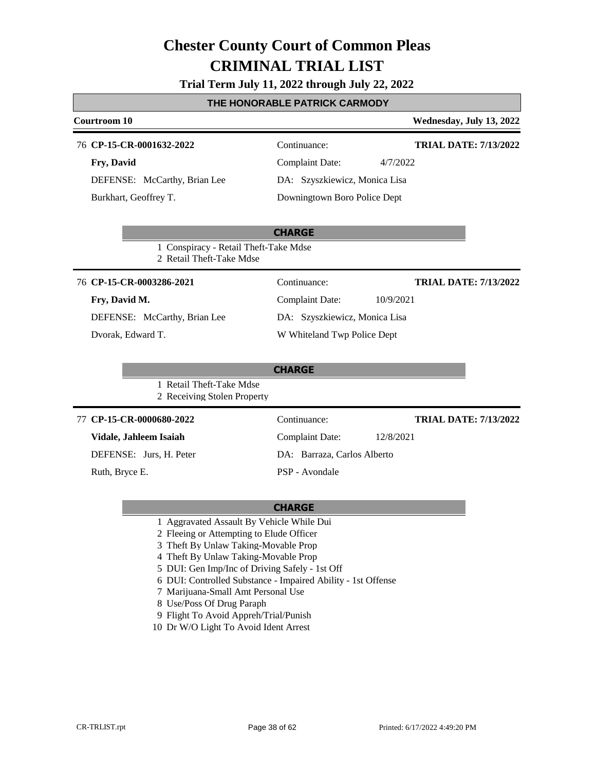# Chester County Court of Common Pleas

# CRIMINAL TRIAL LIST

**Trial Term July 11, 2022 through July 22, 2022**

**THE HONORABLE PATRICK CARMODY**

**Courtroom 10** — **Wednesday, July 13, 2022**

---

76 **CP-15-CR-0001632-2022** — Continuance: — **TRIAL DATE: 7/13/2022**

**Fry, David** — Complaint Date: 4/7/2022

DEFENSE: McCarthy, Brian Lee — DA: Szyszkiewicz, Monica Lisa

Burkhart, Geoffrey T. — Downingtown Boro Police Dept

**CHARGE**

1 Conspiracy - Retail Theft-Take Mdse
2 Retail Theft-Take Mdse

---

76 **CP-15-CR-0003286-2021** — Continuance: — **TRIAL DATE: 7/13/2022**

**Fry, David M.** — Complaint Date: 10/9/2021

DEFENSE: McCarthy, Brian Lee — DA: Szyszkiewicz, Monica Lisa

Dvorak, Edward T. — W Whiteland Twp Police Dept

**CHARGE**

1 Retail Theft-Take Mdse
2 Receiving Stolen Property

---

77 **CP-15-CR-0000680-2022** — Continuance: — **TRIAL DATE: 7/13/2022**

**Vidale, Jahleem Isaiah** — Complaint Date: 12/8/2021

DEFENSE: Jurs, H. Peter — DA: Barraza, Carlos Alberto

Ruth, Bryce E. — PSP - Avondale

**CHARGE**

1 Aggravated Assault By Vehicle While Dui
2 Fleeing or Attempting to Elude Officer
3 Theft By Unlaw Taking-Movable Prop
4 Theft By Unlaw Taking-Movable Prop
5 DUI: Gen Imp/Inc of Driving Safely - 1st Off
6 DUI: Controlled Substance - Impaired Ability - 1st Offense
7 Marijuana-Small Amt Personal Use
8 Use/Poss Of Drug Paraph
9 Flight To Avoid Appreh/Trial/Punish
10 Dr W/O Light To Avoid Ident Arrest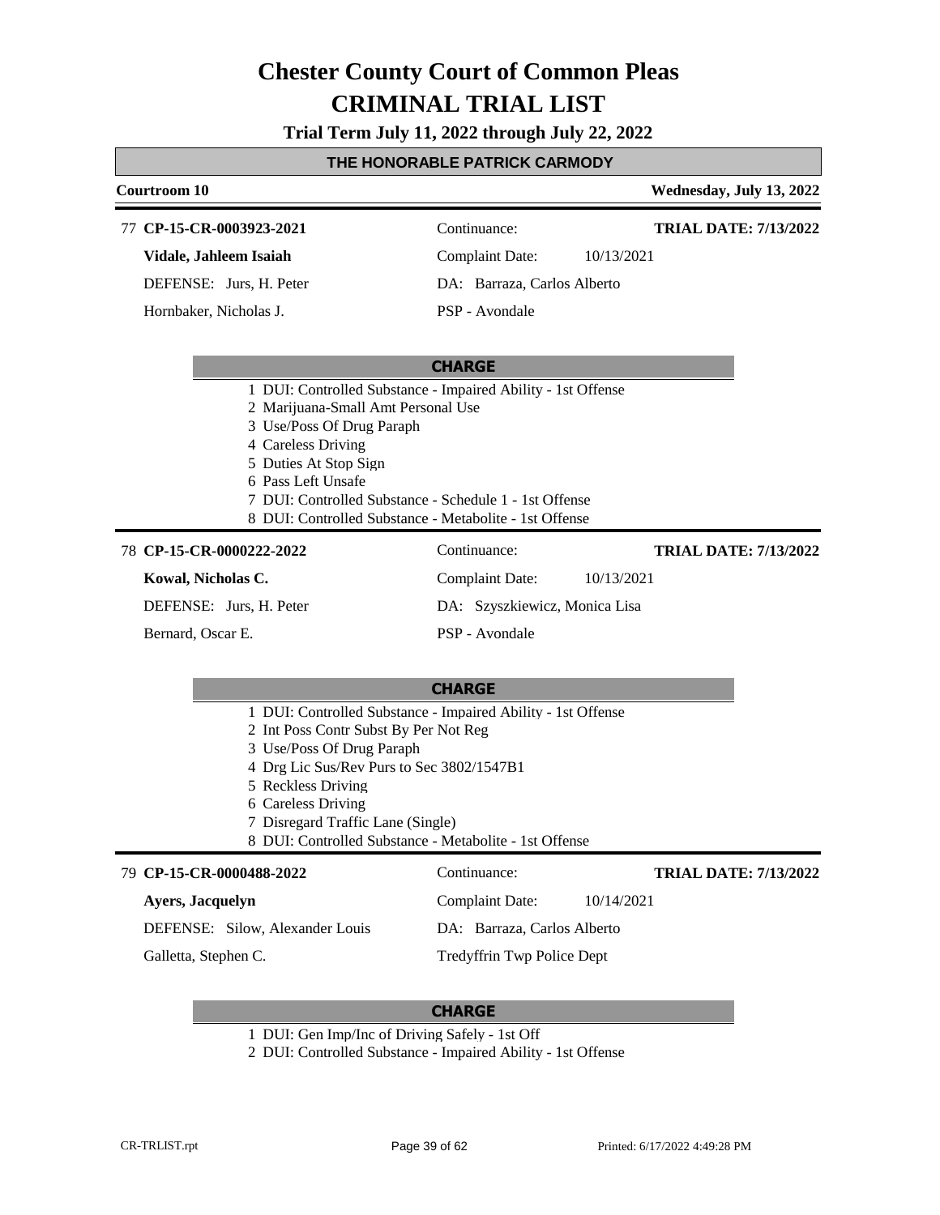# Chester County Court of Common Pleas
# CRIMINAL TRIAL LIST

**Trial Term July 11, 2022 through July 22, 2022**

**THE HONORABLE PATRICK CARMODY**

**Courtroom 10** — **Wednesday, July 13, 2022**

---

77 **CP-15-CR-0003923-2021** | Continuance: | **TRIAL DATE: 7/13/2022**

**Vidale, Jahleem Isaiah** | Complaint Date: 10/13/2021

DEFENSE: Jurs, H. Peter | DA: Barraza, Carlos Alberto

Hornbaker, Nicholas J. | PSP - Avondale

**CHARGE**

1 DUI: Controlled Substance - Impaired Ability - 1st Offense
2 Marijuana-Small Amt Personal Use
3 Use/Poss Of Drug Paraph
4 Careless Driving
5 Duties At Stop Sign
6 Pass Left Unsafe
7 DUI: Controlled Substance - Schedule 1 - 1st Offense
8 DUI: Controlled Substance - Metabolite - 1st Offense

---

78 **CP-15-CR-0000222-2022** | Continuance: | **TRIAL DATE: 7/13/2022**

**Kowal, Nicholas C.** | Complaint Date: 10/13/2021

DEFENSE: Jurs, H. Peter | DA: Szyszkiewicz, Monica Lisa

Bernard, Oscar E. | PSP - Avondale

**CHARGE**

1 DUI: Controlled Substance - Impaired Ability - 1st Offense
2 Int Poss Contr Subst By Per Not Reg
3 Use/Poss Of Drug Paraph
4 Drg Lic Sus/Rev Purs to Sec 3802/1547B1
5 Reckless Driving
6 Careless Driving
7 Disregard Traffic Lane (Single)
8 DUI: Controlled Substance - Metabolite - 1st Offense

---

79 **CP-15-CR-0000488-2022** | Continuance: | **TRIAL DATE: 7/13/2022**

**Ayers, Jacquelyn** | Complaint Date: 10/14/2021

DEFENSE: Silow, Alexander Louis | DA: Barraza, Carlos Alberto

Galletta, Stephen C. | Tredyffrin Twp Police Dept

**CHARGE**

1 DUI: Gen Imp/Inc of Driving Safely - 1st Off
2 DUI: Controlled Substance - Impaired Ability - 1st Offense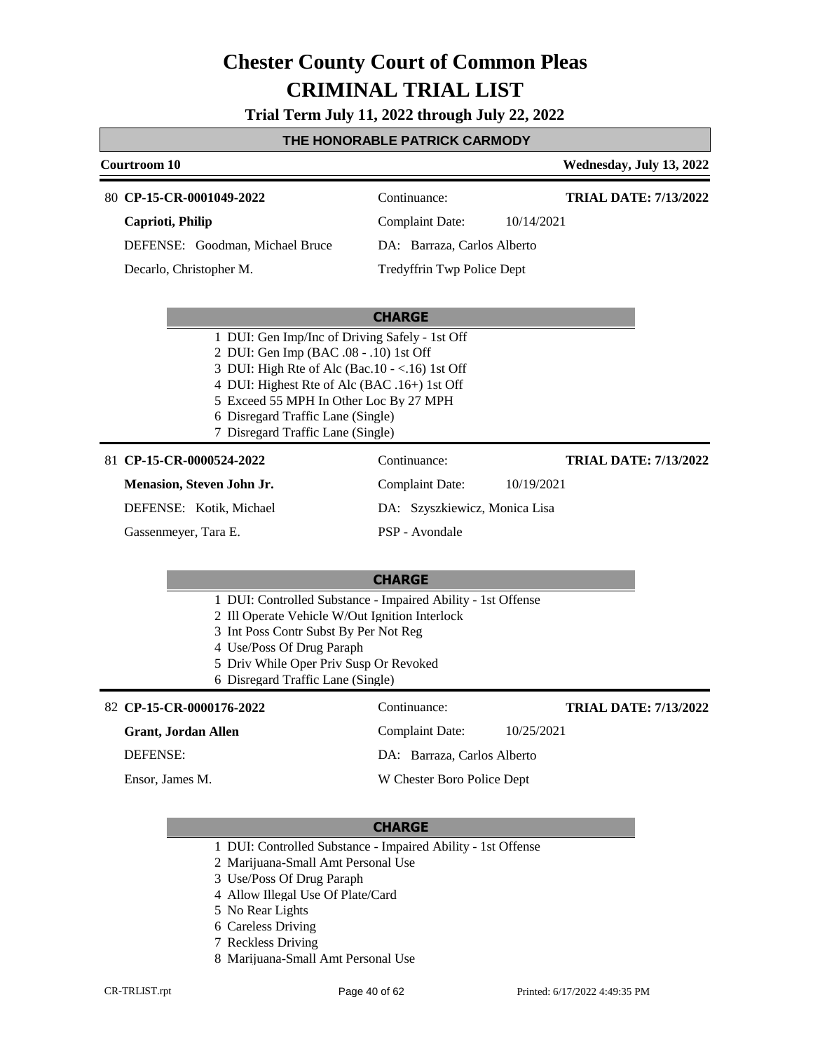# Chester County Court of Common Pleas
# CRIMINAL TRIAL LIST

**Trial Term July 11, 2022 through July 22, 2022**

**THE HONORABLE PATRICK CARMODY**

**Courtroom 10** | **Wednesday, July 13, 2022**

---

80 **CP-15-CR-0001049-2022** | Continuance: | **TRIAL DATE: 7/13/2022**

**Caprioti, Philip** | Complaint Date: 10/14/2021

DEFENSE: Goodman, Michael Bruce | DA: Barraza, Carlos Alberto

Decarlo, Christopher M. | Tredyffrin Twp Police Dept

**CHARGE**

1. DUI: Gen Imp/Inc of Driving Safely - 1st Off
2. DUI: Gen Imp (BAC .08 - .10) 1st Off
3. DUI: High Rte of Alc (Bac.10 - <.16) 1st Off
4. DUI: Highest Rte of Alc (BAC .16+) 1st Off
5. Exceed 55 MPH In Other Loc By 27 MPH
6. Disregard Traffic Lane (Single)
7. Disregard Traffic Lane (Single)

---

81 **CP-15-CR-0000524-2022** | Continuance: | **TRIAL DATE: 7/13/2022**

**Menasion, Steven John Jr.** | Complaint Date: 10/19/2021

DEFENSE: Kotik, Michael | DA: Szyszkiewicz, Monica Lisa

Gassenmeyer, Tara E. | PSP - Avondale

**CHARGE**

1. DUI: Controlled Substance - Impaired Ability - 1st Offense
2. Ill Operate Vehicle W/Out Ignition Interlock
3. Int Poss Contr Subst By Per Not Reg
4. Use/Poss Of Drug Paraph
5. Driv While Oper Priv Susp Or Revoked
6. Disregard Traffic Lane (Single)

---

82 **CP-15-CR-0000176-2022** | Continuance: | **TRIAL DATE: 7/13/2022**

**Grant, Jordan Allen** | Complaint Date: 10/25/2021

DEFENSE: | DA: Barraza, Carlos Alberto

Ensor, James M. | W Chester Boro Police Dept

**CHARGE**

1. DUI: Controlled Substance - Impaired Ability - 1st Offense
2. Marijuana-Small Amt Personal Use
3. Use/Poss Of Drug Paraph
4. Allow Illegal Use Of Plate/Card
5. No Rear Lights
6. Careless Driving
7. Reckless Driving
8. Marijuana-Small Amt Personal Use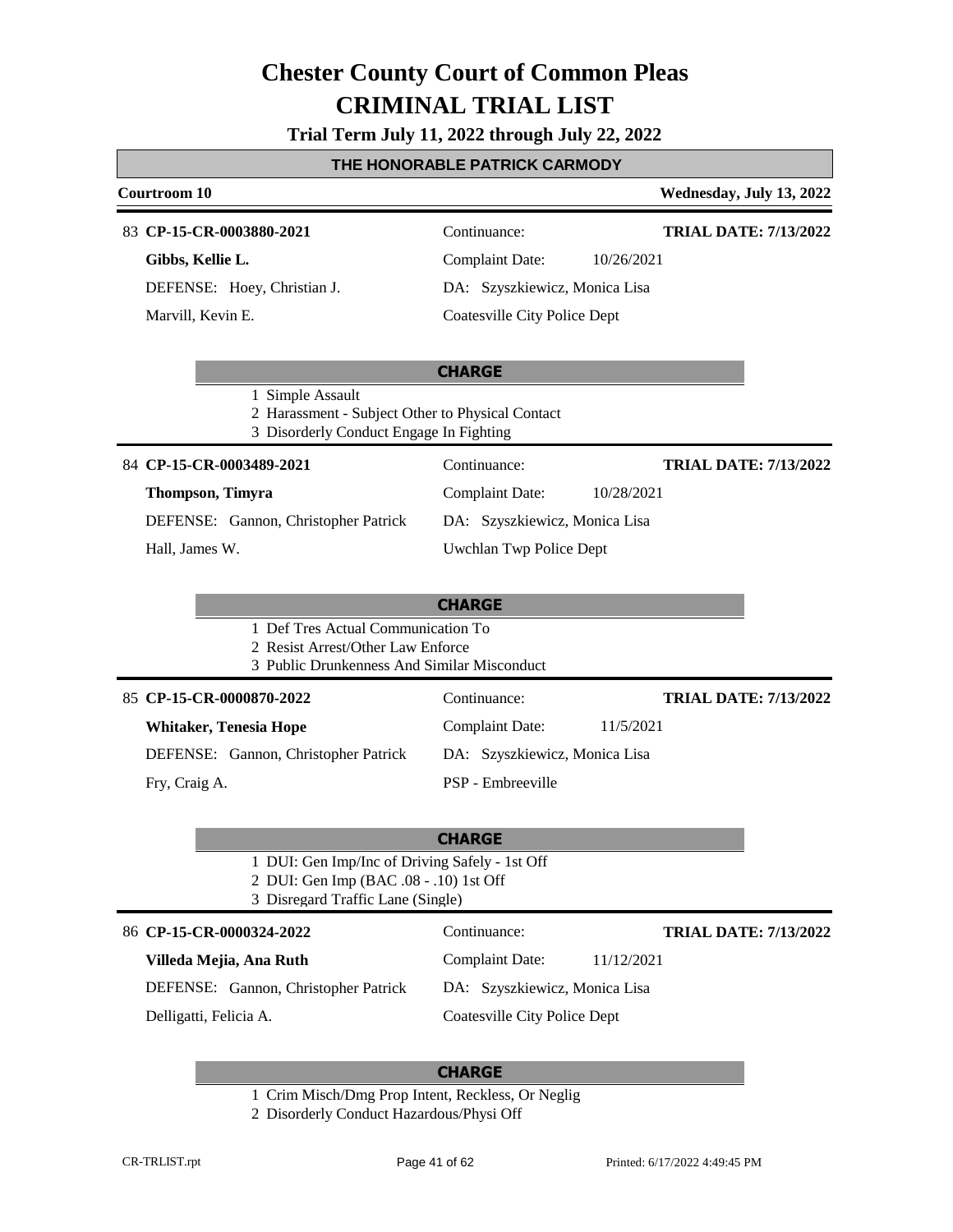# Chester County Court of Common Pleas
# CRIMINAL TRIAL LIST

**Trial Term July 11, 2022 through July 22, 2022**

## THE HONORABLE PATRICK CARMODY

**Courtroom 10** — **Wednesday, July 13, 2022**

---

83 **CP-15-CR-0003880-2021** — Continuance: — **TRIAL DATE: 7/13/2022**

**Gibbs, Kellie L.** — Complaint Date: 10/26/2021

DEFENSE: Hoey, Christian J. — DA: Szyszkiewicz, Monica Lisa

Marvill, Kevin E. — Coatesville City Police Dept

**CHARGE**

1 Simple Assault
2 Harassment - Subject Other to Physical Contact
3 Disorderly Conduct Engage In Fighting

---

84 **CP-15-CR-0003489-2021** — Continuance: — **TRIAL DATE: 7/13/2022**

**Thompson, Timyra** — Complaint Date: 10/28/2021

DEFENSE: Gannon, Christopher Patrick — DA: Szyszkiewicz, Monica Lisa

Hall, James W. — Uwchlan Twp Police Dept

**CHARGE**

1 Def Tres Actual Communication To
2 Resist Arrest/Other Law Enforce
3 Public Drunkenness And Similar Misconduct

---

85 **CP-15-CR-0000870-2022** — Continuance: — **TRIAL DATE: 7/13/2022**

**Whitaker, Tenesia Hope** — Complaint Date: 11/5/2021

DEFENSE: Gannon, Christopher Patrick — DA: Szyszkiewicz, Monica Lisa

Fry, Craig A. — PSP - Embreeville

**CHARGE**

1 DUI: Gen Imp/Inc of Driving Safely - 1st Off
2 DUI: Gen Imp (BAC .08 - .10) 1st Off
3 Disregard Traffic Lane (Single)

---

86 **CP-15-CR-0000324-2022** — Continuance: — **TRIAL DATE: 7/13/2022**

**Villeda Mejia, Ana Ruth** — Complaint Date: 11/12/2021

DEFENSE: Gannon, Christopher Patrick — DA: Szyszkiewicz, Monica Lisa

Delligatti, Felicia A. — Coatesville City Police Dept

**CHARGE**

1 Crim Misch/Dmg Prop Intent, Reckless, Or Neglig
2 Disorderly Conduct Hazardous/Physi Off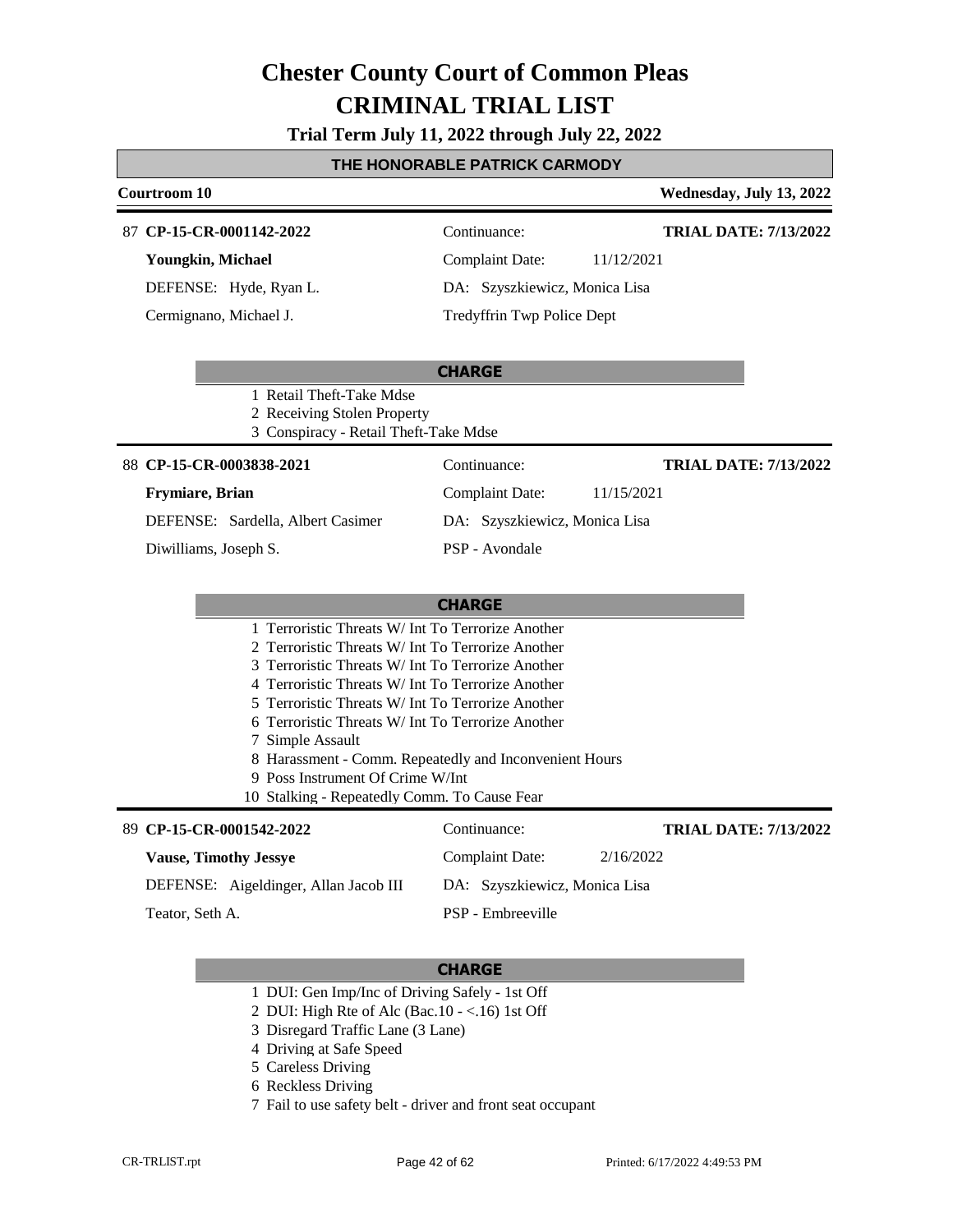# Chester County Court of Common Pleas
# CRIMINAL TRIAL LIST

**Trial Term July 11, 2022 through July 22, 2022**

**THE HONORABLE PATRICK CARMODY**

**Courtroom 10** — **Wednesday, July 13, 2022**

---

87 **CP-15-CR-0001142-2022** — Continuance: — **TRIAL DATE: 7/13/2022**

**Youngkin, Michael** — Complaint Date: 11/12/2021

DEFENSE: Hyde, Ryan L. — DA: Szyszkiewicz, Monica Lisa

Cermignano, Michael J. — Tredyffrin Twp Police Dept

**CHARGE**

1. Retail Theft-Take Mdse
2. Receiving Stolen Property
3. Conspiracy - Retail Theft-Take Mdse

---

88 **CP-15-CR-0003838-2021** — Continuance: — **TRIAL DATE: 7/13/2022**

**Frymiare, Brian** — Complaint Date: 11/15/2021

DEFENSE: Sardella, Albert Casimer — DA: Szyszkiewicz, Monica Lisa

Diwilliams, Joseph S. — PSP - Avondale

**CHARGE**

1. Terroristic Threats W/ Int To Terrorize Another
2. Terroristic Threats W/ Int To Terrorize Another
3. Terroristic Threats W/ Int To Terrorize Another
4. Terroristic Threats W/ Int To Terrorize Another
5. Terroristic Threats W/ Int To Terrorize Another
6. Terroristic Threats W/ Int To Terrorize Another
7. Simple Assault
8. Harassment - Comm. Repeatedly and Inconvenient Hours
9. Poss Instrument Of Crime W/Int
10. Stalking - Repeatedly Comm. To Cause Fear

---

89 **CP-15-CR-0001542-2022** — Continuance: — **TRIAL DATE: 7/13/2022**

**Vause, Timothy Jessye** — Complaint Date: 2/16/2022

DEFENSE: Aigeldinger, Allan Jacob III — DA: Szyszkiewicz, Monica Lisa

Teator, Seth A. — PSP - Embreeville

**CHARGE**

1. DUI: Gen Imp/Inc of Driving Safely - 1st Off
2. DUI: High Rte of Alc (Bac.10 - <.16) 1st Off
3. Disregard Traffic Lane (3 Lane)
4. Driving at Safe Speed
5. Careless Driving
6. Reckless Driving
7. Fail to use safety belt - driver and front seat occupant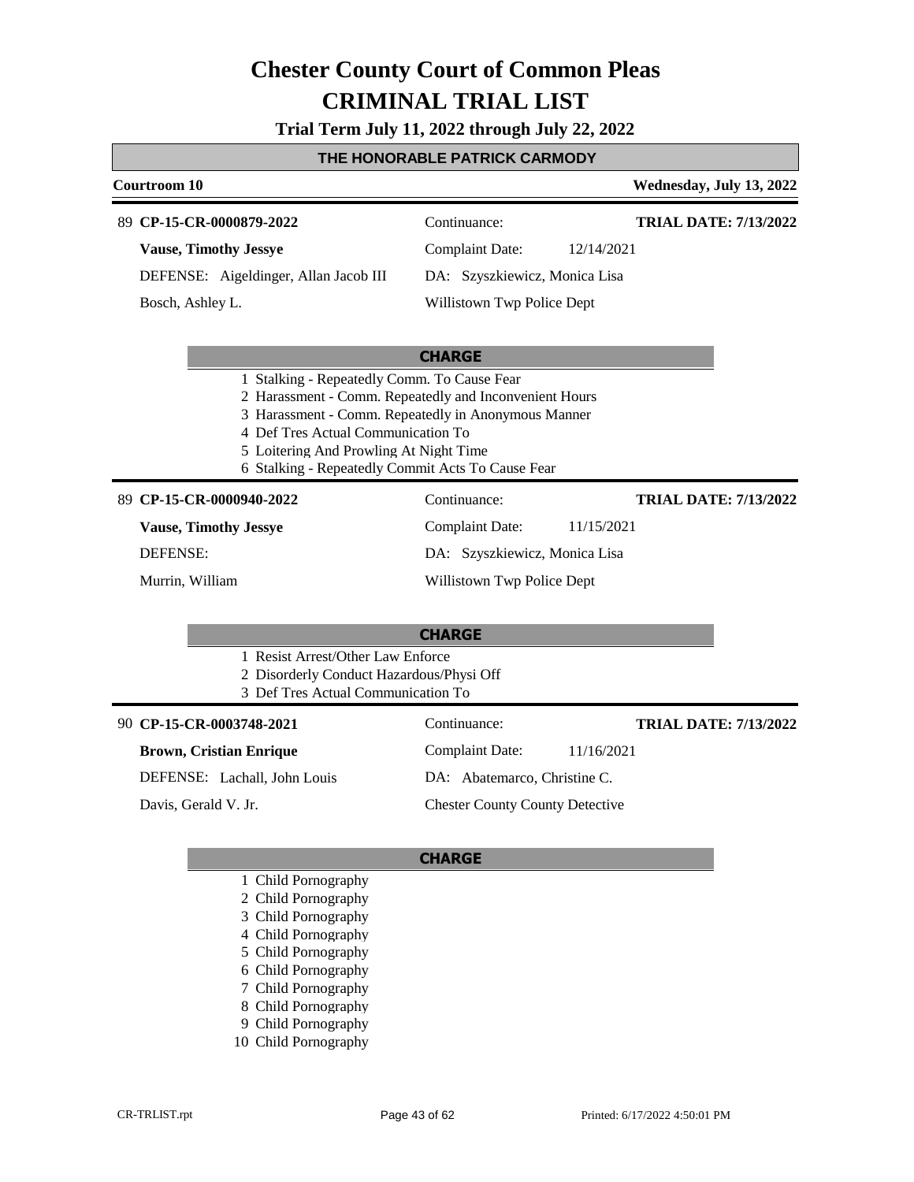# Chester County Court of Common Pleas
# CRIMINAL TRIAL LIST

**Trial Term July 11, 2022 through July 22, 2022**

## THE HONORABLE PATRICK CARMODY

**Courtroom 10** — **Wednesday, July 13, 2022**

---

89 **CP-15-CR-0000879-2022**
Continuance:
**TRIAL DATE: 7/13/2022**

**Vause, Timothy Jessye**
Complaint Date: 12/14/2021

DEFENSE: Aigeldinger, Allan Jacob III
DA: Szyszkiewicz, Monica Lisa

Bosch, Ashley L.
Willistown Twp Police Dept

**CHARGE**

1 Stalking - Repeatedly Comm. To Cause Fear
2 Harassment - Comm. Repeatedly and Inconvenient Hours
3 Harassment - Comm. Repeatedly in Anonymous Manner
4 Def Tres Actual Communication To
5 Loitering And Prowling At Night Time
6 Stalking - Repeatedly Commit Acts To Cause Fear

---

89 **CP-15-CR-0000940-2022**
Continuance:
**TRIAL DATE: 7/13/2022**

**Vause, Timothy Jessye**
Complaint Date: 11/15/2021

DEFENSE:
DA: Szyszkiewicz, Monica Lisa

Murrin, William
Willistown Twp Police Dept

**CHARGE**

1 Resist Arrest/Other Law Enforce
2 Disorderly Conduct Hazardous/Physi Off
3 Def Tres Actual Communication To

---

90 **CP-15-CR-0003748-2021**
Continuance:
**TRIAL DATE: 7/13/2022**

**Brown, Cristian Enrique**
Complaint Date: 11/16/2021

DEFENSE: Lachall, John Louis
DA: Abatemarco, Christine C.

Davis, Gerald V. Jr.
Chester County County Detective

**CHARGE**

1 Child Pornography
2 Child Pornography
3 Child Pornography
4 Child Pornography
5 Child Pornography
6 Child Pornography
7 Child Pornography
8 Child Pornography
9 Child Pornography
10 Child Pornography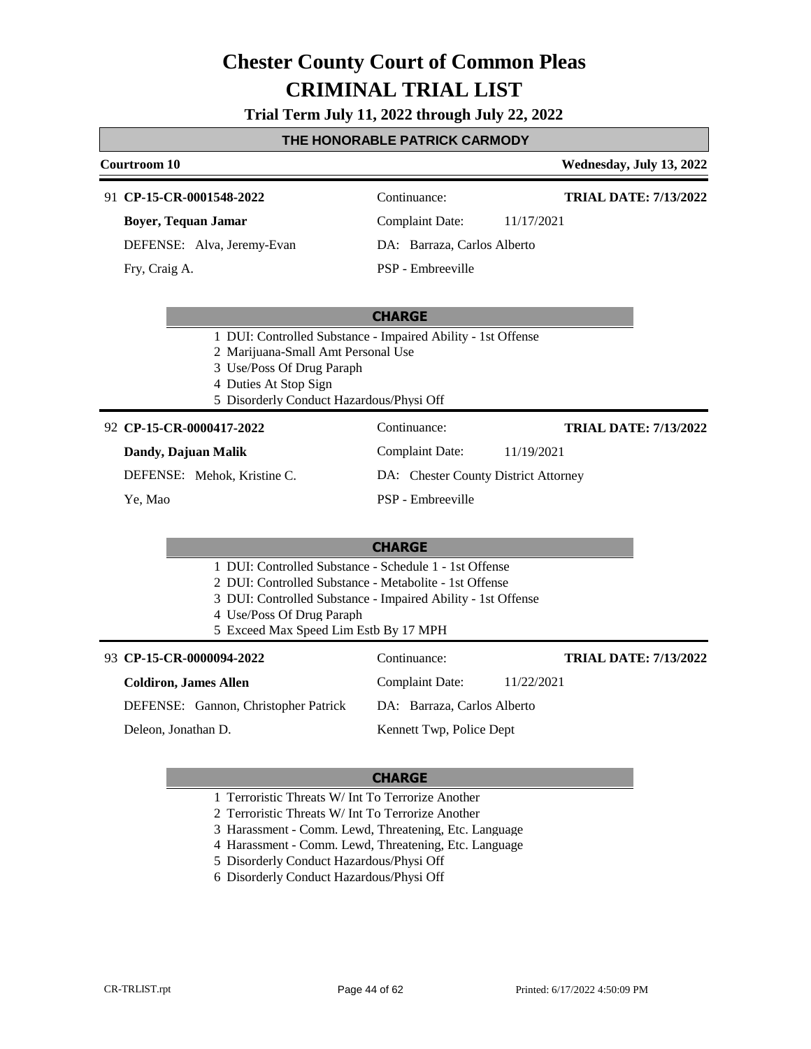# Chester County Court of Common Pleas
# CRIMINAL TRIAL LIST

**Trial Term July 11, 2022 through July 22, 2022**

## THE HONORABLE PATRICK CARMODY

**Courtroom 10** — **Wednesday, July 13, 2022**

---

91 **CP-15-CR-0001548-2022** — Continuance: — **TRIAL DATE: 7/13/2022**

**Boyer, Tequan Jamar** — Complaint Date: 11/17/2021

DEFENSE: Alva, Jeremy-Evan — DA: Barraza, Carlos Alberto

Fry, Craig A. — PSP - Embreeville

**CHARGE**

1 DUI: Controlled Substance - Impaired Ability - 1st Offense
2 Marijuana-Small Amt Personal Use
3 Use/Poss Of Drug Paraph
4 Duties At Stop Sign
5 Disorderly Conduct Hazardous/Physi Off

---

92 **CP-15-CR-0000417-2022** — Continuance: — **TRIAL DATE: 7/13/2022**

**Dandy, Dajuan Malik** — Complaint Date: 11/19/2021

DEFENSE: Mehok, Kristine C. — DA: Chester County District Attorney

Ye, Mao — PSP - Embreeville

**CHARGE**

1 DUI: Controlled Substance - Schedule 1 - 1st Offense
2 DUI: Controlled Substance - Metabolite - 1st Offense
3 DUI: Controlled Substance - Impaired Ability - 1st Offense
4 Use/Poss Of Drug Paraph
5 Exceed Max Speed Lim Estb By 17 MPH

---

93 **CP-15-CR-0000094-2022** — Continuance: — **TRIAL DATE: 7/13/2022**

**Coldiron, James Allen** — Complaint Date: 11/22/2021

DEFENSE: Gannon, Christopher Patrick — DA: Barraza, Carlos Alberto

Deleon, Jonathan D. — Kennett Twp, Police Dept

**CHARGE**

1 Terroristic Threats W/ Int To Terrorize Another
2 Terroristic Threats W/ Int To Terrorize Another
3 Harassment - Comm. Lewd, Threatening, Etc. Language
4 Harassment - Comm. Lewd, Threatening, Etc. Language
5 Disorderly Conduct Hazardous/Physi Off
6 Disorderly Conduct Hazardous/Physi Off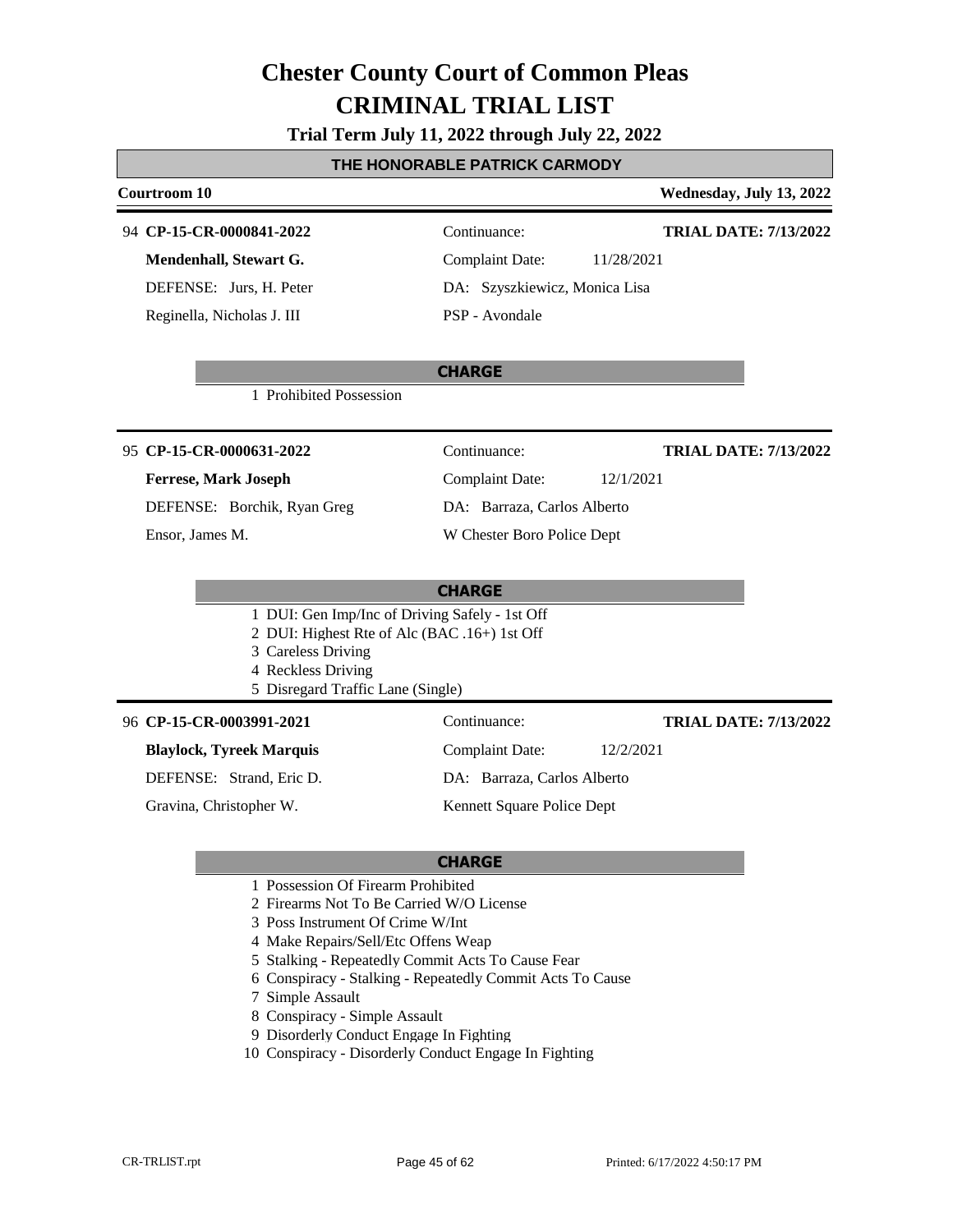# Chester County Court of Common Pleas
# CRIMINAL TRIAL LIST

**Trial Term July 11, 2022 through July 22, 2022**

## THE HONORABLE PATRICK CARMODY

**Courtroom 10** **Wednesday, July 13, 2022**

---

94 **CP-15-CR-0000841-2022**
Continuance:
**TRIAL DATE: 7/13/2022**

**Mendenhall, Stewart G.**
Complaint Date: 11/28/2021

DEFENSE: Jurs, H. Peter
DA: Szyszkiewicz, Monica Lisa

Reginella, Nicholas J. III
PSP - Avondale

**CHARGE**

1 Prohibited Possession

---

95 **CP-15-CR-0000631-2022**
Continuance:
**TRIAL DATE: 7/13/2022**

**Ferrese, Mark Joseph**
Complaint Date: 12/1/2021

DEFENSE: Borchik, Ryan Greg
DA: Barraza, Carlos Alberto

Ensor, James M.
W Chester Boro Police Dept

**CHARGE**

1 DUI: Gen Imp/Inc of Driving Safely - 1st Off
2 DUI: Highest Rte of Alc (BAC .16+) 1st Off
3 Careless Driving
4 Reckless Driving
5 Disregard Traffic Lane (Single)

---

96 **CP-15-CR-0003991-2021**
Continuance:
**TRIAL DATE: 7/13/2022**

**Blaylock, Tyreek Marquis**
Complaint Date: 12/2/2021

DEFENSE: Strand, Eric D.
DA: Barraza, Carlos Alberto

Gravina, Christopher W.
Kennett Square Police Dept

**CHARGE**

1 Possession Of Firearm Prohibited
2 Firearms Not To Be Carried W/O License
3 Poss Instrument Of Crime W/Int
4 Make Repairs/Sell/Etc Offens Weap
5 Stalking - Repeatedly Commit Acts To Cause Fear
6 Conspiracy - Stalking - Repeatedly Commit Acts To Cause
7 Simple Assault
8 Conspiracy - Simple Assault
9 Disorderly Conduct Engage In Fighting
10 Conspiracy - Disorderly Conduct Engage In Fighting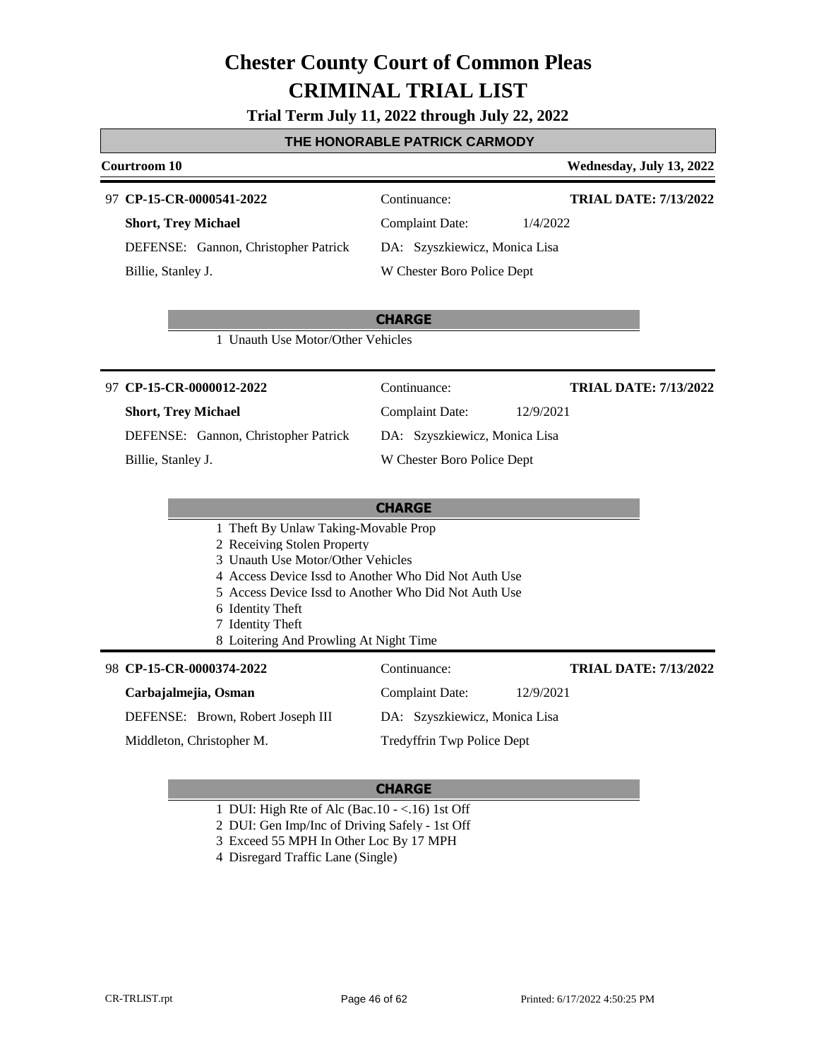# Chester County Court of Common Pleas
# CRIMINAL TRIAL LIST

**Trial Term July 11, 2022 through July 22, 2022**

## THE HONORABLE PATRICK CARMODY

**Courtroom 10** — **Wednesday, July 13, 2022**

---

97 **CP-15-CR-0000541-2022** — Continuance: — **TRIAL DATE: 7/13/2022**

**Short, Trey Michael** — Complaint Date: 1/4/2022

DEFENSE: Gannon, Christopher Patrick — DA: Szyszkiewicz, Monica Lisa

Billie, Stanley J. — W Chester Boro Police Dept

**CHARGE**

1 Unauth Use Motor/Other Vehicles

---

97 **CP-15-CR-0000012-2022** — Continuance: — **TRIAL DATE: 7/13/2022**

**Short, Trey Michael** — Complaint Date: 12/9/2021

DEFENSE: Gannon, Christopher Patrick — DA: Szyszkiewicz, Monica Lisa

Billie, Stanley J. — W Chester Boro Police Dept

**CHARGE**

1 Theft By Unlaw Taking-Movable Prop
2 Receiving Stolen Property
3 Unauth Use Motor/Other Vehicles
4 Access Device Issd to Another Who Did Not Auth Use
5 Access Device Issd to Another Who Did Not Auth Use
6 Identity Theft
7 Identity Theft
8 Loitering And Prowling At Night Time

---

98 **CP-15-CR-0000374-2022** — Continuance: — **TRIAL DATE: 7/13/2022**

**Carbajalmejia, Osman** — Complaint Date: 12/9/2021

DEFENSE: Brown, Robert Joseph III — DA: Szyszkiewicz, Monica Lisa

Middleton, Christopher M. — Tredyffrin Twp Police Dept

**CHARGE**

1 DUI: High Rte of Alc (Bac.10 - <.16) 1st Off
2 DUI: Gen Imp/Inc of Driving Safely - 1st Off
3 Exceed 55 MPH In Other Loc By 17 MPH
4 Disregard Traffic Lane (Single)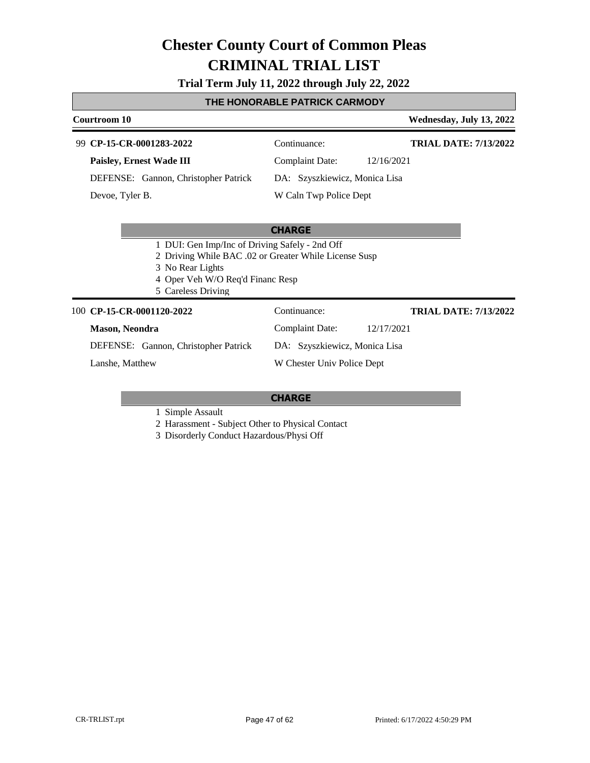# Chester County Court of Common Pleas
# CRIMINAL TRIAL LIST

**Trial Term July 11, 2022 through July 22, 2022**

## THE HONORABLE PATRICK CARMODY

**Courtroom 10** — **Wednesday, July 13, 2022**

---

99 **CP-15-CR-0001283-2022** — Continuance: — **TRIAL DATE: 7/13/2022**

**Paisley, Ernest Wade III** — Complaint Date: 12/16/2021

DEFENSE: Gannon, Christopher Patrick — DA: Szyszkiewicz, Monica Lisa

Devoe, Tyler B. — W Caln Twp Police Dept

**CHARGE**

1. DUI: Gen Imp/Inc of Driving Safely - 2nd Off
2. Driving While BAC .02 or Greater While License Susp
3. No Rear Lights
4. Oper Veh W/O Req'd Financ Resp
5. Careless Driving

---

100 **CP-15-CR-0001120-2022** — Continuance: — **TRIAL DATE: 7/13/2022**

**Mason, Neondra** — Complaint Date: 12/17/2021

DEFENSE: Gannon, Christopher Patrick — DA: Szyszkiewicz, Monica Lisa

Lanshe, Matthew — W Chester Univ Police Dept

**CHARGE**

1. Simple Assault
2. Harassment - Subject Other to Physical Contact
3. Disorderly Conduct Hazardous/Physi Off

CR-TRLIST.rpt — Printed: 6/17/2022 4:50:29 PM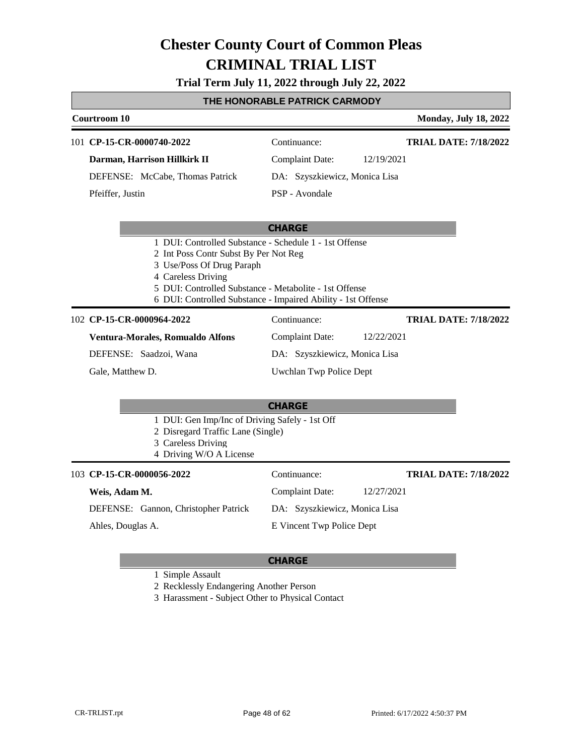# Chester County Court of Common Pleas
# CRIMINAL TRIAL LIST

**Trial Term July 11, 2022 through July 22, 2022**

## THE HONORABLE PATRICK CARMODY

**Courtroom 10** — **Monday, July 18, 2022**

---

101 **CP-15-CR-0000740-2022** — Continuance: — **TRIAL DATE: 7/18/2022**

**Darman, Harrison Hillkirk II** — Complaint Date: 12/19/2021

DEFENSE: McCabe, Thomas Patrick — DA: Szyszkiewicz, Monica Lisa

Pfeiffer, Justin — PSP - Avondale

**CHARGE**

1 DUI: Controlled Substance - Schedule 1 - 1st Offense
2 Int Poss Contr Subst By Per Not Reg
3 Use/Poss Of Drug Paraph
4 Careless Driving
5 DUI: Controlled Substance - Metabolite - 1st Offense
6 DUI: Controlled Substance - Impaired Ability - 1st Offense

---

102 **CP-15-CR-0000964-2022** — Continuance: — **TRIAL DATE: 7/18/2022**

**Ventura-Morales, Romualdo Alfons** — Complaint Date: 12/22/2021

DEFENSE: Saadzoi, Wana — DA: Szyszkiewicz, Monica Lisa

Gale, Matthew D. — Uwchlan Twp Police Dept

**CHARGE**

1 DUI: Gen Imp/Inc of Driving Safely - 1st Off
2 Disregard Traffic Lane (Single)
3 Careless Driving
4 Driving W/O A License

---

103 **CP-15-CR-0000056-2022** — Continuance: — **TRIAL DATE: 7/18/2022**

**Weis, Adam M.** — Complaint Date: 12/27/2021

DEFENSE: Gannon, Christopher Patrick — DA: Szyszkiewicz, Monica Lisa

Ahles, Douglas A. — E Vincent Twp Police Dept

**CHARGE**

1 Simple Assault
2 Recklessly Endangering Another Person
3 Harassment - Subject Other to Physical Contact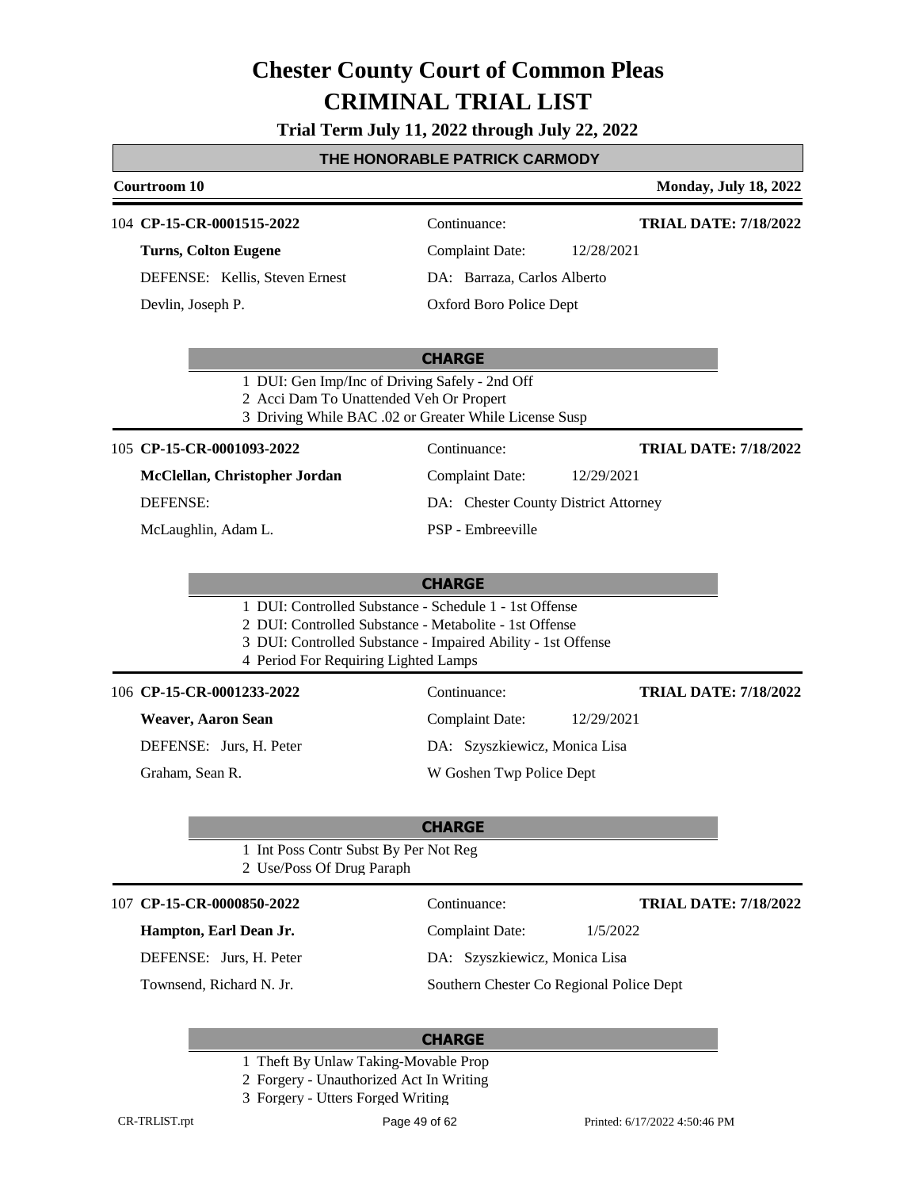# Chester County Court of Common Pleas

# CRIMINAL TRIAL LIST

**Trial Term July 11, 2022 through July 22, 2022**

## THE HONORABLE PATRICK CARMODY

**Courtroom 10** — **Monday, July 18, 2022**

---

104 **CP-15-CR-0001515-2022**
Continuance:
**TRIAL DATE: 7/18/2022**

**Turns, Colton Eugene**
Complaint Date: 12/28/2021

DEFENSE: Kellis, Steven Ernest
DA: Barraza, Carlos Alberto

Devlin, Joseph P.
Oxford Boro Police Dept

**CHARGE**

1. DUI: Gen Imp/Inc of Driving Safely - 2nd Off
2. Acci Dam To Unattended Veh Or Propert
3. Driving While BAC .02 or Greater While License Susp

---

105 **CP-15-CR-0001093-2022**
Continuance:
**TRIAL DATE: 7/18/2022**

**McClellan, Christopher Jordan**
Complaint Date: 12/29/2021

DEFENSE:
DA: Chester County District Attorney

McLaughlin, Adam L.
PSP - Embreeville

**CHARGE**

1. DUI: Controlled Substance - Schedule 1 - 1st Offense
2. DUI: Controlled Substance - Metabolite - 1st Offense
3. DUI: Controlled Substance - Impaired Ability - 1st Offense
4. Period For Requiring Lighted Lamps

---

106 **CP-15-CR-0001233-2022**
Continuance:
**TRIAL DATE: 7/18/2022**

**Weaver, Aaron Sean**
Complaint Date: 12/29/2021

DEFENSE: Jurs, H. Peter
DA: Szyszkiewicz, Monica Lisa

Graham, Sean R.
W Goshen Twp Police Dept

**CHARGE**

1. Int Poss Contr Subst By Per Not Reg
2. Use/Poss Of Drug Paraph

---

107 **CP-15-CR-0000850-2022**
Continuance:
**TRIAL DATE: 7/18/2022**

**Hampton, Earl Dean Jr.**
Complaint Date: 1/5/2022

DEFENSE: Jurs, H. Peter
DA: Szyszkiewicz, Monica Lisa

Townsend, Richard N. Jr.
Southern Chester Co Regional Police Dept

**CHARGE**

1. Theft By Unlaw Taking-Movable Prop
2. Forgery - Unauthorized Act In Writing
3. Forgery - Utters Forged Writing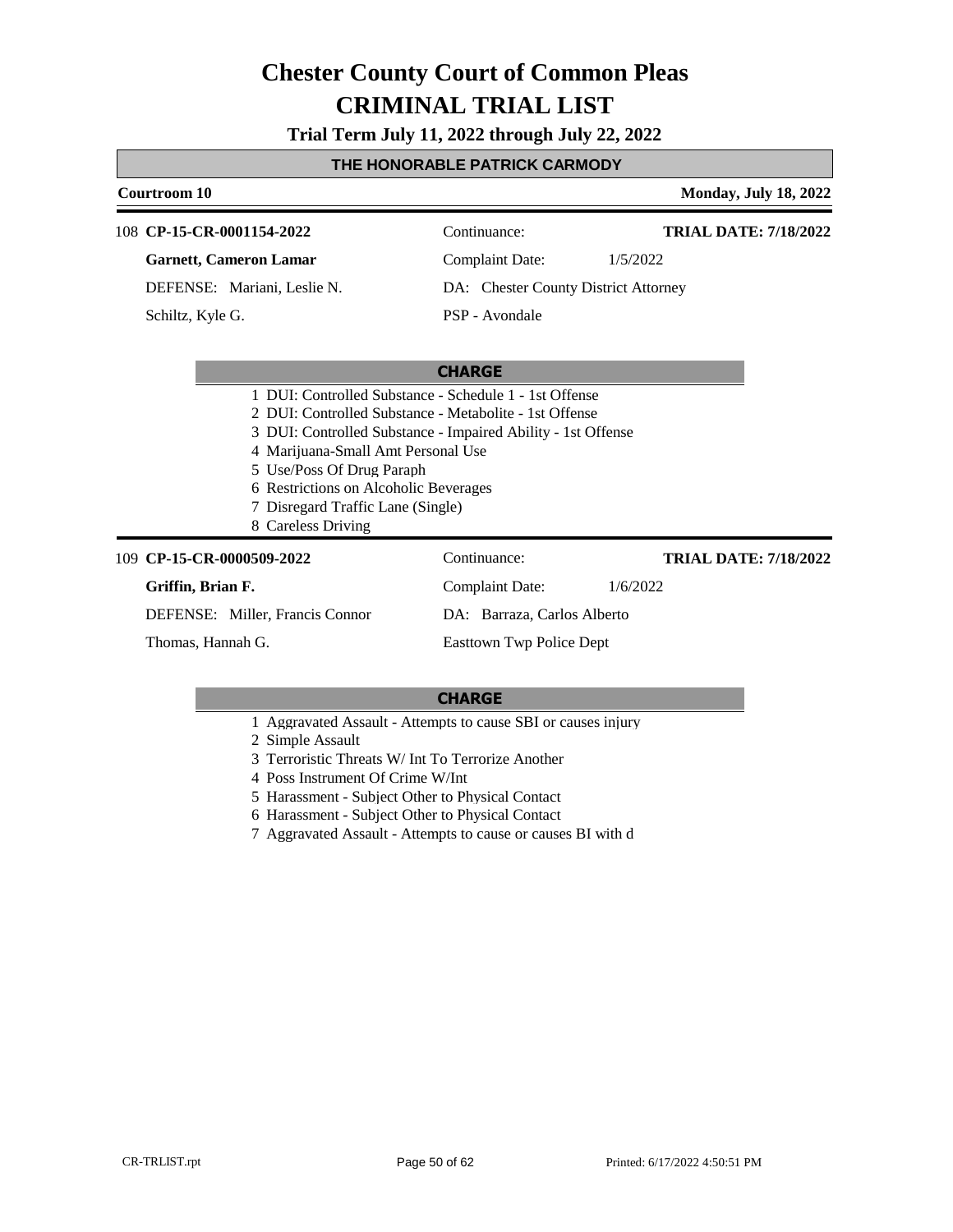# Chester County Court of Common Pleas
# CRIMINAL TRIAL LIST

**Trial Term July 11, 2022 through July 22, 2022**

## THE HONORABLE PATRICK CARMODY

**Courtroom 10** — **Monday, July 18, 2022**

---

108 **CP-15-CR-0001154-2022** — Continuance: — **TRIAL DATE: 7/18/2022**

**Garnett, Cameron Lamar** — Complaint Date: 1/5/2022

DEFENSE: Mariani, Leslie N. — DA: Chester County District Attorney

Schiltz, Kyle G. — PSP - Avondale

**CHARGE**

1 DUI: Controlled Substance - Schedule 1 - 1st Offense
2 DUI: Controlled Substance - Metabolite - 1st Offense
3 DUI: Controlled Substance - Impaired Ability - 1st Offense
4 Marijuana-Small Amt Personal Use
5 Use/Poss Of Drug Paraph
6 Restrictions on Alcoholic Beverages
7 Disregard Traffic Lane (Single)
8 Careless Driving

---

109 **CP-15-CR-0000509-2022** — Continuance: — **TRIAL DATE: 7/18/2022**

**Griffin, Brian F.** — Complaint Date: 1/6/2022

DEFENSE: Miller, Francis Connor — DA: Barraza, Carlos Alberto

Thomas, Hannah G. — Easttown Twp Police Dept

**CHARGE**

1 Aggravated Assault - Attempts to cause SBI or causes injury
2 Simple Assault
3 Terroristic Threats W/ Int To Terrorize Another
4 Poss Instrument Of Crime W/Int
5 Harassment - Subject Other to Physical Contact
6 Harassment - Subject Other to Physical Contact
7 Aggravated Assault - Attempts to cause or causes BI with d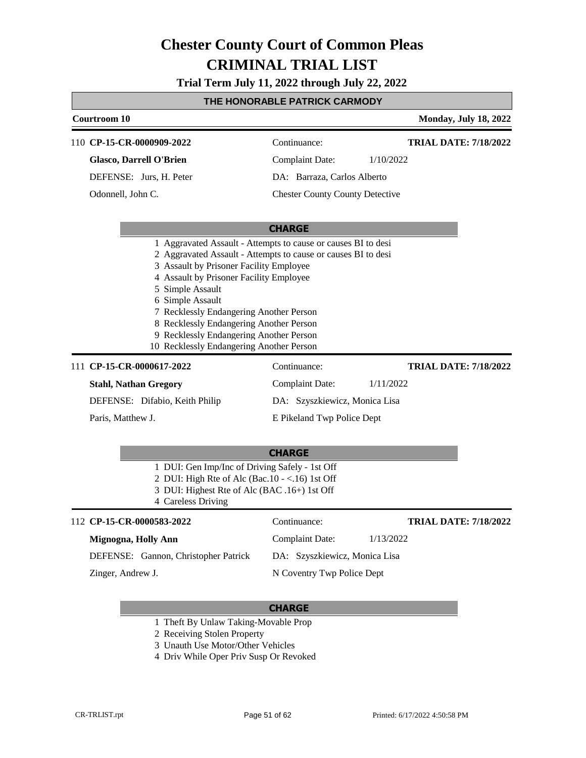# Chester County Court of Common Pleas
# CRIMINAL TRIAL LIST

**Trial Term July 11, 2022 through July 22, 2022**

**THE HONORABLE PATRICK CARMODY**

**Courtroom 10** — **Monday, July 18, 2022**

---

110 **CP-15-CR-0000909-2022**

**Glasco, Darrell O'Brien**

DEFENSE: Jurs, H. Peter

Odonnell, John C.

Continuance:

Complaint Date: 1/10/2022

DA: Barraza, Carlos Alberto

Chester County County Detective

**TRIAL DATE: 7/18/2022**

**CHARGE**

1 Aggravated Assault - Attempts to cause or causes BI to desi
2 Aggravated Assault - Attempts to cause or causes BI to desi
3 Assault by Prisoner Facility Employee
4 Assault by Prisoner Facility Employee
5 Simple Assault
6 Simple Assault
7 Recklessly Endangering Another Person
8 Recklessly Endangering Another Person
9 Recklessly Endangering Another Person
10 Recklessly Endangering Another Person

---

111 **CP-15-CR-0000617-2022**

**Stahl, Nathan Gregory**

DEFENSE: Difabio, Keith Philip

Paris, Matthew J.

Continuance:

Complaint Date: 1/11/2022

DA: Szyszkiewicz, Monica Lisa

E Pikeland Twp Police Dept

**TRIAL DATE: 7/18/2022**

**CHARGE**

1 DUI: Gen Imp/Inc of Driving Safely - 1st Off
2 DUI: High Rte of Alc (Bac.10 - <.16) 1st Off
3 DUI: Highest Rte of Alc (BAC .16+) 1st Off
4 Careless Driving

---

112 **CP-15-CR-0000583-2022**

**Mignogna, Holly Ann**

DEFENSE: Gannon, Christopher Patrick

Zinger, Andrew J.

Continuance:

Complaint Date: 1/13/2022

DA: Szyszkiewicz, Monica Lisa

N Coventry Twp Police Dept

**TRIAL DATE: 7/18/2022**

**CHARGE**

1 Theft By Unlaw Taking-Movable Prop
2 Receiving Stolen Property
3 Unauth Use Motor/Other Vehicles
4 Driv While Oper Priv Susp Or Revoked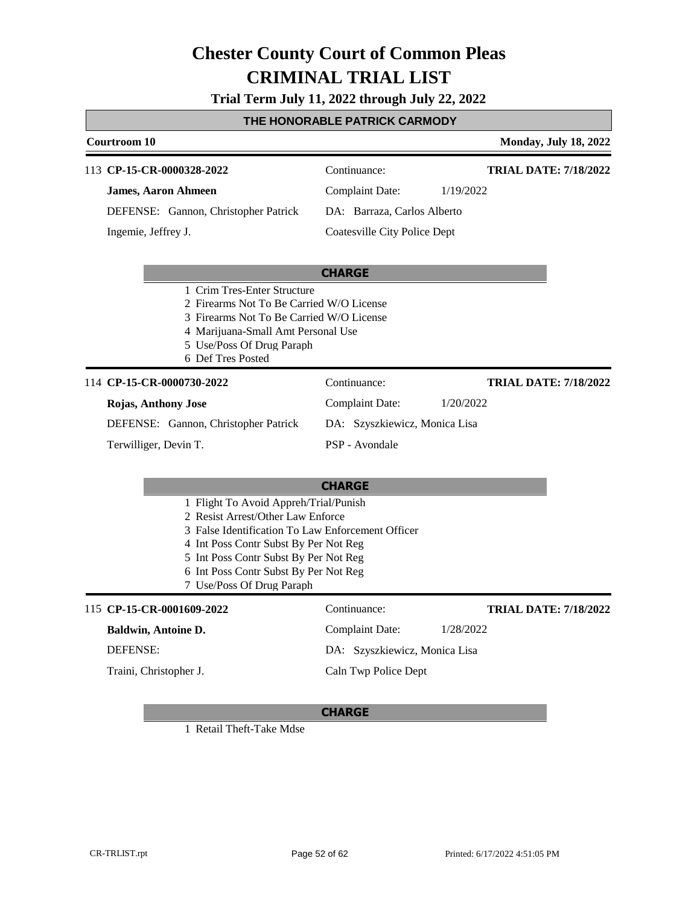# Chester County Court of Common Pleas
# CRIMINAL TRIAL LIST

**Trial Term July 11, 2022 through July 22, 2022**

## THE HONORABLE PATRICK CARMODY

**Courtroom 10** — **Monday, July 18, 2022**

---

113 **CP-15-CR-0000328-2022**
Continuance:
**TRIAL DATE: 7/18/2022**

**James, Aaron Ahmeen**
Complaint Date: 1/19/2022

DEFENSE: Gannon, Christopher Patrick
DA: Barraza, Carlos Alberto

Ingemie, Jeffrey J.
Coatesville City Police Dept

**CHARGE**

1 Crim Tres-Enter Structure
2 Firearms Not To Be Carried W/O License
3 Firearms Not To Be Carried W/O License
4 Marijuana-Small Amt Personal Use
5 Use/Poss Of Drug Paraph
6 Def Tres Posted

---

114 **CP-15-CR-0000730-2022**
Continuance:
**TRIAL DATE: 7/18/2022**

**Rojas, Anthony Jose**
Complaint Date: 1/20/2022

DEFENSE: Gannon, Christopher Patrick
DA: Szyszkiewicz, Monica Lisa

Terwilliger, Devin T.
PSP - Avondale

**CHARGE**

1 Flight To Avoid Appreh/Trial/Punish
2 Resist Arrest/Other Law Enforce
3 False Identification To Law Enforcement Officer
4 Int Poss Contr Subst By Per Not Reg
5 Int Poss Contr Subst By Per Not Reg
6 Int Poss Contr Subst By Per Not Reg
7 Use/Poss Of Drug Paraph

---

115 **CP-15-CR-0001609-2022**
Continuance:
**TRIAL DATE: 7/18/2022**

**Baldwin, Antoine D.**
Complaint Date: 1/28/2022

DEFENSE:
DA: Szyszkiewicz, Monica Lisa

Traini, Christopher J.
Caln Twp Police Dept

**CHARGE**

1 Retail Theft-Take Mdse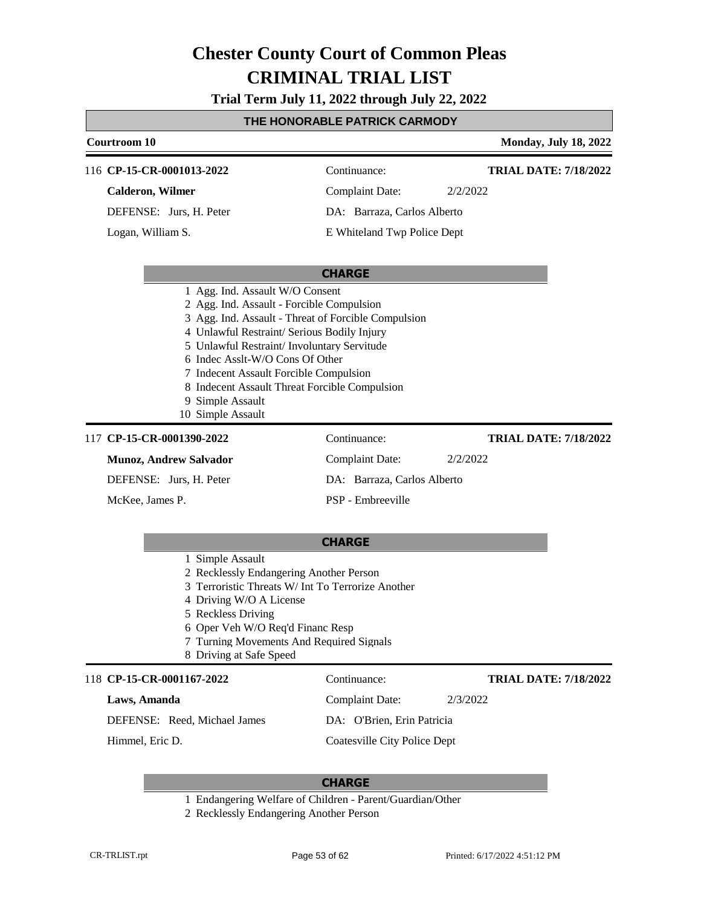# Chester County Court of Common Pleas
# CRIMINAL TRIAL LIST

**Trial Term July 11, 2022 through July 22, 2022**

**THE HONORABLE PATRICK CARMODY**

**Courtroom 10** | **Monday, July 18, 2022**

---

116 **CP-15-CR-0001013-2022** | Continuance: | **TRIAL DATE: 7/18/2022**

**Calderon, Wilmer** | Complaint Date: 2/2/2022

DEFENSE: Jurs, H. Peter | DA: Barraza, Carlos Alberto

Logan, William S. | E Whiteland Twp Police Dept

**CHARGE**

1. Agg. Ind. Assault W/O Consent
2. Agg. Ind. Assault - Forcible Compulsion
3. Agg. Ind. Assault - Threat of Forcible Compulsion
4. Unlawful Restraint/ Serious Bodily Injury
5. Unlawful Restraint/ Involuntary Servitude
6. Indec Asslt-W/O Cons Of Other
7. Indecent Assault Forcible Compulsion
8. Indecent Assault Threat Forcible Compulsion
9. Simple Assault
10. Simple Assault

---

117 **CP-15-CR-0001390-2022** | Continuance: | **TRIAL DATE: 7/18/2022**

**Munoz, Andrew Salvador** | Complaint Date: 2/2/2022

DEFENSE: Jurs, H. Peter | DA: Barraza, Carlos Alberto

McKee, James P. | PSP - Embreeville

**CHARGE**

1. Simple Assault
2. Recklessly Endangering Another Person
3. Terroristic Threats W/ Int To Terrorize Another
4. Driving W/O A License
5. Reckless Driving
6. Oper Veh W/O Req'd Financ Resp
7. Turning Movements And Required Signals
8. Driving at Safe Speed

---

118 **CP-15-CR-0001167-2022** | Continuance: | **TRIAL DATE: 7/18/2022**

**Laws, Amanda** | Complaint Date: 2/3/2022

DEFENSE: Reed, Michael James | DA: O'Brien, Erin Patricia

Himmel, Eric D. | Coatesville City Police Dept

**CHARGE**

1. Endangering Welfare of Children - Parent/Guardian/Other
2. Recklessly Endangering Another Person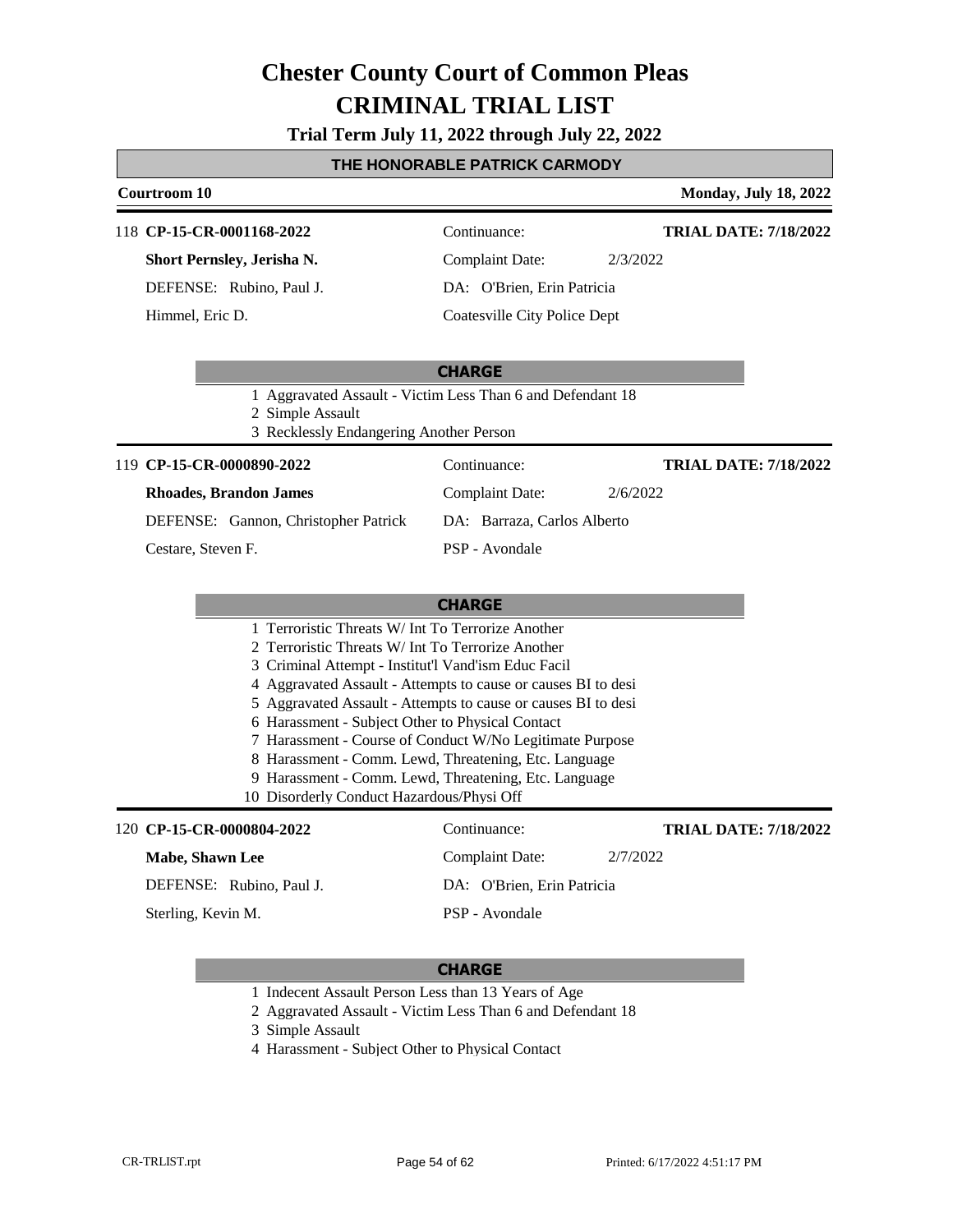# Chester County Court of Common Pleas
# CRIMINAL TRIAL LIST

**Trial Term July 11, 2022 through July 22, 2022**

## THE HONORABLE PATRICK CARMODY

**Courtroom 10** — **Monday, July 18, 2022**

---

118 **CP-15-CR-0001168-2022** — Continuance: — **TRIAL DATE: 7/18/2022**

**Short Pernsley, Jerisha N.** — Complaint Date: 2/3/2022

DEFENSE: Rubino, Paul J. — DA: O'Brien, Erin Patricia

Himmel, Eric D. — Coatesville City Police Dept

**CHARGE**

1 Aggravated Assault - Victim Less Than 6 and Defendant 18
2 Simple Assault
3 Recklessly Endangering Another Person

---

119 **CP-15-CR-0000890-2022** — Continuance: — **TRIAL DATE: 7/18/2022**

**Rhoades, Brandon James** — Complaint Date: 2/6/2022

DEFENSE: Gannon, Christopher Patrick — DA: Barraza, Carlos Alberto

Cestare, Steven F. — PSP - Avondale

**CHARGE**

1 Terroristic Threats W/ Int To Terrorize Another
2 Terroristic Threats W/ Int To Terrorize Another
3 Criminal Attempt - Institut'l Vand'ism Educ Facil
4 Aggravated Assault - Attempts to cause or causes BI to desi
5 Aggravated Assault - Attempts to cause or causes BI to desi
6 Harassment - Subject Other to Physical Contact
7 Harassment - Course of Conduct W/No Legitimate Purpose
8 Harassment - Comm. Lewd, Threatening, Etc. Language
9 Harassment - Comm. Lewd, Threatening, Etc. Language
10 Disorderly Conduct Hazardous/Physi Off

---

120 **CP-15-CR-0000804-2022** — Continuance: — **TRIAL DATE: 7/18/2022**

**Mabe, Shawn Lee** — Complaint Date: 2/7/2022

DEFENSE: Rubino, Paul J. — DA: O'Brien, Erin Patricia

Sterling, Kevin M. — PSP - Avondale

**CHARGE**

1 Indecent Assault Person Less than 13 Years of Age
2 Aggravated Assault - Victim Less Than 6 and Defendant 18
3 Simple Assault
4 Harassment - Subject Other to Physical Contact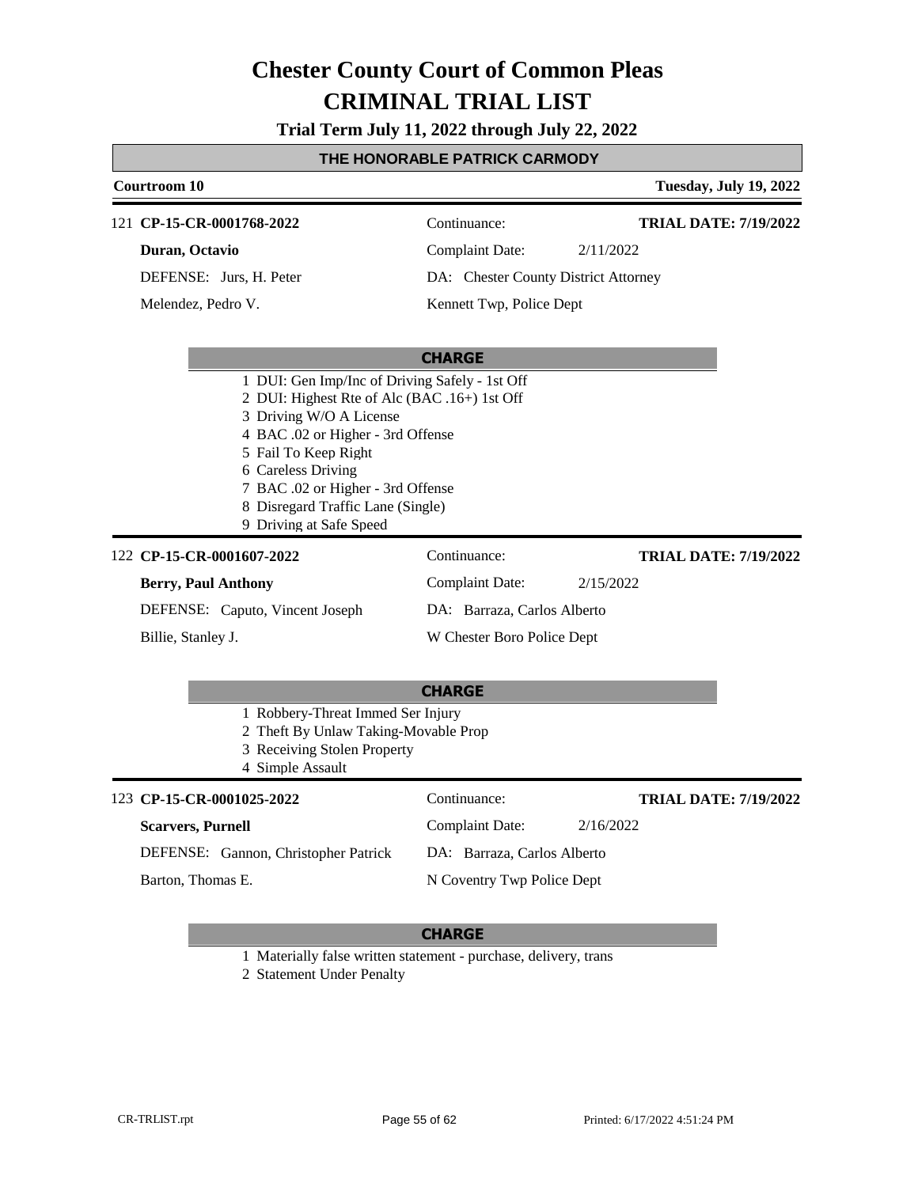# Chester County Court of Common Pleas
# CRIMINAL TRIAL LIST

**Trial Term July 11, 2022 through July 22, 2022**

## THE HONORABLE PATRICK CARMODY

**Courtroom 10** — **Tuesday, July 19, 2022**

---

121 **CP-15-CR-0001768-2022** | Continuance: | **TRIAL DATE: 7/19/2022**

**Duran, Octavio** | Complaint Date: 2/11/2022

DEFENSE: Jurs, H. Peter | DA: Chester County District Attorney

Melendez, Pedro V. | Kennett Twp, Police Dept

**CHARGE**

1 DUI: Gen Imp/Inc of Driving Safely - 1st Off
2 DUI: Highest Rte of Alc (BAC .16+) 1st Off
3 Driving W/O A License
4 BAC .02 or Higher - 3rd Offense
5 Fail To Keep Right
6 Careless Driving
7 BAC .02 or Higher - 3rd Offense
8 Disregard Traffic Lane (Single)
9 Driving at Safe Speed

---

122 **CP-15-CR-0001607-2022** | Continuance: | **TRIAL DATE: 7/19/2022**

**Berry, Paul Anthony** | Complaint Date: 2/15/2022

DEFENSE: Caputo, Vincent Joseph | DA: Barraza, Carlos Alberto

Billie, Stanley J. | W Chester Boro Police Dept

**CHARGE**

1 Robbery-Threat Immed Ser Injury
2 Theft By Unlaw Taking-Movable Prop
3 Receiving Stolen Property
4 Simple Assault

---

123 **CP-15-CR-0001025-2022** | Continuance: | **TRIAL DATE: 7/19/2022**

**Scarvers, Purnell** | Complaint Date: 2/16/2022

DEFENSE: Gannon, Christopher Patrick | DA: Barraza, Carlos Alberto

Barton, Thomas E. | N Coventry Twp Police Dept

**CHARGE**

1 Materially false written statement - purchase, delivery, trans
2 Statement Under Penalty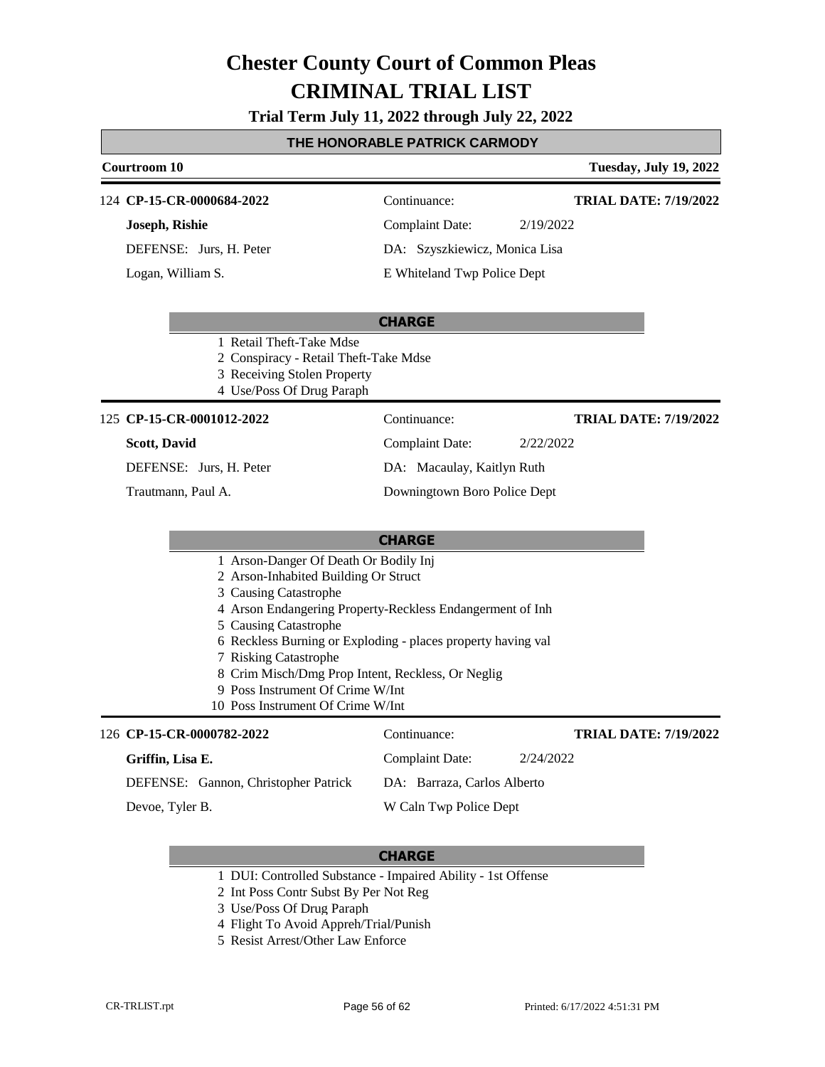# Chester County Court of Common Pleas
# CRIMINAL TRIAL LIST

**Trial Term July 11, 2022 through July 22, 2022**

**THE HONORABLE PATRICK CARMODY**

**Courtroom 10** — **Tuesday, July 19, 2022**

---

124 **CP-15-CR-0000684-2022** | Continuance: | **TRIAL DATE: 7/19/2022**

**Joseph, Rishie** | Complaint Date: 2/19/2022

DEFENSE: Jurs, H. Peter | DA: Szyszkiewicz, Monica Lisa

Logan, William S. | E Whiteland Twp Police Dept

**CHARGE**

1 Retail Theft-Take Mdse
2 Conspiracy - Retail Theft-Take Mdse
3 Receiving Stolen Property
4 Use/Poss Of Drug Paraph

---

125 **CP-15-CR-0001012-2022** | Continuance: | **TRIAL DATE: 7/19/2022**

**Scott, David** | Complaint Date: 2/22/2022

DEFENSE: Jurs, H. Peter | DA: Macaulay, Kaitlyn Ruth

Trautmann, Paul A. | Downingtown Boro Police Dept

**CHARGE**

1 Arson-Danger Of Death Or Bodily Inj
2 Arson-Inhabited Building Or Struct
3 Causing Catastrophe
4 Arson Endangering Property-Reckless Endangerment of Inh
5 Causing Catastrophe
6 Reckless Burning or Exploding - places property having val
7 Risking Catastrophe
8 Crim Misch/Dmg Prop Intent, Reckless, Or Neglig
9 Poss Instrument Of Crime W/Int
10 Poss Instrument Of Crime W/Int

---

126 **CP-15-CR-0000782-2022** | Continuance: | **TRIAL DATE: 7/19/2022**

**Griffin, Lisa E.** | Complaint Date: 2/24/2022

DEFENSE: Gannon, Christopher Patrick | DA: Barraza, Carlos Alberto

Devoe, Tyler B. | W Caln Twp Police Dept

**CHARGE**

1 DUI: Controlled Substance - Impaired Ability - 1st Offense
2 Int Poss Contr Subst By Per Not Reg
3 Use/Poss Of Drug Paraph
4 Flight To Avoid Appreh/Trial/Punish
5 Resist Arrest/Other Law Enforce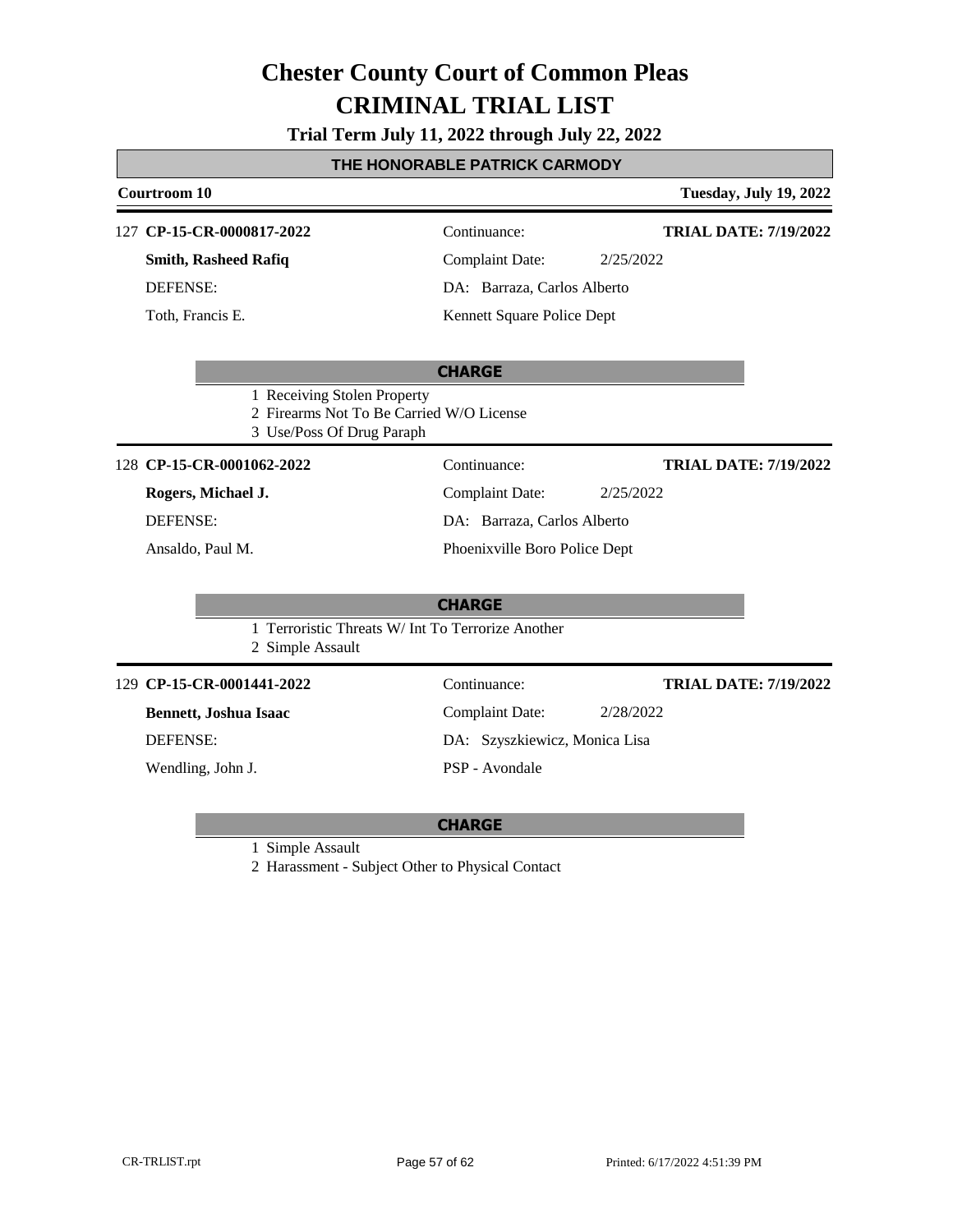# Chester County Court of Common Pleas
# CRIMINAL TRIAL LIST

**Trial Term July 11, 2022 through July 22, 2022**

## THE HONORABLE PATRICK CARMODY

**Courtroom 10** | **Tuesday, July 19, 2022**

---

127 **CP-15-CR-0000817-2022**
Continuance:
**TRIAL DATE: 7/19/2022**

**Smith, Rasheed Rafiq**
Complaint Date: 2/25/2022

DEFENSE:
DA: Barraza, Carlos Alberto

Toth, Francis E.
Kennett Square Police Dept

**CHARGE**

1 Receiving Stolen Property
2 Firearms Not To Be Carried W/O License
3 Use/Poss Of Drug Paraph

---

128 **CP-15-CR-0001062-2022**
Continuance:
**TRIAL DATE: 7/19/2022**

**Rogers, Michael J.**
Complaint Date: 2/25/2022

DEFENSE:
DA: Barraza, Carlos Alberto

Ansaldo, Paul M.
Phoenixville Boro Police Dept

**CHARGE**

1 Terroristic Threats W/ Int To Terrorize Another
2 Simple Assault

---

129 **CP-15-CR-0001441-2022**
Continuance:
**TRIAL DATE: 7/19/2022**

**Bennett, Joshua Isaac**
Complaint Date: 2/28/2022

DEFENSE:
DA: Szyszkiewicz, Monica Lisa

Wendling, John J.
PSP - Avondale

**CHARGE**

1 Simple Assault
2 Harassment - Subject Other to Physical Contact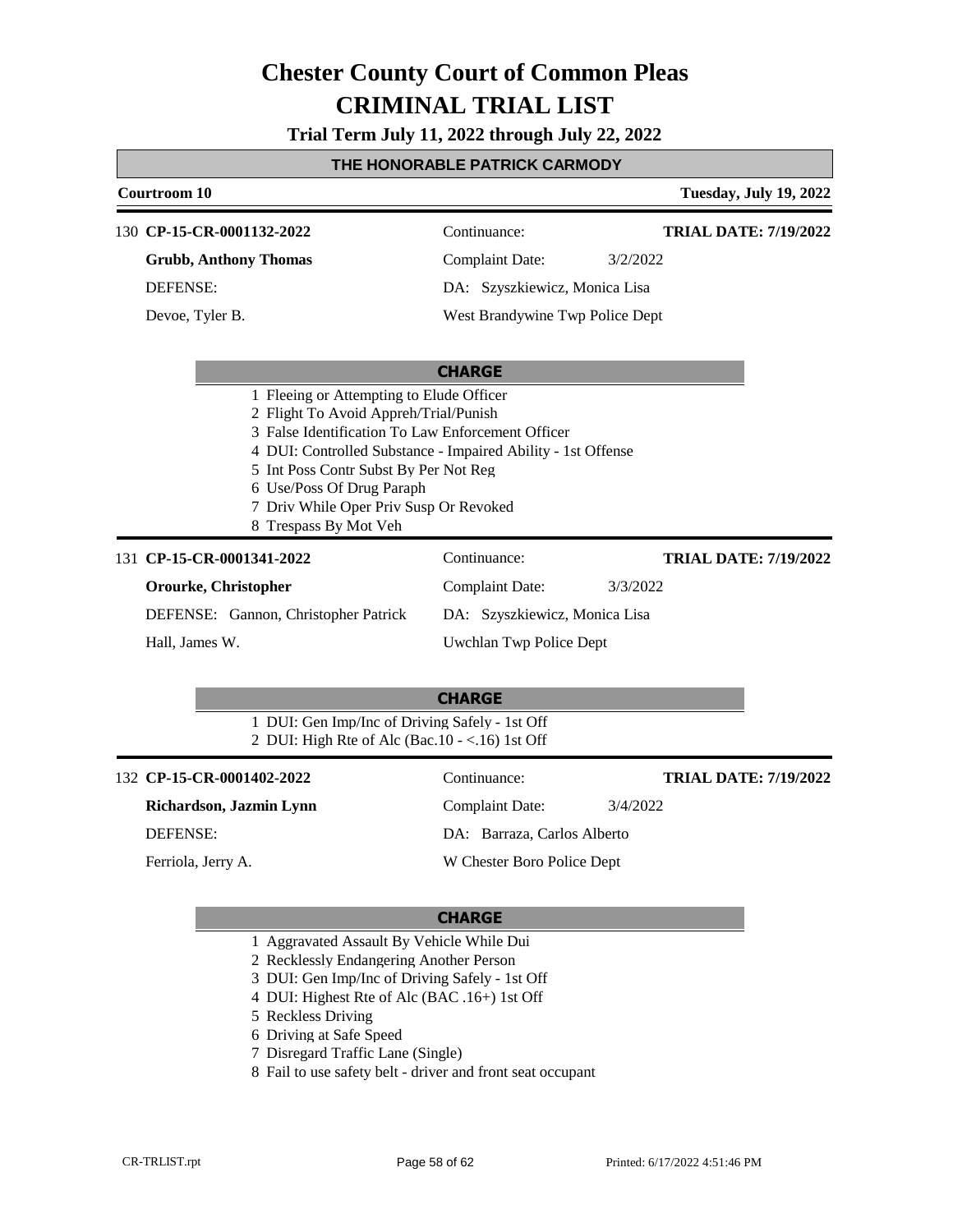# Chester County Court of Common Pleas
# CRIMINAL TRIAL LIST

**Trial Term July 11, 2022 through July 22, 2022**

## THE HONORABLE PATRICK CARMODY

**Courtroom 10** — **Tuesday, July 19, 2022**

---

130 **CP-15-CR-0001132-2022** | Continuance: | **TRIAL DATE: 7/19/2022**

**Grubb, Anthony Thomas** | Complaint Date: 3/2/2022

DEFENSE: | DA: Szyszkiewicz, Monica Lisa

Devoe, Tyler B. | West Brandywine Twp Police Dept

**CHARGE**

1 Fleeing or Attempting to Elude Officer
2 Flight To Avoid Appreh/Trial/Punish
3 False Identification To Law Enforcement Officer
4 DUI: Controlled Substance - Impaired Ability - 1st Offense
5 Int Poss Contr Subst By Per Not Reg
6 Use/Poss Of Drug Paraph
7 Driv While Oper Priv Susp Or Revoked
8 Trespass By Mot Veh

---

131 **CP-15-CR-0001341-2022** | Continuance: | **TRIAL DATE: 7/19/2022**

**Orourke, Christopher** | Complaint Date: 3/3/2022

DEFENSE: Gannon, Christopher Patrick | DA: Szyszkiewicz, Monica Lisa

Hall, James W. | Uwchlan Twp Police Dept

**CHARGE**

1 DUI: Gen Imp/Inc of Driving Safely - 1st Off
2 DUI: High Rte of Alc (Bac.10 - <.16) 1st Off

---

132 **CP-15-CR-0001402-2022** | Continuance: | **TRIAL DATE: 7/19/2022**

**Richardson, Jazmin Lynn** | Complaint Date: 3/4/2022

DEFENSE: | DA: Barraza, Carlos Alberto

Ferriola, Jerry A. | W Chester Boro Police Dept

**CHARGE**

1 Aggravated Assault By Vehicle While Dui
2 Recklessly Endangering Another Person
3 DUI: Gen Imp/Inc of Driving Safely - 1st Off
4 DUI: Highest Rte of Alc (BAC .16+) 1st Off
5 Reckless Driving
6 Driving at Safe Speed
7 Disregard Traffic Lane (Single)
8 Fail to use safety belt - driver and front seat occupant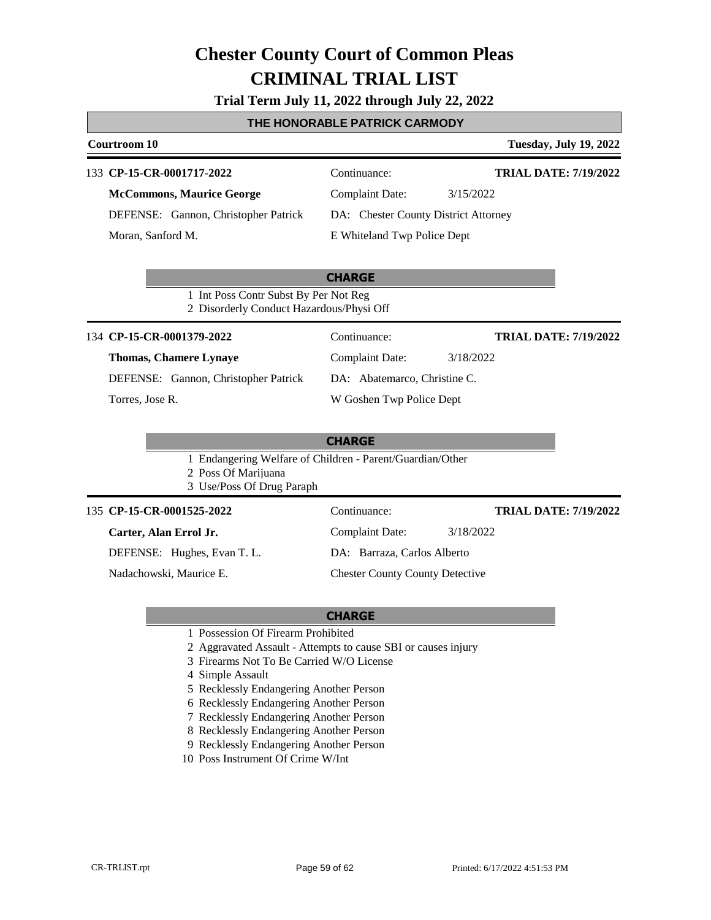# Chester County Court of Common Pleas

# CRIMINAL TRIAL LIST

**Trial Term July 11, 2022 through July 22, 2022**

## THE HONORABLE PATRICK CARMODY

**Courtroom 10** — **Tuesday, July 19, 2022**

---

133 **CP-15-CR-0001717-2022**

| | | |
|---|---|---|
| **McCommons, Maurice George** | Continuance: | **TRIAL DATE: 7/19/2022** |
| DEFENSE: Gannon, Christopher Patrick | Complaint Date: 3/15/2022 | |
| Moran, Sanford M. | DA: Chester County District Attorney | |
| | E Whiteland Twp Police Dept | |

**CHARGE**

1 Int Poss Contr Subst By Per Not Reg
2 Disorderly Conduct Hazardous/Physi Off

---

134 **CP-15-CR-0001379-2022**

| | | |
|---|---|---|
| **Thomas, Chamere Lynaye** | Continuance: | **TRIAL DATE: 7/19/2022** |
| DEFENSE: Gannon, Christopher Patrick | Complaint Date: 3/18/2022 | |
| Torres, Jose R. | DA: Abatemarco, Christine C. | |
| | W Goshen Twp Police Dept | |

**CHARGE**

1 Endangering Welfare of Children - Parent/Guardian/Other
2 Poss Of Marijuana
3 Use/Poss Of Drug Paraph

---

135 **CP-15-CR-0001525-2022**

| | | |
|---|---|---|
| **Carter, Alan Errol Jr.** | Continuance: | **TRIAL DATE: 7/19/2022** |
| DEFENSE: Hughes, Evan T. L. | Complaint Date: 3/18/2022 | |
| Nadachowski, Maurice E. | DA: Barraza, Carlos Alberto | |
| | Chester County County Detective | |

**CHARGE**

1 Possession Of Firearm Prohibited
2 Aggravated Assault - Attempts to cause SBI or causes injury
3 Firearms Not To Be Carried W/O License
4 Simple Assault
5 Recklessly Endangering Another Person
6 Recklessly Endangering Another Person
7 Recklessly Endangering Another Person
8 Recklessly Endangering Another Person
9 Recklessly Endangering Another Person
10 Poss Instrument Of Crime W/Int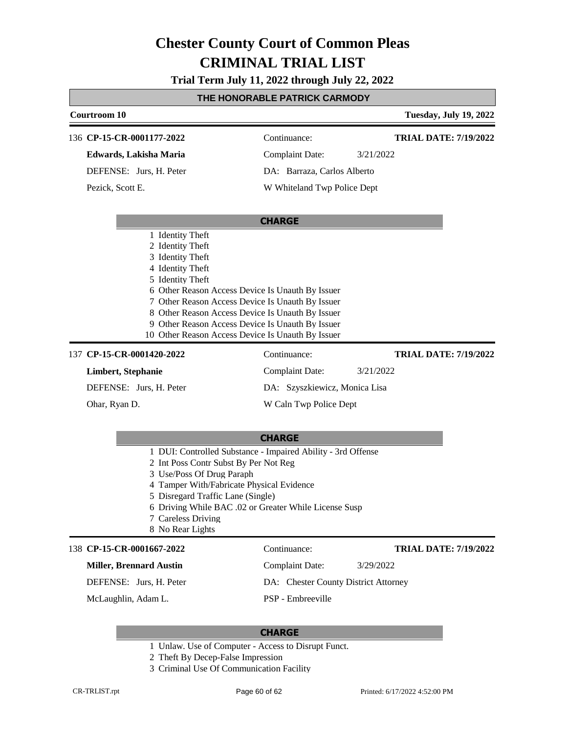# Chester County Court of Common Pleas
# CRIMINAL TRIAL LIST

**Trial Term July 11, 2022 through July 22, 2022**

**THE HONORABLE PATRICK CARMODY**

**Courtroom 10** — **Tuesday, July 19, 2022**

---

136 **CP-15-CR-0001177-2022** — Continuance: — **TRIAL DATE: 7/19/2022**

**Edwards, Lakisha Maria** — Complaint Date: 3/21/2022

DEFENSE: Jurs, H. Peter — DA: Barraza, Carlos Alberto

Pezick, Scott E. — W Whiteland Twp Police Dept

**CHARGE**

1 Identity Theft
2 Identity Theft
3 Identity Theft
4 Identity Theft
5 Identity Theft
6 Other Reason Access Device Is Unauth By Issuer
7 Other Reason Access Device Is Unauth By Issuer
8 Other Reason Access Device Is Unauth By Issuer
9 Other Reason Access Device Is Unauth By Issuer
10 Other Reason Access Device Is Unauth By Issuer

---

137 **CP-15-CR-0001420-2022** — Continuance: — **TRIAL DATE: 7/19/2022**

**Limbert, Stephanie** — Complaint Date: 3/21/2022

DEFENSE: Jurs, H. Peter — DA: Szyszkiewicz, Monica Lisa

Ohar, Ryan D. — W Caln Twp Police Dept

**CHARGE**

1 DUI: Controlled Substance - Impaired Ability - 3rd Offense
2 Int Poss Contr Subst By Per Not Reg
3 Use/Poss Of Drug Paraph
4 Tamper With/Fabricate Physical Evidence
5 Disregard Traffic Lane (Single)
6 Driving While BAC .02 or Greater While License Susp
7 Careless Driving
8 No Rear Lights

---

138 **CP-15-CR-0001667-2022** — Continuance: — **TRIAL DATE: 7/19/2022**

**Miller, Brennard Austin** — Complaint Date: 3/29/2022

DEFENSE: Jurs, H. Peter — DA: Chester County District Attorney

McLaughlin, Adam L. — PSP - Embreeville

**CHARGE**

1 Unlaw. Use of Computer - Access to Disrupt Funct.
2 Theft By Decep-False Impression
3 Criminal Use Of Communication Facility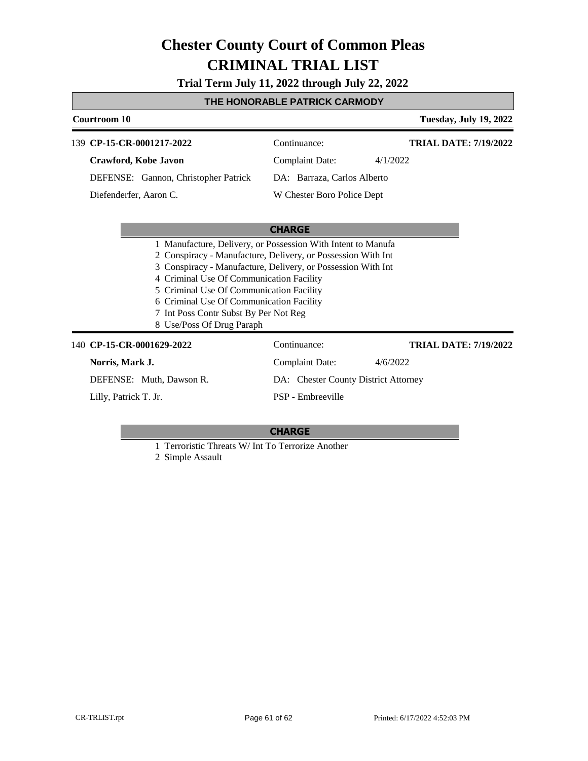# Chester County Court of Common Pleas
# CRIMINAL TRIAL LIST

**Trial Term July 11, 2022 through July 22, 2022**

## THE HONORABLE PATRICK CARMODY

**Courtroom 10** — **Tuesday, July 19, 2022**

---

139 **CP-15-CR-0001217-2022** — Continuance: — **TRIAL DATE: 7/19/2022**

**Crawford, Kobe Javon** — Complaint Date: 4/1/2022

DEFENSE: Gannon, Christopher Patrick — DA: Barraza, Carlos Alberto

Diefenderfer, Aaron C. — W Chester Boro Police Dept

**CHARGE**

1 Manufacture, Delivery, or Possession With Intent to Manufa
2 Conspiracy - Manufacture, Delivery, or Possession With Int
3 Conspiracy - Manufacture, Delivery, or Possession With Int
4 Criminal Use Of Communication Facility
5 Criminal Use Of Communication Facility
6 Criminal Use Of Communication Facility
7 Int Poss Contr Subst By Per Not Reg
8 Use/Poss Of Drug Paraph

---

140 **CP-15-CR-0001629-2022** — Continuance: — **TRIAL DATE: 7/19/2022**

**Norris, Mark J.** — Complaint Date: 4/6/2022

DEFENSE: Muth, Dawson R. — DA: Chester County District Attorney

Lilly, Patrick T. Jr. — PSP - Embreeville

**CHARGE**

1 Terroristic Threats W/ Int To Terrorize Another
2 Simple Assault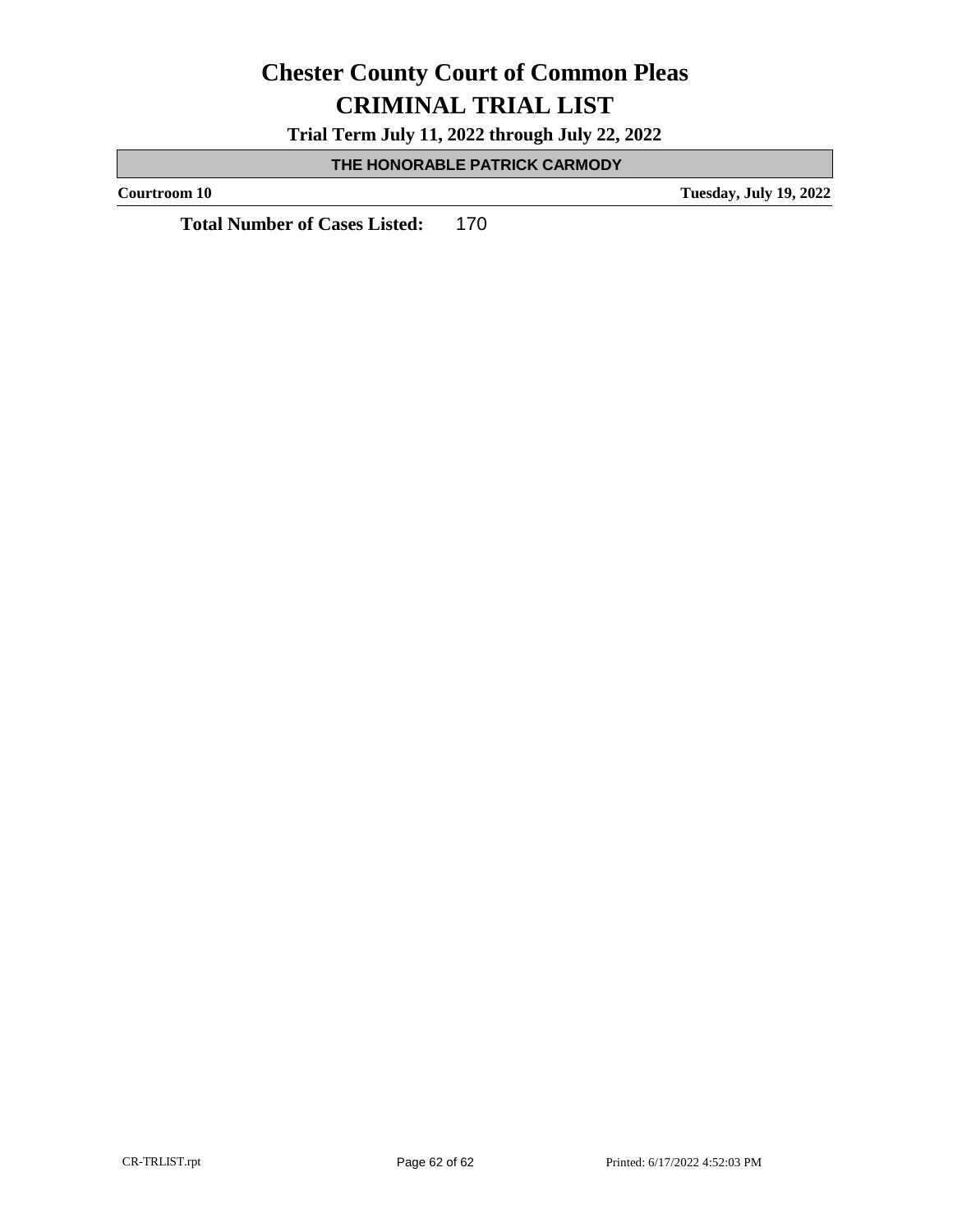# Chester County Court of Common Pleas

# CRIMINAL TRIAL LIST

**Trial Term July 11, 2022 through July 22, 2022**

**THE HONORABLE PATRICK CARMODY**

**Courtroom 10** **Tuesday, July 19, 2022**

**Total Number of Cases Listed:** 170

CR-TRLIST.rpt Printed: 6/17/2022 4:52:03 PM